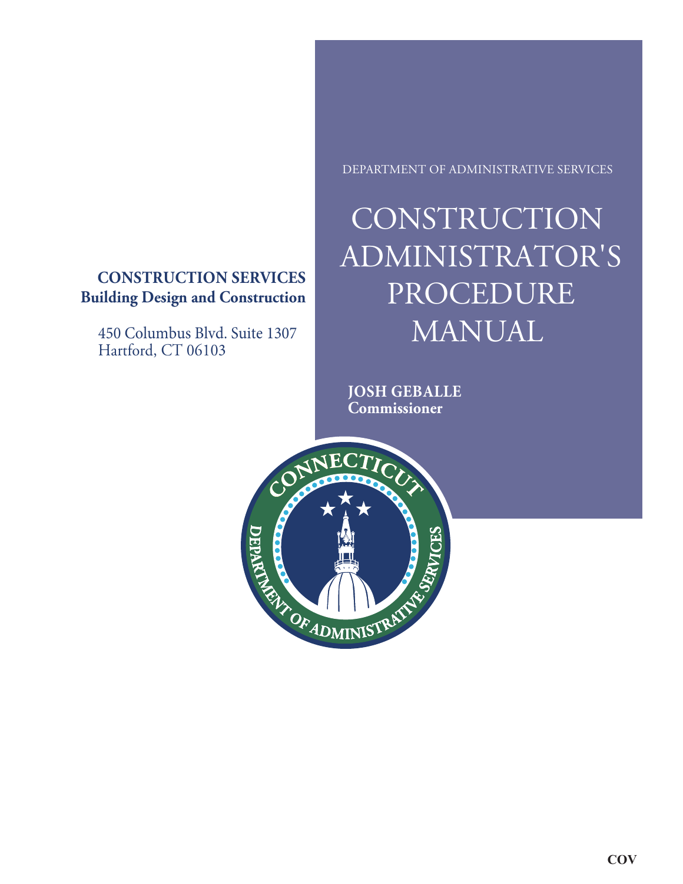DEPARTMENT OF ADMINISTRATIVE SERVICES

# CONSTRUCTION ADMINISTRATOR'S PROCEDURE MANUAL

**JOSH GEBALLE**
**Commissioner**

**CONSTRUCTION SERVICES**
**Building Design and Construction**

450 Columbus Blvd. Suite 1307
Hartford, CT 06103

COV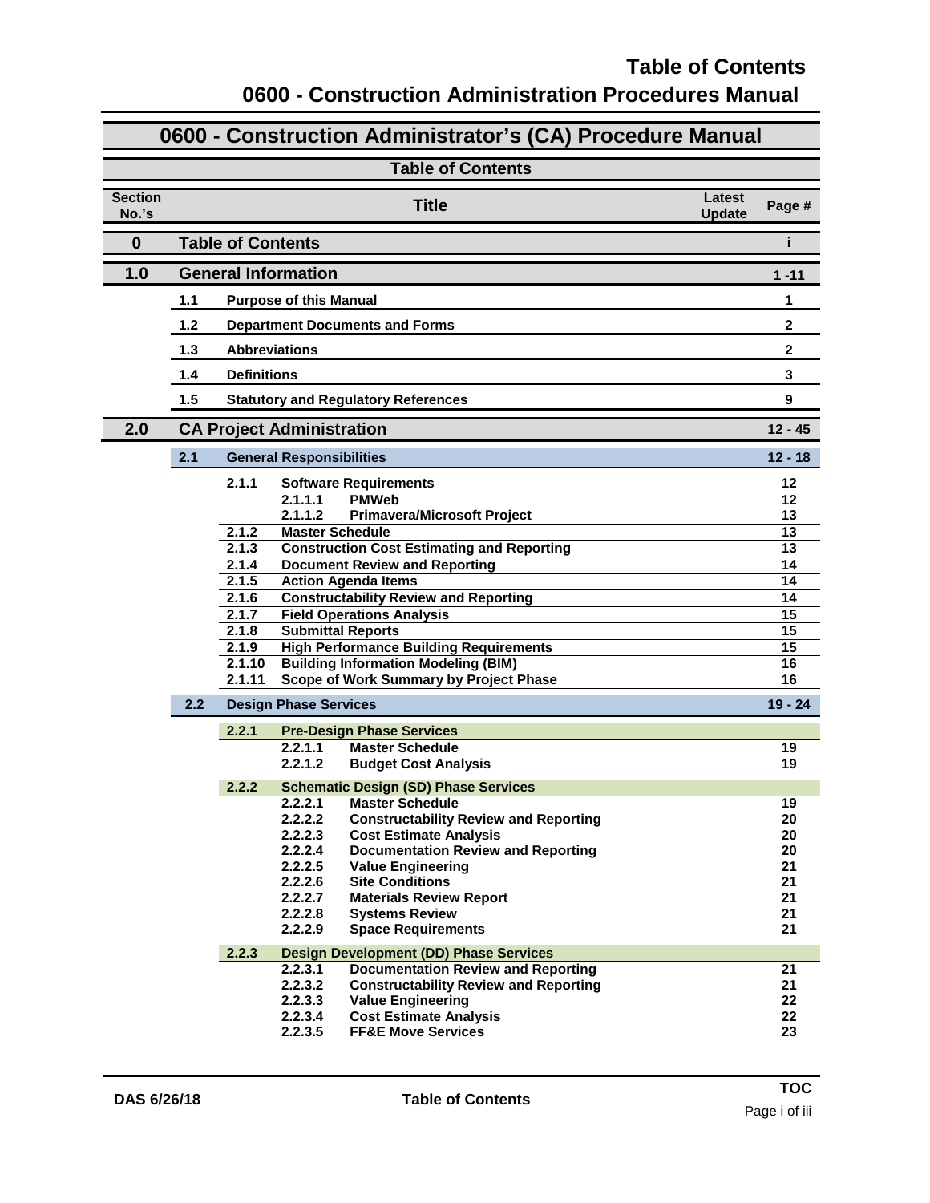# 0600 - Construction Administrator's (CA) Procedure Manual

## Table of Contents

| Section No.'s | | | | Title | Latest Update | Page # |
|---|---|---|---|---|---|---|
| **0** | | | | **Table of Contents** | | **i** |
| **1.0** | | | | **General Information** | | **1 -11** |
| | **1.1** | | | **Purpose of this Manual** | | **1** |
| | **1.2** | | | **Department Documents and Forms** | | **2** |
| | **1.3** | | | **Abbreviations** | | **2** |
| | **1.4** | | | **Definitions** | | **3** |
| | **1.5** | | | **Statutory and Regulatory References** | | **9** |
| **2.0** | | | | **CA Project Administration** | | **12 - 45** |
| | **2.1** | | | **General Responsibilities** | | **12 - 18** |
| | | **2.1.1** | | **Software Requirements** | | **12** |
| | | | **2.1.1.1** | **PMWeb** | | **12** |
| | | | **2.1.1.2** | **Primavera/Microsoft Project** | | **13** |
| | | **2.1.2** | | **Master Schedule** | | **13** |
| | | **2.1.3** | | **Construction Cost Estimating and Reporting** | | **13** |
| | | **2.1.4** | | **Document Review and Reporting** | | **14** |
| | | **2.1.5** | | **Action Agenda Items** | | **14** |
| | | **2.1.6** | | **Constructability Review and Reporting** | | **14** |
| | | **2.1.7** | | **Field Operations Analysis** | | **15** |
| | | **2.1.8** | | **Submittal Reports** | | **15** |
| | | **2.1.9** | | **High Performance Building Requirements** | | **15** |
| | | **2.1.10** | | **Building Information Modeling (BIM)** | | **16** |
| | | **2.1.11** | | **Scope of Work Summary by Project Phase** | | **16** |
| | **2.2** | | | **Design Phase Services** | | **19 - 24** |
| | | **2.2.1** | | **Pre-Design Phase Services** | | |
| | | | **2.2.1.1** | **Master Schedule** | | **19** |
| | | | **2.2.1.2** | **Budget Cost Analysis** | | **19** |
| | | **2.2.2** | | **Schematic Design (SD) Phase Services** | | |
| | | | **2.2.2.1** | **Master Schedule** | | **19** |
| | | | **2.2.2.2** | **Constructability Review and Reporting** | | **20** |
| | | | **2.2.2.3** | **Cost Estimate Analysis** | | **20** |
| | | | **2.2.2.4** | **Documentation Review and Reporting** | | **20** |
| | | | **2.2.2.5** | **Value Engineering** | | **21** |
| | | | **2.2.2.6** | **Site Conditions** | | **21** |
| | | | **2.2.2.7** | **Materials Review Report** | | **21** |
| | | | **2.2.2.8** | **Systems Review** | | **21** |
| | | | **2.2.2.9** | **Space Requirements** | | **21** |
| | | **2.2.3** | | **Design Development (DD) Phase Services** | | |
| | | | **2.2.3.1** | **Documentation Review and Reporting** | | **21** |
| | | | **2.2.3.2** | **Constructability Review and Reporting** | | **21** |
| | | | **2.2.3.3** | **Value Engineering** | | **22** |
| | | | **2.2.3.4** | **Cost Estimate Analysis** | | **22** |
| | | | **2.2.3.5** | **FF&E Move Services** | | **23** |

DAS 6/26/18 — Table of Contents — TOC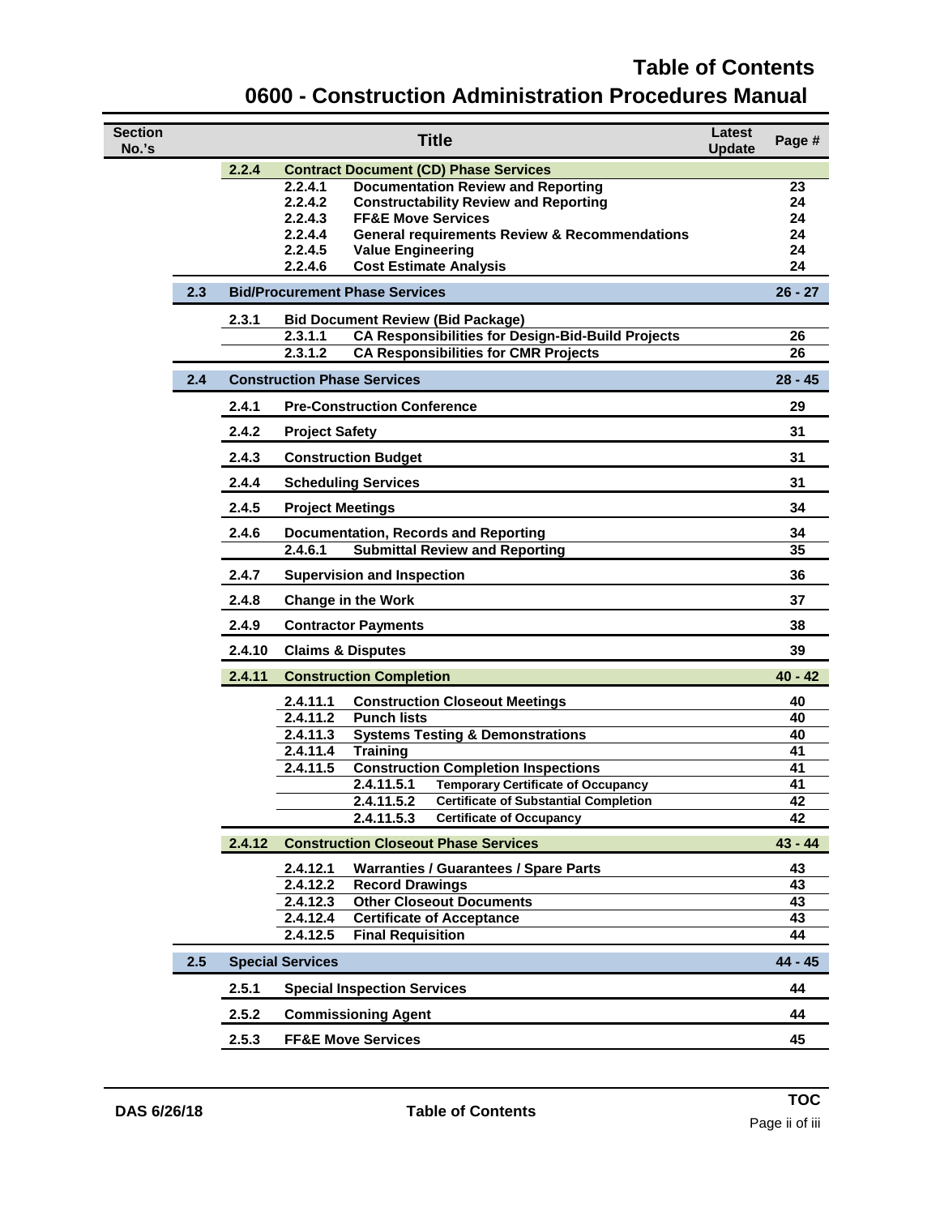# Table of Contents

## 0600 - Construction Administration Procedures Manual

| Section No.'s | Title | Latest Update | Page # |
|---|---|---|---|
| | **2.2.4 Contract Document (CD) Phase Services** | | |
| | 2.2.4.1 Documentation Review and Reporting | | 23 |
| | 2.2.4.2 Constructability Review and Reporting | | 24 |
| | 2.2.4.3 FF&E Move Services | | 24 |
| | 2.2.4.4 General requirements Review & Recommendations | | 24 |
| | 2.2.4.5 Value Engineering | | 24 |
| | 2.2.4.6 Cost Estimate Analysis | | 24 |
| **2.3** | **Bid/Procurement Phase Services** | | **26 - 27** |
| | **2.3.1 Bid Document Review (Bid Package)** | | |
| | 2.3.1.1 CA Responsibilities for Design-Bid-Build Projects | | 26 |
| | 2.3.1.2 CA Responsibilities for CMR Projects | | 26 |
| **2.4** | **Construction Phase Services** | | **28 - 45** |
| | **2.4.1 Pre-Construction Conference** | | 29 |
| | **2.4.2 Project Safety** | | 31 |
| | **2.4.3 Construction Budget** | | 31 |
| | **2.4.4 Scheduling Services** | | 31 |
| | **2.4.5 Project Meetings** | | 34 |
| | **2.4.6 Documentation, Records and Reporting** | | 34 |
| | 2.4.6.1 Submittal Review and Reporting | | 35 |
| | **2.4.7 Supervision and Inspection** | | 36 |
| | **2.4.8 Change in the Work** | | 37 |
| | **2.4.9 Contractor Payments** | | 38 |
| | **2.4.10 Claims & Disputes** | | 39 |
| | **2.4.11 Construction Completion** | | **40 - 42** |
| | 2.4.11.1 Construction Closeout Meetings | | 40 |
| | 2.4.11.2 Punch lists | | 40 |
| | 2.4.11.3 Systems Testing & Demonstrations | | 40 |
| | 2.4.11.4 Training | | 41 |
| | 2.4.11.5 Construction Completion Inspections | | 41 |
| | 2.4.11.5.1 Temporary Certificate of Occupancy | | 41 |
| | 2.4.11.5.2 Certificate of Substantial Completion | | 42 |
| | 2.4.11.5.3 Certificate of Occupancy | | 42 |
| | **2.4.12 Construction Closeout Phase Services** | | **43 - 44** |
| | 2.4.12.1 Warranties / Guarantees / Spare Parts | | 43 |
| | 2.4.12.2 Record Drawings | | 43 |
| | 2.4.12.3 Other Closeout Documents | | 43 |
| | 2.4.12.4 Certificate of Acceptance | | 43 |
| | 2.4.12.5 Final Requisition | | 44 |
| **2.5** | **Special Services** | | **44 - 45** |
| | **2.5.1 Special Inspection Services** | | 44 |
| | **2.5.2 Commissioning Agent** | | 44 |
| | **2.5.3 FF&E Move Services** | | 45 |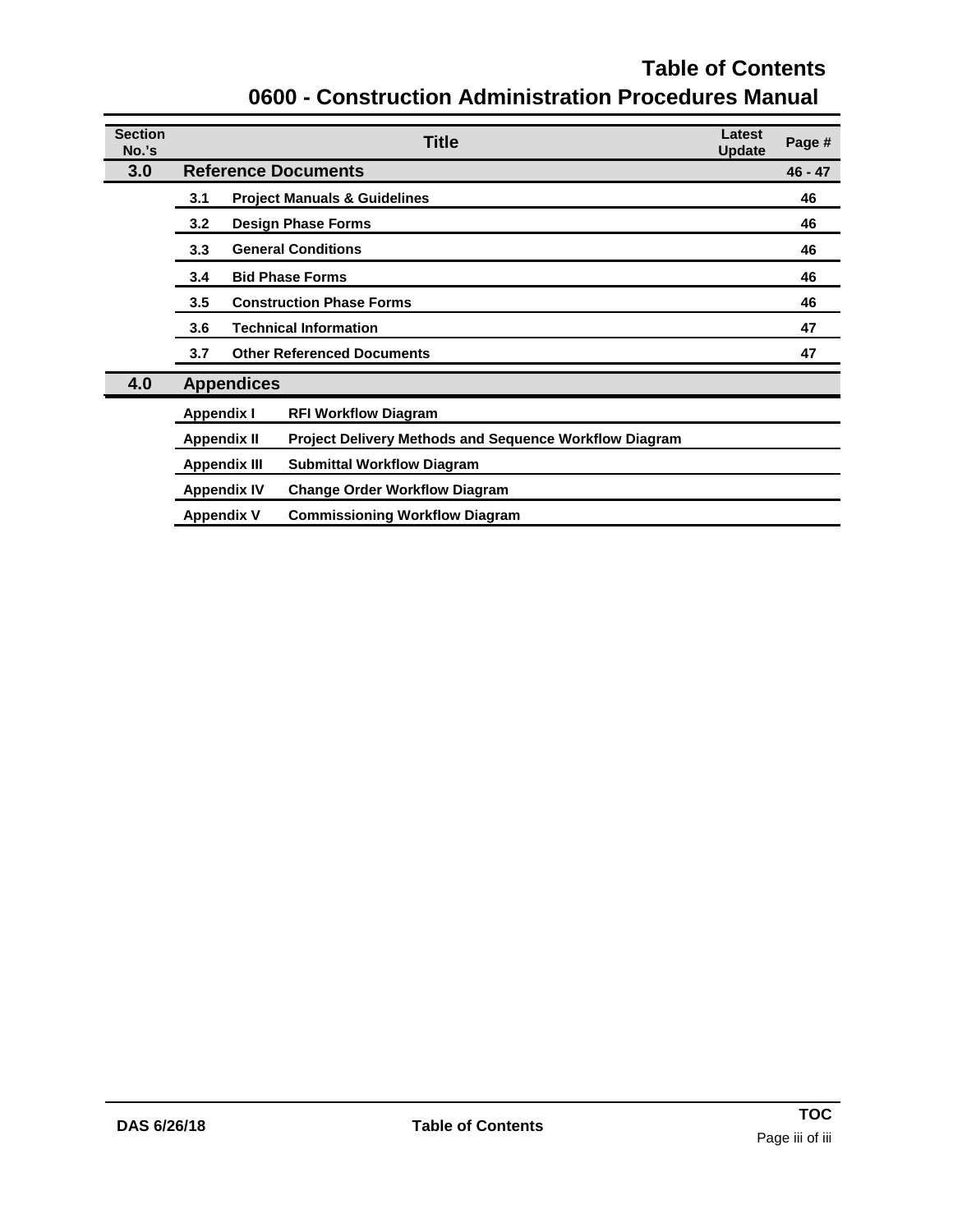# Table of Contents

## 0600 - Construction Administration Procedures Manual

| Section No.'s | | Title | Latest Update | Page # |
|---|---|---|---|---|
| **3.0** | **Reference Documents** | | | **46 - 47** |
| | **3.1** | **Project Manuals & Guidelines** | | **46** |
| | **3.2** | **Design Phase Forms** | | **46** |
| | **3.3** | **General Conditions** | | **46** |
| | **3.4** | **Bid Phase Forms** | | **46** |
| | **3.5** | **Construction Phase Forms** | | **46** |
| | **3.6** | **Technical Information** | | **47** |
| | **3.7** | **Other Referenced Documents** | | **47** |
| **4.0** | **Appendices** | | | |
| | **Appendix I** | **RFI Workflow Diagram** | | |
| | **Appendix II** | **Project Delivery Methods and Sequence Workflow Diagram** | | |
| | **Appendix III** | **Submittal Workflow Diagram** | | |
| | **Appendix IV** | **Change Order Workflow Diagram** | | |
| | **Appendix V** | **Commissioning Workflow Diagram** | | |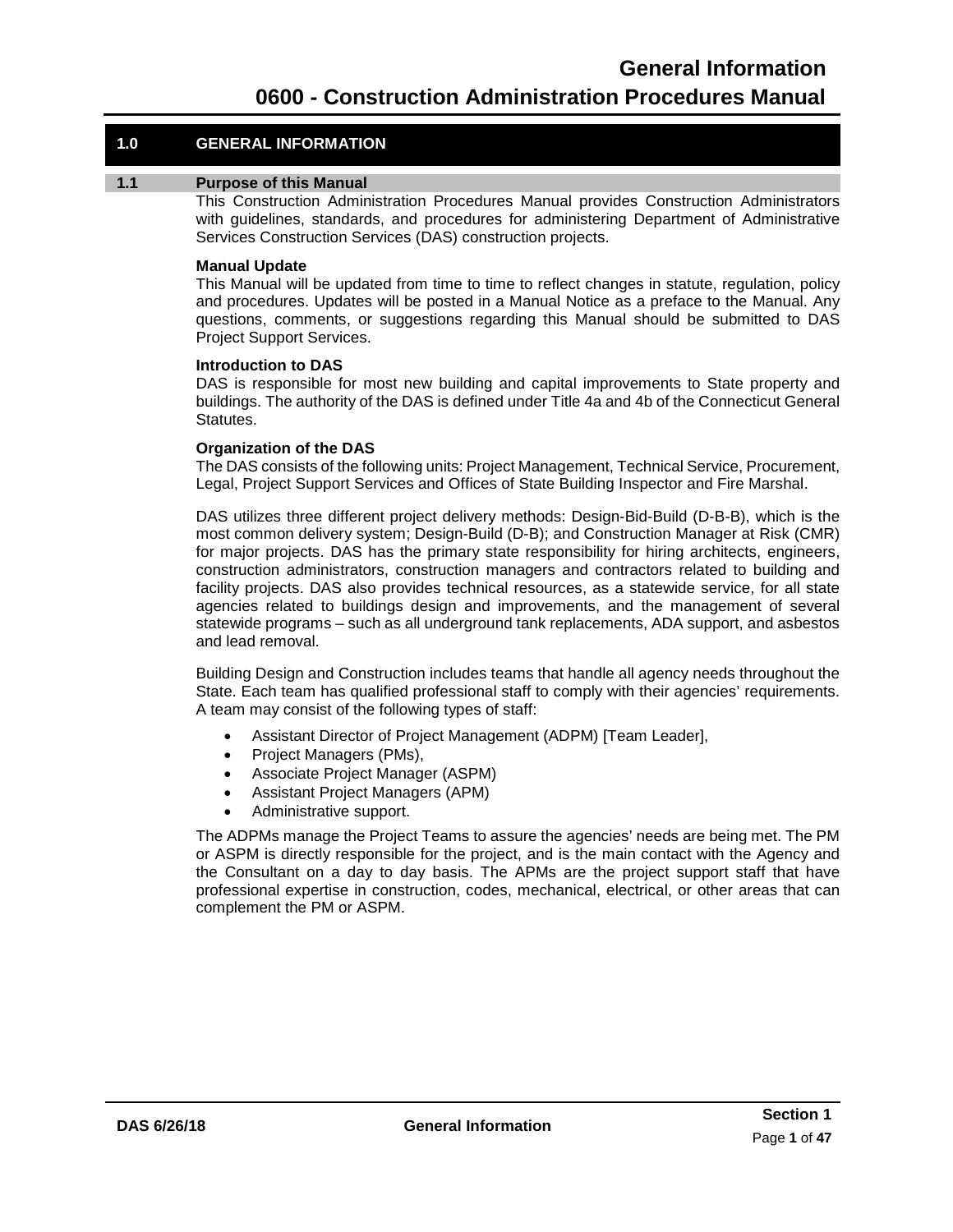# 1.0 GENERAL INFORMATION

## 1.1 Purpose of this Manual

This Construction Administration Procedures Manual provides Construction Administrators with guidelines, standards, and procedures for administering Department of Administrative Services Construction Services (DAS) construction projects.

**Manual Update**

This Manual will be updated from time to time to reflect changes in statute, regulation, policy and procedures. Updates will be posted in a Manual Notice as a preface to the Manual. Any questions, comments, or suggestions regarding this Manual should be submitted to DAS Project Support Services.

**Introduction to DAS**

DAS is responsible for most new building and capital improvements to State property and buildings. The authority of the DAS is defined under Title 4a and 4b of the Connecticut General Statutes.

**Organization of the DAS**

The DAS consists of the following units: Project Management, Technical Service, Procurement, Legal, Project Support Services and Offices of State Building Inspector and Fire Marshal.

DAS utilizes three different project delivery methods: Design-Bid-Build (D-B-B), which is the most common delivery system; Design-Build (D-B); and Construction Manager at Risk (CMR) for major projects. DAS has the primary state responsibility for hiring architects, engineers, construction administrators, construction managers and contractors related to building and facility projects. DAS also provides technical resources, as a statewide service, for all state agencies related to buildings design and improvements, and the management of several statewide programs – such as all underground tank replacements, ADA support, and asbestos and lead removal.

Building Design and Construction includes teams that handle all agency needs throughout the State. Each team has qualified professional staff to comply with their agencies' requirements. A team may consist of the following types of staff:

- Assistant Director of Project Management (ADPM) [Team Leader],
- Project Managers (PMs),
- Associate Project Manager (ASPM)
- Assistant Project Managers (APM)
- Administrative support.

The ADPMs manage the Project Teams to assure the agencies' needs are being met. The PM or ASPM is directly responsible for the project, and is the main contact with the Agency and the Consultant on a day to day basis. The APMs are the project support staff that have professional expertise in construction, codes, mechanical, electrical, or other areas that can complement the PM or ASPM.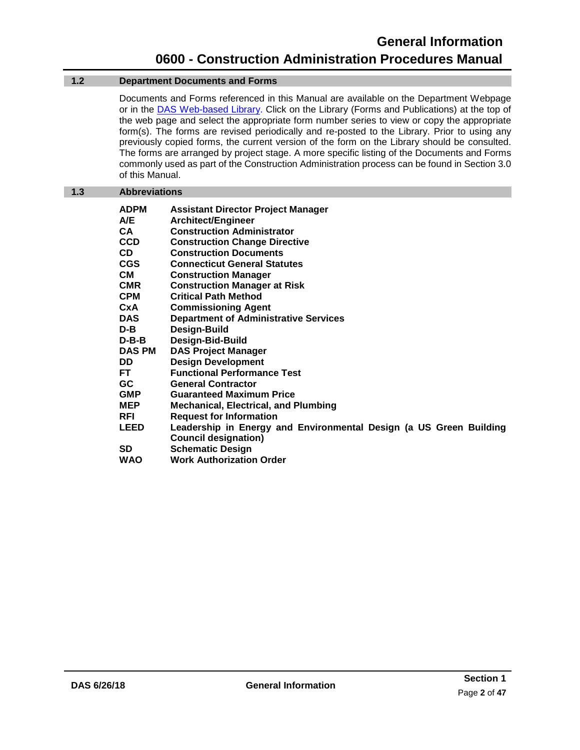## 1.2 Department Documents and Forms

Documents and Forms referenced in this Manual are available on the Department Webpage or in the DAS Web-based Library. Click on the Library (Forms and Publications) at the top of the web page and select the appropriate form number series to view or copy the appropriate form(s). The forms are revised periodically and re-posted to the Library. Prior to using any previously copied forms, the current version of the form on the Library should be consulted. The forms are arranged by project stage. A more specific listing of the Documents and Forms commonly used as part of the Construction Administration process can be found in Section 3.0 of this Manual.

## 1.3 Abbreviations

| | |
|---|---|
| **ADPM** | **Assistant Director Project Manager** |
| **A/E** | **Architect/Engineer** |
| **CA** | **Construction Administrator** |
| **CCD** | **Construction Change Directive** |
| **CD** | **Construction Documents** |
| **CGS** | **Connecticut General Statutes** |
| **CM** | **Construction Manager** |
| **CMR** | **Construction Manager at Risk** |
| **CPM** | **Critical Path Method** |
| **CxA** | **Commissioning Agent** |
| **DAS** | **Department of Administrative Services** |
| **D-B** | **Design-Build** |
| **D-B-B** | **Design-Bid-Build** |
| **DAS PM** | **DAS Project Manager** |
| **DD** | **Design Development** |
| **FT** | **Functional Performance Test** |
| **GC** | **General Contractor** |
| **GMP** | **Guaranteed Maximum Price** |
| **MEP** | **Mechanical, Electrical, and Plumbing** |
| **RFI** | **Request for Information** |
| **LEED** | **Leadership in Energy and Environmental Design (a US Green Building Council designation)** |
| **SD** | **Schematic Design** |
| **WAO** | **Work Authorization Order** |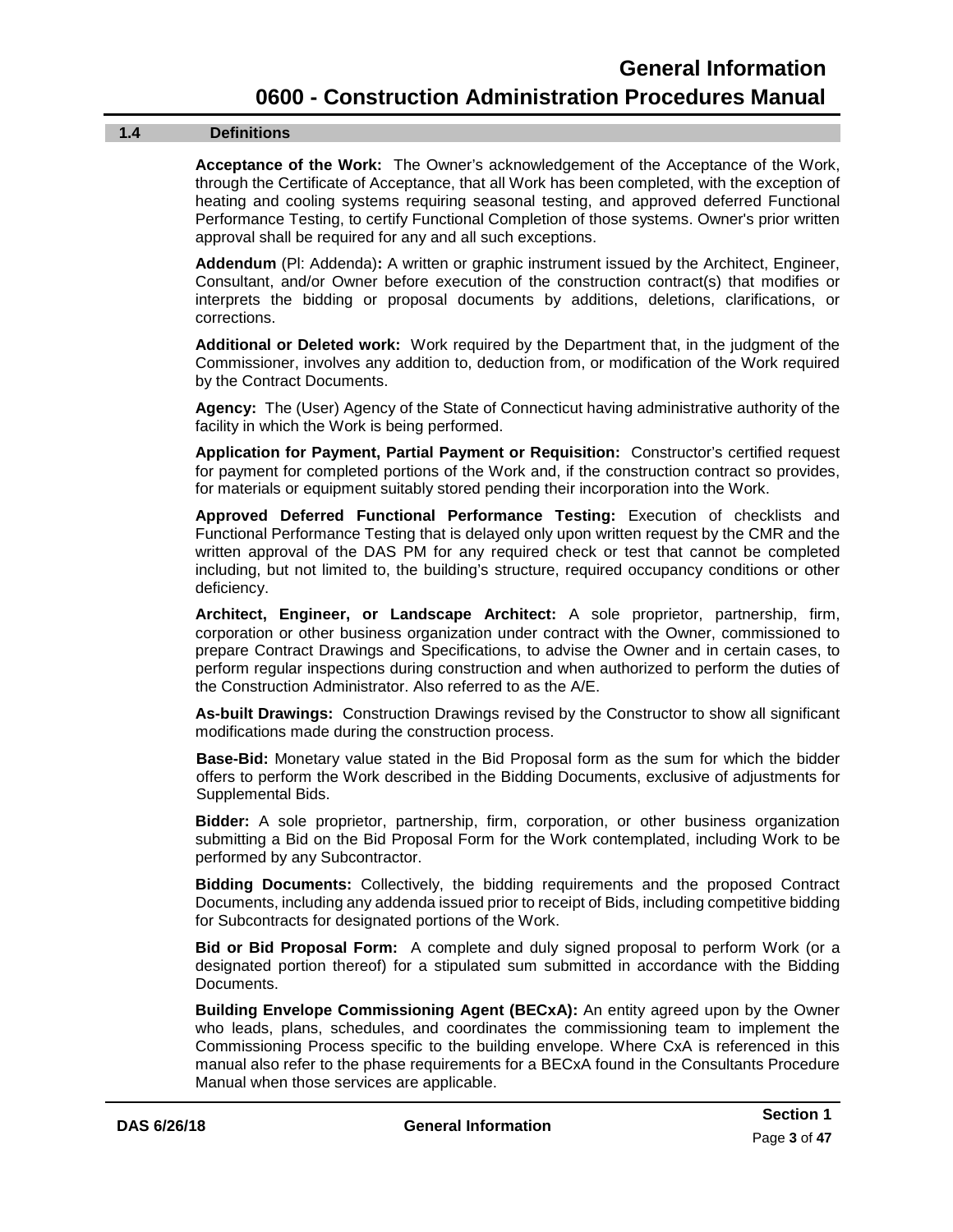## 1.4 Definitions

**Acceptance of the Work:** The Owner's acknowledgement of the Acceptance of the Work, through the Certificate of Acceptance, that all Work has been completed, with the exception of heating and cooling systems requiring seasonal testing, and approved deferred Functional Performance Testing, to certify Functional Completion of those systems. Owner's prior written approval shall be required for any and all such exceptions.

**Addendum** (Pl: Addenda)**:** A written or graphic instrument issued by the Architect, Engineer, Consultant, and/or Owner before execution of the construction contract(s) that modifies or interprets the bidding or proposal documents by additions, deletions, clarifications, or corrections.

**Additional or Deleted work:** Work required by the Department that, in the judgment of the Commissioner, involves any addition to, deduction from, or modification of the Work required by the Contract Documents.

**Agency:** The (User) Agency of the State of Connecticut having administrative authority of the facility in which the Work is being performed.

**Application for Payment, Partial Payment or Requisition:** Constructor's certified request for payment for completed portions of the Work and, if the construction contract so provides, for materials or equipment suitably stored pending their incorporation into the Work.

**Approved Deferred Functional Performance Testing:** Execution of checklists and Functional Performance Testing that is delayed only upon written request by the CMR and the written approval of the DAS PM for any required check or test that cannot be completed including, but not limited to, the building's structure, required occupancy conditions or other deficiency.

**Architect, Engineer, or Landscape Architect:** A sole proprietor, partnership, firm, corporation or other business organization under contract with the Owner, commissioned to prepare Contract Drawings and Specifications, to advise the Owner and in certain cases, to perform regular inspections during construction and when authorized to perform the duties of the Construction Administrator. Also referred to as the A/E.

**As-built Drawings:** Construction Drawings revised by the Constructor to show all significant modifications made during the construction process.

**Base-Bid:** Monetary value stated in the Bid Proposal form as the sum for which the bidder offers to perform the Work described in the Bidding Documents, exclusive of adjustments for Supplemental Bids.

**Bidder:** A sole proprietor, partnership, firm, corporation, or other business organization submitting a Bid on the Bid Proposal Form for the Work contemplated, including Work to be performed by any Subcontractor.

**Bidding Documents:** Collectively, the bidding requirements and the proposed Contract Documents, including any addenda issued prior to receipt of Bids, including competitive bidding for Subcontracts for designated portions of the Work.

**Bid or Bid Proposal Form:** A complete and duly signed proposal to perform Work (or a designated portion thereof) for a stipulated sum submitted in accordance with the Bidding Documents.

**Building Envelope Commissioning Agent (BECxA):** An entity agreed upon by the Owner who leads, plans, schedules, and coordinates the commissioning team to implement the Commissioning Process specific to the building envelope. Where CxA is referenced in this manual also refer to the phase requirements for a BECxA found in the Consultants Procedure Manual when those services are applicable.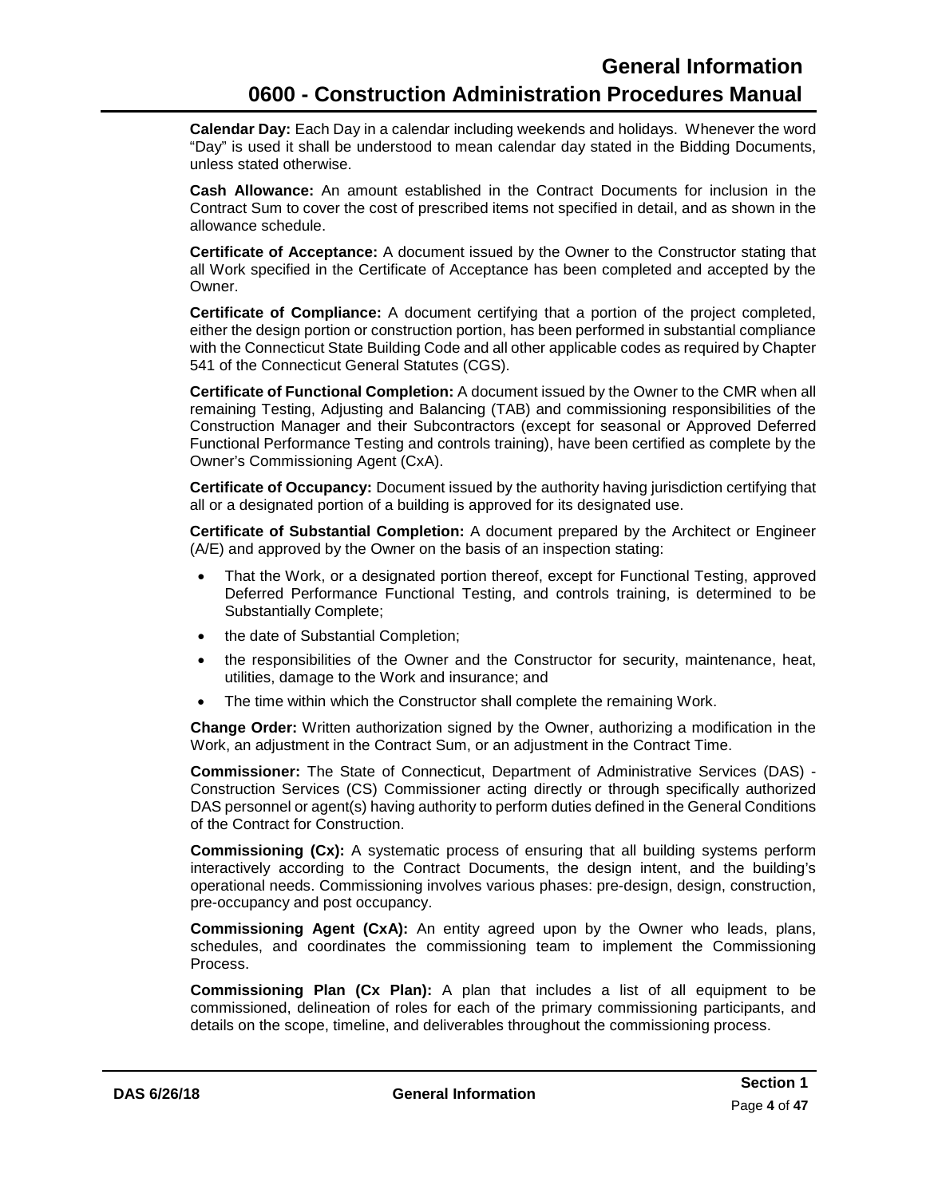**Calendar Day:** Each Day in a calendar including weekends and holidays. Whenever the word "Day" is used it shall be understood to mean calendar day stated in the Bidding Documents, unless stated otherwise.

**Cash Allowance:** An amount established in the Contract Documents for inclusion in the Contract Sum to cover the cost of prescribed items not specified in detail, and as shown in the allowance schedule.

**Certificate of Acceptance:** A document issued by the Owner to the Constructor stating that all Work specified in the Certificate of Acceptance has been completed and accepted by the Owner.

**Certificate of Compliance:** A document certifying that a portion of the project completed, either the design portion or construction portion, has been performed in substantial compliance with the Connecticut State Building Code and all other applicable codes as required by Chapter 541 of the Connecticut General Statutes (CGS).

**Certificate of Functional Completion:** A document issued by the Owner to the CMR when all remaining Testing, Adjusting and Balancing (TAB) and commissioning responsibilities of the Construction Manager and their Subcontractors (except for seasonal or Approved Deferred Functional Performance Testing and controls training), have been certified as complete by the Owner's Commissioning Agent (CxA).

**Certificate of Occupancy:** Document issued by the authority having jurisdiction certifying that all or a designated portion of a building is approved for its designated use.

**Certificate of Substantial Completion:** A document prepared by the Architect or Engineer (A/E) and approved by the Owner on the basis of an inspection stating:

- That the Work, or a designated portion thereof, except for Functional Testing, approved Deferred Performance Functional Testing, and controls training, is determined to be Substantially Complete;
- the date of Substantial Completion;
- the responsibilities of the Owner and the Constructor for security, maintenance, heat, utilities, damage to the Work and insurance; and
- The time within which the Constructor shall complete the remaining Work.

**Change Order:** Written authorization signed by the Owner, authorizing a modification in the Work, an adjustment in the Contract Sum, or an adjustment in the Contract Time.

**Commissioner:** The State of Connecticut, Department of Administrative Services (DAS) - Construction Services (CS) Commissioner acting directly or through specifically authorized DAS personnel or agent(s) having authority to perform duties defined in the General Conditions of the Contract for Construction.

**Commissioning (Cx):** A systematic process of ensuring that all building systems perform interactively according to the Contract Documents, the design intent, and the building's operational needs. Commissioning involves various phases: pre-design, design, construction, pre-occupancy and post occupancy.

**Commissioning Agent (CxA):** An entity agreed upon by the Owner who leads, plans, schedules, and coordinates the commissioning team to implement the Commissioning Process.

**Commissioning Plan (Cx Plan):** A plan that includes a list of all equipment to be commissioned, delineation of roles for each of the primary commissioning participants, and details on the scope, timeline, and deliverables throughout the commissioning process.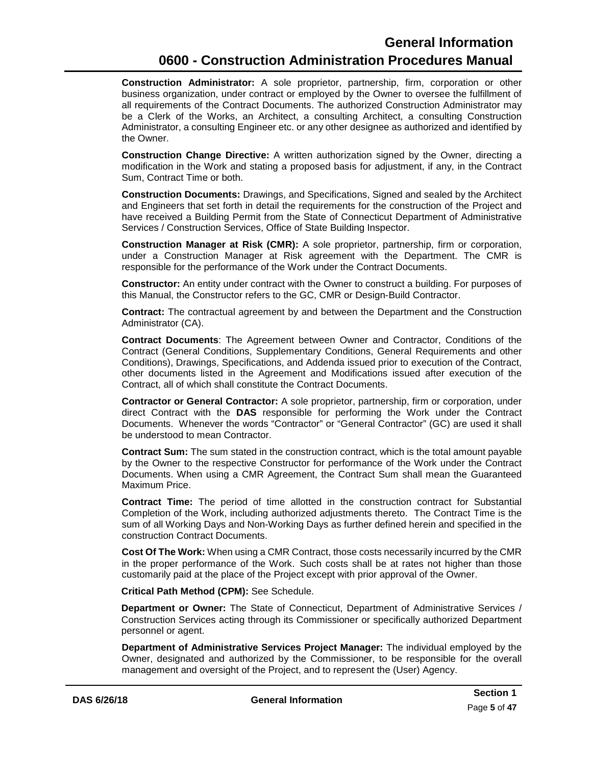**Construction Administrator:** A sole proprietor, partnership, firm, corporation or other business organization, under contract or employed by the Owner to oversee the fulfillment of all requirements of the Contract Documents. The authorized Construction Administrator may be a Clerk of the Works, an Architect, a consulting Architect, a consulting Construction Administrator, a consulting Engineer etc. or any other designee as authorized and identified by the Owner.

**Construction Change Directive:** A written authorization signed by the Owner, directing a modification in the Work and stating a proposed basis for adjustment, if any, in the Contract Sum, Contract Time or both.

**Construction Documents:** Drawings, and Specifications, Signed and sealed by the Architect and Engineers that set forth in detail the requirements for the construction of the Project and have received a Building Permit from the State of Connecticut Department of Administrative Services / Construction Services, Office of State Building Inspector.

**Construction Manager at Risk (CMR):** A sole proprietor, partnership, firm or corporation, under a Construction Manager at Risk agreement with the Department. The CMR is responsible for the performance of the Work under the Contract Documents.

**Constructor:** An entity under contract with the Owner to construct a building. For purposes of this Manual, the Constructor refers to the GC, CMR or Design-Build Contractor.

**Contract:** The contractual agreement by and between the Department and the Construction Administrator (CA).

**Contract Documents**: The Agreement between Owner and Contractor, Conditions of the Contract (General Conditions, Supplementary Conditions, General Requirements and other Conditions), Drawings, Specifications, and Addenda issued prior to execution of the Contract, other documents listed in the Agreement and Modifications issued after execution of the Contract, all of which shall constitute the Contract Documents.

**Contractor or General Contractor:** A sole proprietor, partnership, firm or corporation, under direct Contract with the **DAS** responsible for performing the Work under the Contract Documents. Whenever the words "Contractor" or "General Contractor" (GC) are used it shall be understood to mean Contractor.

**Contract Sum:** The sum stated in the construction contract, which is the total amount payable by the Owner to the respective Constructor for performance of the Work under the Contract Documents. When using a CMR Agreement, the Contract Sum shall mean the Guaranteed Maximum Price.

**Contract Time:** The period of time allotted in the construction contract for Substantial Completion of the Work, including authorized adjustments thereto. The Contract Time is the sum of all Working Days and Non-Working Days as further defined herein and specified in the construction Contract Documents.

**Cost Of The Work:** When using a CMR Contract, those costs necessarily incurred by the CMR in the proper performance of the Work. Such costs shall be at rates not higher than those customarily paid at the place of the Project except with prior approval of the Owner.

**Critical Path Method (CPM):** See Schedule.

**Department or Owner:** The State of Connecticut, Department of Administrative Services / Construction Services acting through its Commissioner or specifically authorized Department personnel or agent.

**Department of Administrative Services Project Manager:** The individual employed by the Owner, designated and authorized by the Commissioner, to be responsible for the overall management and oversight of the Project, and to represent the (User) Agency.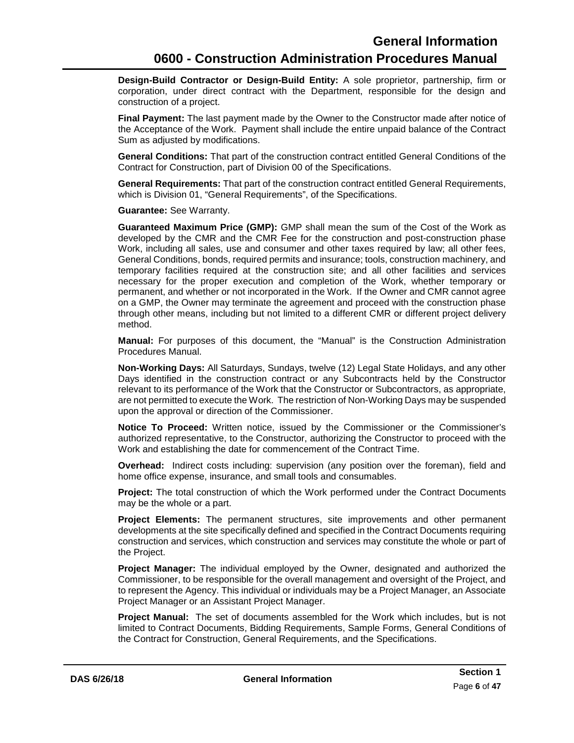**Design-Build Contractor or Design-Build Entity:** A sole proprietor, partnership, firm or corporation, under direct contract with the Department, responsible for the design and construction of a project.

**Final Payment:** The last payment made by the Owner to the Constructor made after notice of the Acceptance of the Work. Payment shall include the entire unpaid balance of the Contract Sum as adjusted by modifications.

**General Conditions:** That part of the construction contract entitled General Conditions of the Contract for Construction, part of Division 00 of the Specifications.

**General Requirements:** That part of the construction contract entitled General Requirements, which is Division 01, "General Requirements", of the Specifications.

**Guarantee:** See Warranty.

**Guaranteed Maximum Price (GMP):** GMP shall mean the sum of the Cost of the Work as developed by the CMR and the CMR Fee for the construction and post-construction phase Work, including all sales, use and consumer and other taxes required by law; all other fees, General Conditions, bonds, required permits and insurance; tools, construction machinery, and temporary facilities required at the construction site; and all other facilities and services necessary for the proper execution and completion of the Work, whether temporary or permanent, and whether or not incorporated in the Work. If the Owner and CMR cannot agree on a GMP, the Owner may terminate the agreement and proceed with the construction phase through other means, including but not limited to a different CMR or different project delivery method.

**Manual:** For purposes of this document, the "Manual" is the Construction Administration Procedures Manual.

**Non-Working Days:** All Saturdays, Sundays, twelve (12) Legal State Holidays, and any other Days identified in the construction contract or any Subcontracts held by the Constructor relevant to its performance of the Work that the Constructor or Subcontractors, as appropriate, are not permitted to execute the Work. The restriction of Non-Working Days may be suspended upon the approval or direction of the Commissioner.

**Notice To Proceed:** Written notice, issued by the Commissioner or the Commissioner's authorized representative, to the Constructor, authorizing the Constructor to proceed with the Work and establishing the date for commencement of the Contract Time.

**Overhead:** Indirect costs including: supervision (any position over the foreman), field and home office expense, insurance, and small tools and consumables.

**Project:** The total construction of which the Work performed under the Contract Documents may be the whole or a part.

**Project Elements:** The permanent structures, site improvements and other permanent developments at the site specifically defined and specified in the Contract Documents requiring construction and services, which construction and services may constitute the whole or part of the Project.

**Project Manager:** The individual employed by the Owner, designated and authorized the Commissioner, to be responsible for the overall management and oversight of the Project, and to represent the Agency. This individual or individuals may be a Project Manager, an Associate Project Manager or an Assistant Project Manager.

**Project Manual:** The set of documents assembled for the Work which includes, but is not limited to Contract Documents, Bidding Requirements, Sample Forms, General Conditions of the Contract for Construction, General Requirements, and the Specifications.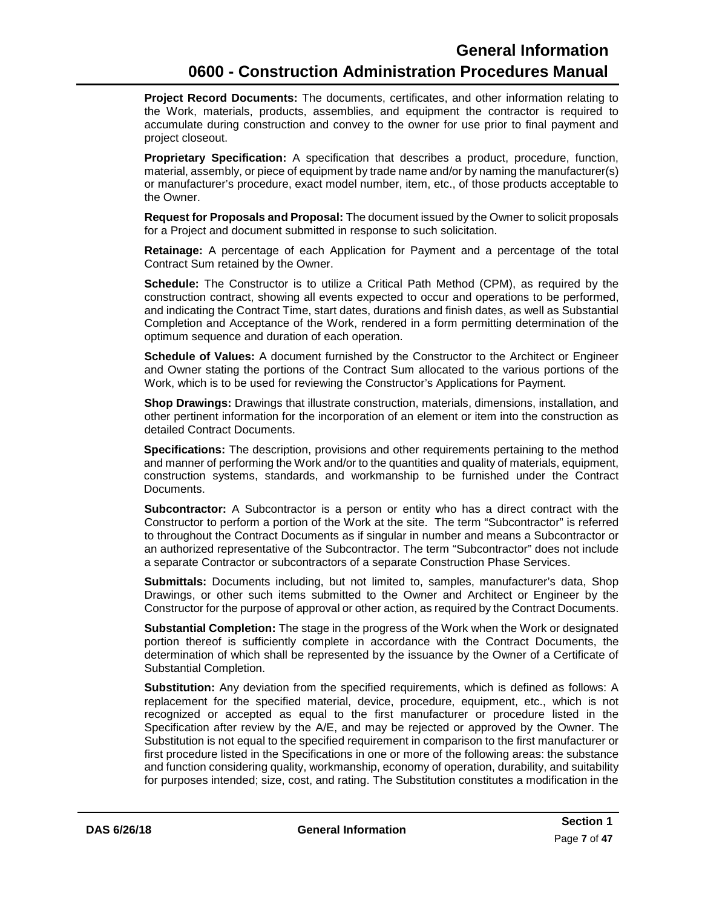**Project Record Documents:** The documents, certificates, and other information relating to the Work, materials, products, assemblies, and equipment the contractor is required to accumulate during construction and convey to the owner for use prior to final payment and project closeout.

**Proprietary Specification:** A specification that describes a product, procedure, function, material, assembly, or piece of equipment by trade name and/or by naming the manufacturer(s) or manufacturer's procedure, exact model number, item, etc., of those products acceptable to the Owner.

**Request for Proposals and Proposal:** The document issued by the Owner to solicit proposals for a Project and document submitted in response to such solicitation.

**Retainage:** A percentage of each Application for Payment and a percentage of the total Contract Sum retained by the Owner.

**Schedule:** The Constructor is to utilize a Critical Path Method (CPM), as required by the construction contract, showing all events expected to occur and operations to be performed, and indicating the Contract Time, start dates, durations and finish dates, as well as Substantial Completion and Acceptance of the Work, rendered in a form permitting determination of the optimum sequence and duration of each operation.

**Schedule of Values:** A document furnished by the Constructor to the Architect or Engineer and Owner stating the portions of the Contract Sum allocated to the various portions of the Work, which is to be used for reviewing the Constructor's Applications for Payment.

**Shop Drawings:** Drawings that illustrate construction, materials, dimensions, installation, and other pertinent information for the incorporation of an element or item into the construction as detailed Contract Documents.

**Specifications:** The description, provisions and other requirements pertaining to the method and manner of performing the Work and/or to the quantities and quality of materials, equipment, construction systems, standards, and workmanship to be furnished under the Contract Documents.

**Subcontractor:** A Subcontractor is a person or entity who has a direct contract with the Constructor to perform a portion of the Work at the site. The term "Subcontractor" is referred to throughout the Contract Documents as if singular in number and means a Subcontractor or an authorized representative of the Subcontractor. The term "Subcontractor" does not include a separate Contractor or subcontractors of a separate Construction Phase Services.

**Submittals:** Documents including, but not limited to, samples, manufacturer's data, Shop Drawings, or other such items submitted to the Owner and Architect or Engineer by the Constructor for the purpose of approval or other action, as required by the Contract Documents.

**Substantial Completion:** The stage in the progress of the Work when the Work or designated portion thereof is sufficiently complete in accordance with the Contract Documents, the determination of which shall be represented by the issuance by the Owner of a Certificate of Substantial Completion.

**Substitution:** Any deviation from the specified requirements, which is defined as follows: A replacement for the specified material, device, procedure, equipment, etc., which is not recognized or accepted as equal to the first manufacturer or procedure listed in the Specification after review by the A/E, and may be rejected or approved by the Owner. The Substitution is not equal to the specified requirement in comparison to the first manufacturer or first procedure listed in the Specifications in one or more of the following areas: the substance and function considering quality, workmanship, economy of operation, durability, and suitability for purposes intended; size, cost, and rating. The Substitution constitutes a modification in the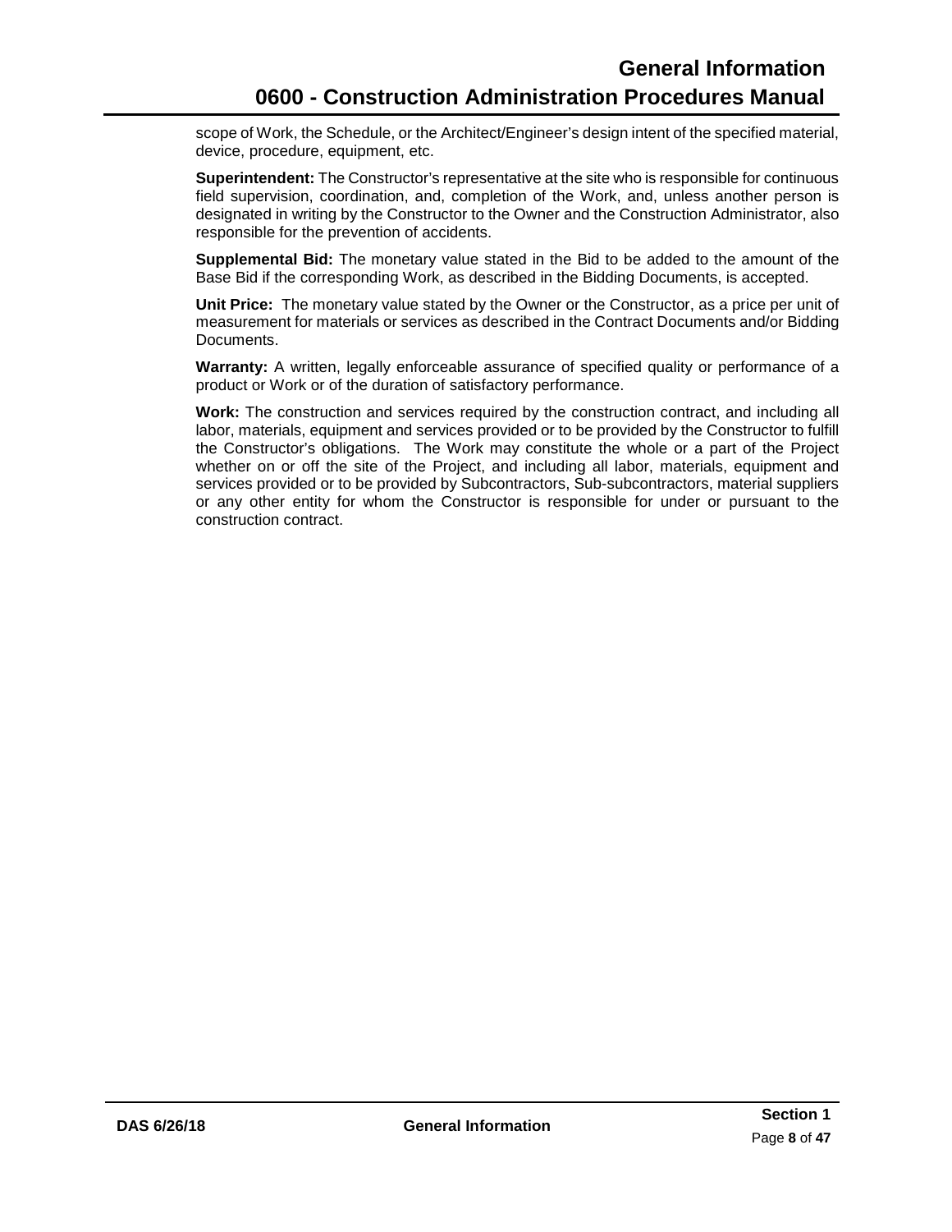scope of Work, the Schedule, or the Architect/Engineer's design intent of the specified material, device, procedure, equipment, etc.

**Superintendent:** The Constructor's representative at the site who is responsible for continuous field supervision, coordination, and, completion of the Work, and, unless another person is designated in writing by the Constructor to the Owner and the Construction Administrator, also responsible for the prevention of accidents.

**Supplemental Bid:** The monetary value stated in the Bid to be added to the amount of the Base Bid if the corresponding Work, as described in the Bidding Documents, is accepted.

**Unit Price:** The monetary value stated by the Owner or the Constructor, as a price per unit of measurement for materials or services as described in the Contract Documents and/or Bidding Documents.

**Warranty:** A written, legally enforceable assurance of specified quality or performance of a product or Work or of the duration of satisfactory performance.

**Work:** The construction and services required by the construction contract, and including all labor, materials, equipment and services provided or to be provided by the Constructor to fulfill the Constructor's obligations. The Work may constitute the whole or a part of the Project whether on or off the site of the Project, and including all labor, materials, equipment and services provided or to be provided by Subcontractors, Sub-subcontractors, material suppliers or any other entity for whom the Constructor is responsible for under or pursuant to the construction contract.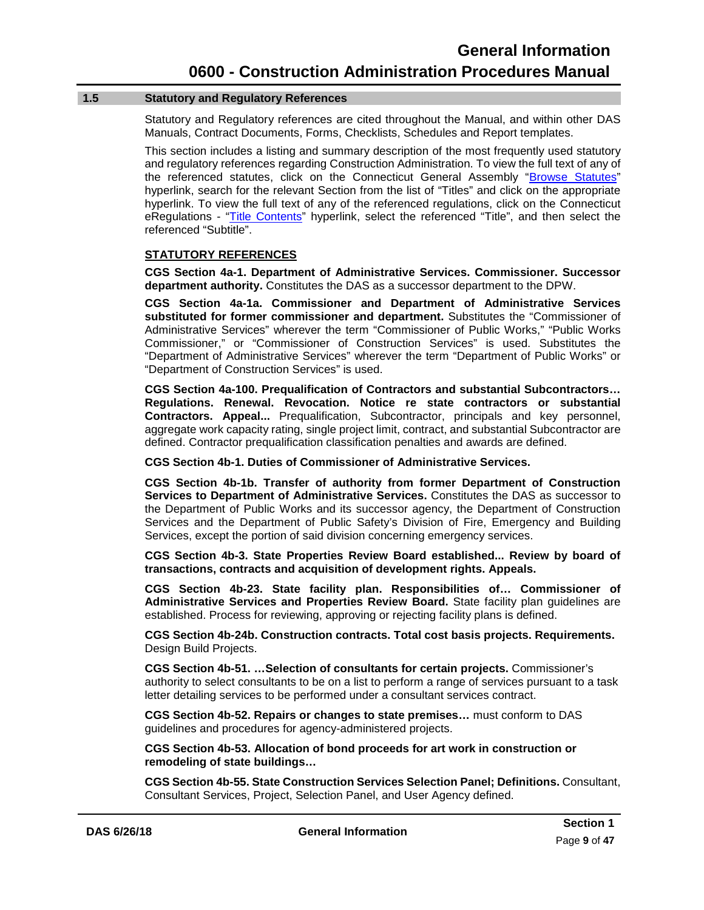## 1.5 Statutory and Regulatory References

Statutory and Regulatory references are cited throughout the Manual, and within other DAS Manuals, Contract Documents, Forms, Checklists, Schedules and Report templates.

This section includes a listing and summary description of the most frequently used statutory and regulatory references regarding Construction Administration. To view the full text of any of the referenced statutes, click on the Connecticut General Assembly "[Browse Statutes](#)" hyperlink, search for the relevant Section from the list of "Titles" and click on the appropriate hyperlink. To view the full text of any of the referenced regulations, click on the Connecticut eRegulations - "[Title Contents](#)" hyperlink, select the referenced "Title", and then select the referenced "Subtitle".

### STATUTORY REFERENCES

**CGS Section 4a-1. Department of Administrative Services. Commissioner. Successor department authority.** Constitutes the DAS as a successor department to the DPW.

**CGS Section 4a-1a. Commissioner and Department of Administrative Services substituted for former commissioner and department.** Substitutes the "Commissioner of Administrative Services" wherever the term "Commissioner of Public Works," "Public Works Commissioner," or "Commissioner of Construction Services" is used. Substitutes the "Department of Administrative Services" wherever the term "Department of Public Works" or "Department of Construction Services" is used.

**CGS Section 4a-100. Prequalification of Contractors and substantial Subcontractors… Regulations. Renewal. Revocation. Notice re state contractors or substantial Contractors. Appeal...** Prequalification, Subcontractor, principals and key personnel, aggregate work capacity rating, single project limit, contract, and substantial Subcontractor are defined. Contractor prequalification classification penalties and awards are defined.

**CGS Section 4b-1. Duties of Commissioner of Administrative Services.**

**CGS Section 4b-1b. Transfer of authority from former Department of Construction Services to Department of Administrative Services.** Constitutes the DAS as successor to the Department of Public Works and its successor agency, the Department of Construction Services and the Department of Public Safety's Division of Fire, Emergency and Building Services, except the portion of said division concerning emergency services.

**CGS Section 4b-3. State Properties Review Board established... Review by board of transactions, contracts and acquisition of development rights. Appeals.**

**CGS Section 4b-23. State facility plan. Responsibilities of… Commissioner of Administrative Services and Properties Review Board.** State facility plan guidelines are established. Process for reviewing, approving or rejecting facility plans is defined.

**CGS Section 4b-24b. Construction contracts. Total cost basis projects. Requirements.** Design Build Projects.

**CGS Section 4b-51. …Selection of consultants for certain projects.** Commissioner's authority to select consultants to be on a list to perform a range of services pursuant to a task letter detailing services to be performed under a consultant services contract.

**CGS Section 4b-52. Repairs or changes to state premises…** must conform to DAS guidelines and procedures for agency-administered projects.

**CGS Section 4b-53. Allocation of bond proceeds for art work in construction or remodeling of state buildings…**

**CGS Section 4b-55. State Construction Services Selection Panel; Definitions.** Consultant, Consultant Services, Project, Selection Panel, and User Agency defined.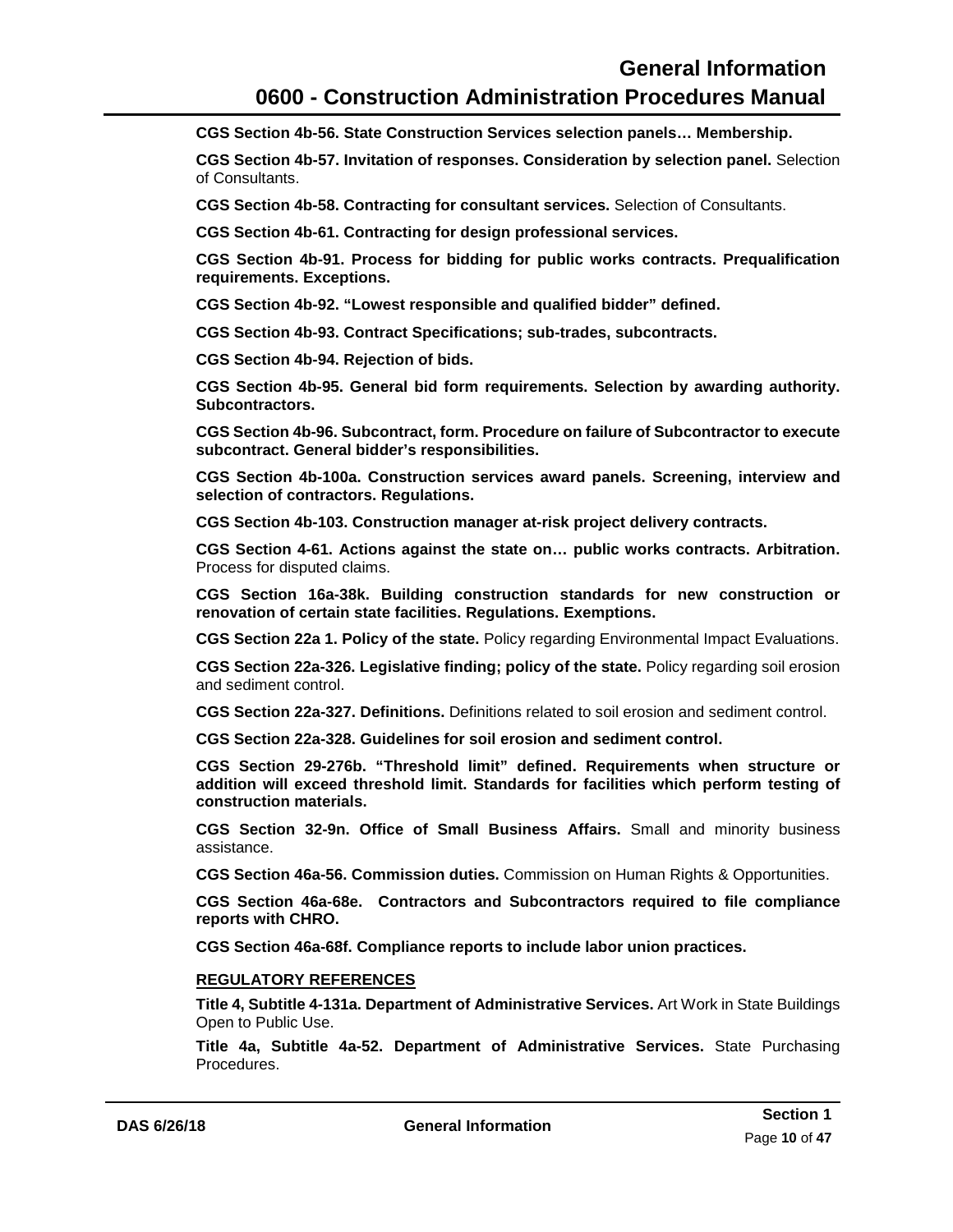**CGS Section 4b-56. State Construction Services selection panels… Membership.**

**CGS Section 4b-57. Invitation of responses. Consideration by selection panel.** Selection of Consultants.

**CGS Section 4b-58. Contracting for consultant services.** Selection of Consultants.

**CGS Section 4b-61. Contracting for design professional services.**

**CGS Section 4b-91. Process for bidding for public works contracts. Prequalification requirements. Exceptions.**

**CGS Section 4b-92. "Lowest responsible and qualified bidder" defined.**

**CGS Section 4b-93. Contract Specifications; sub-trades, subcontracts.**

**CGS Section 4b-94. Rejection of bids.**

**CGS Section 4b-95. General bid form requirements. Selection by awarding authority. Subcontractors.**

**CGS Section 4b-96. Subcontract, form. Procedure on failure of Subcontractor to execute subcontract. General bidder's responsibilities.**

**CGS Section 4b-100a. Construction services award panels. Screening, interview and selection of contractors. Regulations.**

**CGS Section 4b-103. Construction manager at-risk project delivery contracts.**

**CGS Section 4-61. Actions against the state on… public works contracts. Arbitration.** Process for disputed claims.

**CGS Section 16a-38k. Building construction standards for new construction or renovation of certain state facilities. Regulations. Exemptions.**

**CGS Section 22a 1. Policy of the state.** Policy regarding Environmental Impact Evaluations.

**CGS Section 22a-326. Legislative finding; policy of the state.** Policy regarding soil erosion and sediment control.

**CGS Section 22a-327. Definitions.** Definitions related to soil erosion and sediment control.

**CGS Section 22a-328. Guidelines for soil erosion and sediment control.**

**CGS Section 29-276b. "Threshold limit" defined. Requirements when structure or addition will exceed threshold limit. Standards for facilities which perform testing of construction materials.**

**CGS Section 32-9n. Office of Small Business Affairs.** Small and minority business assistance.

**CGS Section 46a-56. Commission duties.** Commission on Human Rights & Opportunities.

**CGS Section 46a-68e. Contractors and Subcontractors required to file compliance reports with CHRO.**

**CGS Section 46a-68f. Compliance reports to include labor union practices.**

## REGULATORY REFERENCES

**Title 4, Subtitle 4-131a. Department of Administrative Services.** Art Work in State Buildings Open to Public Use.

**Title 4a, Subtitle 4a-52. Department of Administrative Services.** State Purchasing Procedures.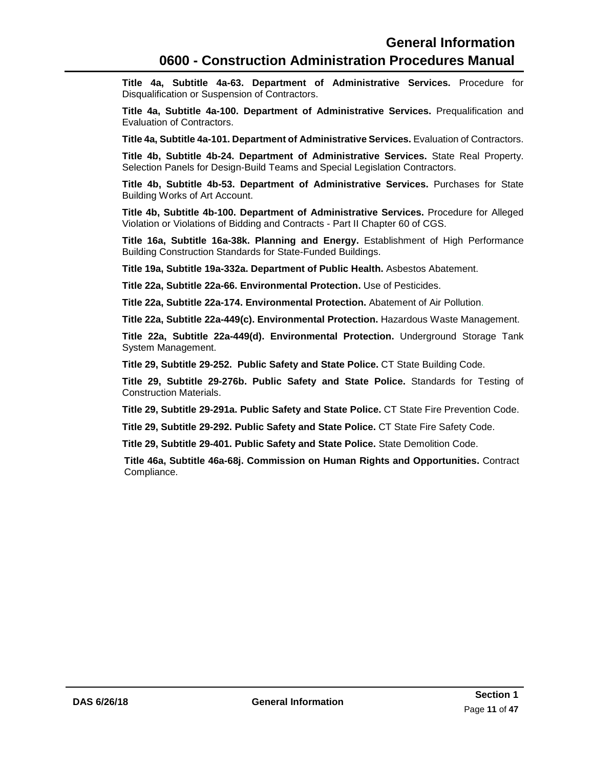**Title 4a, Subtitle 4a-63. Department of Administrative Services.** Procedure for Disqualification or Suspension of Contractors.

**Title 4a, Subtitle 4a-100. Department of Administrative Services.** Prequalification and Evaluation of Contractors.

**Title 4a, Subtitle 4a-101. Department of Administrative Services.** Evaluation of Contractors.

**Title 4b, Subtitle 4b-24. Department of Administrative Services.** State Real Property. Selection Panels for Design-Build Teams and Special Legislation Contractors.

**Title 4b, Subtitle 4b-53. Department of Administrative Services.** Purchases for State Building Works of Art Account.

**Title 4b, Subtitle 4b-100. Department of Administrative Services.** Procedure for Alleged Violation or Violations of Bidding and Contracts - Part II Chapter 60 of CGS.

**Title 16a, Subtitle 16a-38k. Planning and Energy.** Establishment of High Performance Building Construction Standards for State-Funded Buildings.

**Title 19a, Subtitle 19a-332a. Department of Public Health.** Asbestos Abatement.

**Title 22a, Subtitle 22a-66. Environmental Protection.** Use of Pesticides.

**Title 22a, Subtitle 22a-174. Environmental Protection.** Abatement of Air Pollution.

**Title 22a, Subtitle 22a-449(c). Environmental Protection.** Hazardous Waste Management.

**Title 22a, Subtitle 22a-449(d). Environmental Protection.** Underground Storage Tank System Management.

**Title 29, Subtitle 29-252. Public Safety and State Police.** CT State Building Code.

**Title 29, Subtitle 29-276b. Public Safety and State Police.** Standards for Testing of Construction Materials.

**Title 29, Subtitle 29-291a. Public Safety and State Police.** CT State Fire Prevention Code.

**Title 29, Subtitle 29-292. Public Safety and State Police.** CT State Fire Safety Code.

**Title 29, Subtitle 29-401. Public Safety and State Police.** State Demolition Code.

**Title 46a, Subtitle 46a-68j. Commission on Human Rights and Opportunities.** Contract Compliance.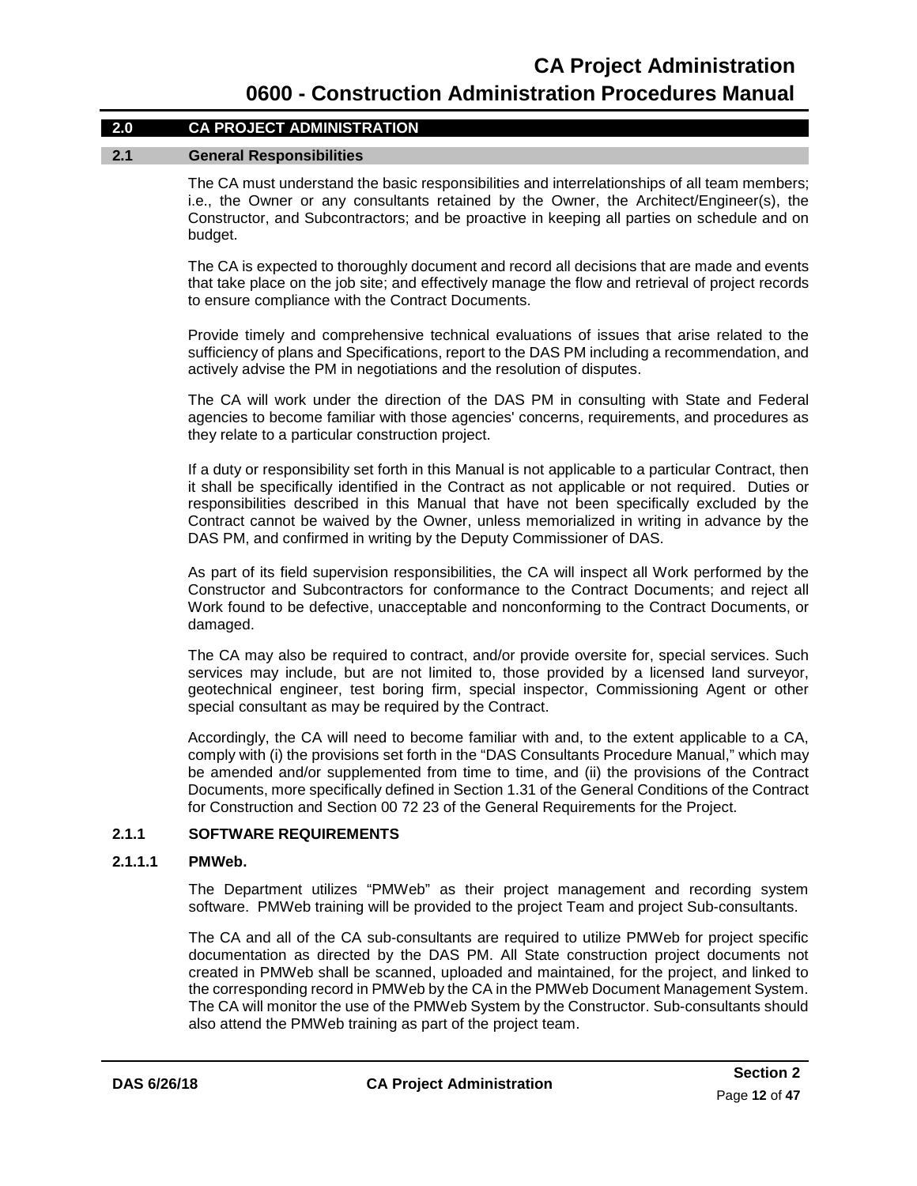## 2.0 CA PROJECT ADMINISTRATION

### 2.1 General Responsibilities

The CA must understand the basic responsibilities and interrelationships of all team members; i.e., the Owner or any consultants retained by the Owner, the Architect/Engineer(s), the Constructor, and Subcontractors; and be proactive in keeping all parties on schedule and on budget.

The CA is expected to thoroughly document and record all decisions that are made and events that take place on the job site; and effectively manage the flow and retrieval of project records to ensure compliance with the Contract Documents.

Provide timely and comprehensive technical evaluations of issues that arise related to the sufficiency of plans and Specifications, report to the DAS PM including a recommendation, and actively advise the PM in negotiations and the resolution of disputes.

The CA will work under the direction of the DAS PM in consulting with State and Federal agencies to become familiar with those agencies' concerns, requirements, and procedures as they relate to a particular construction project.

If a duty or responsibility set forth in this Manual is not applicable to a particular Contract, then it shall be specifically identified in the Contract as not applicable or not required. Duties or responsibilities described in this Manual that have not been specifically excluded by the Contract cannot be waived by the Owner, unless memorialized in writing in advance by the DAS PM, and confirmed in writing by the Deputy Commissioner of DAS.

As part of its field supervision responsibilities, the CA will inspect all Work performed by the Constructor and Subcontractors for conformance to the Contract Documents; and reject all Work found to be defective, unacceptable and nonconforming to the Contract Documents, or damaged.

The CA may also be required to contract, and/or provide oversite for, special services. Such services may include, but are not limited to, those provided by a licensed land surveyor, geotechnical engineer, test boring firm, special inspector, Commissioning Agent or other special consultant as may be required by the Contract.

Accordingly, the CA will need to become familiar with and, to the extent applicable to a CA, comply with (i) the provisions set forth in the "DAS Consultants Procedure Manual," which may be amended and/or supplemented from time to time, and (ii) the provisions of the Contract Documents, more specifically defined in Section 1.31 of the General Conditions of the Contract for Construction and Section 00 72 23 of the General Requirements for the Project.

#### 2.1.1 SOFTWARE REQUIREMENTS

##### 2.1.1.1 PMWeb.

The Department utilizes "PMWeb" as their project management and recording system software. PMWeb training will be provided to the project Team and project Sub-consultants.

The CA and all of the CA sub-consultants are required to utilize PMWeb for project specific documentation as directed by the DAS PM. All State construction project documents not created in PMWeb shall be scanned, uploaded and maintained, for the project, and linked to the corresponding record in PMWeb by the CA in the PMWeb Document Management System. The CA will monitor the use of the PMWeb System by the Constructor. Sub-consultants should also attend the PMWeb training as part of the project team.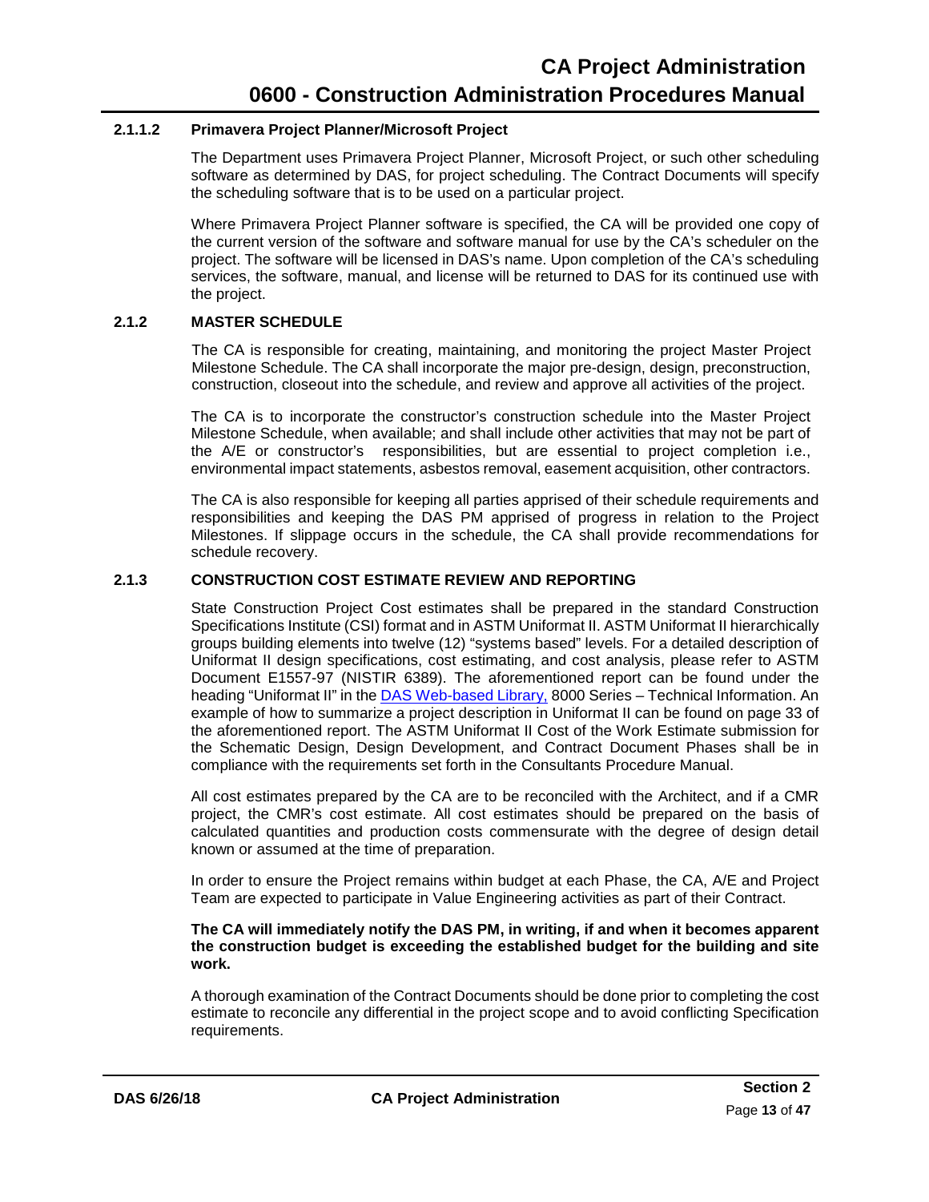#### 2.1.1.2 Primavera Project Planner/Microsoft Project

The Department uses Primavera Project Planner, Microsoft Project, or such other scheduling software as determined by DAS, for project scheduling. The Contract Documents will specify the scheduling software that is to be used on a particular project.

Where Primavera Project Planner software is specified, the CA will be provided one copy of the current version of the software and software manual for use by the CA's scheduler on the project. The software will be licensed in DAS's name. Upon completion of the CA's scheduling services, the software, manual, and license will be returned to DAS for its continued use with the project.

### 2.1.2 MASTER SCHEDULE

The CA is responsible for creating, maintaining, and monitoring the project Master Project Milestone Schedule. The CA shall incorporate the major pre-design, design, preconstruction, construction, closeout into the schedule, and review and approve all activities of the project.

The CA is to incorporate the constructor's construction schedule into the Master Project Milestone Schedule, when available; and shall include other activities that may not be part of the A/E or constructor's responsibilities, but are essential to project completion i.e., environmental impact statements, asbestos removal, easement acquisition, other contractors.

The CA is also responsible for keeping all parties apprised of their schedule requirements and responsibilities and keeping the DAS PM apprised of progress in relation to the Project Milestones. If slippage occurs in the schedule, the CA shall provide recommendations for schedule recovery.

### 2.1.3 CONSTRUCTION COST ESTIMATE REVIEW AND REPORTING

State Construction Project Cost estimates shall be prepared in the standard Construction Specifications Institute (CSI) format and in ASTM Uniformat II. ASTM Uniformat II hierarchically groups building elements into twelve (12) "systems based" levels. For a detailed description of Uniformat II design specifications, cost estimating, and cost analysis, please refer to ASTM Document E1557-97 (NISTIR 6389). The aforementioned report can be found under the heading "Uniformat II" in the DAS Web-based Library, 8000 Series – Technical Information. An example of how to summarize a project description in Uniformat II can be found on page 33 of the aforementioned report. The ASTM Uniformat II Cost of the Work Estimate submission for the Schematic Design, Design Development, and Contract Document Phases shall be in compliance with the requirements set forth in the Consultants Procedure Manual.

All cost estimates prepared by the CA are to be reconciled with the Architect, and if a CMR project, the CMR's cost estimate. All cost estimates should be prepared on the basis of calculated quantities and production costs commensurate with the degree of design detail known or assumed at the time of preparation.

In order to ensure the Project remains within budget at each Phase, the CA, A/E and Project Team are expected to participate in Value Engineering activities as part of their Contract.

**The CA will immediately notify the DAS PM, in writing, if and when it becomes apparent the construction budget is exceeding the established budget for the building and site work.**

A thorough examination of the Contract Documents should be done prior to completing the cost estimate to reconcile any differential in the project scope and to avoid conflicting Specification requirements.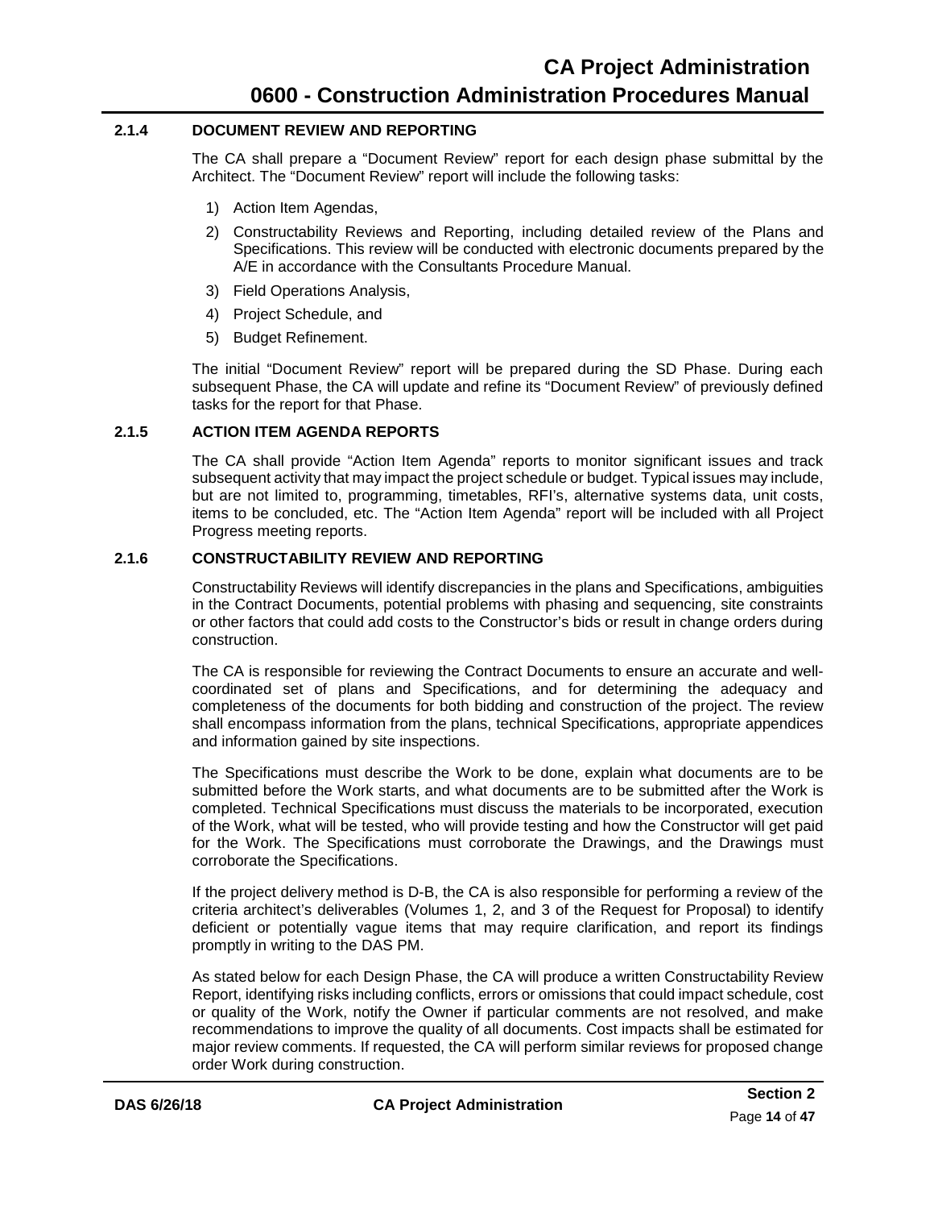### 2.1.4 DOCUMENT REVIEW AND REPORTING

The CA shall prepare a "Document Review" report for each design phase submittal by the Architect. The "Document Review" report will include the following tasks:

1) Action Item Agendas,
2) Constructability Reviews and Reporting, including detailed review of the Plans and Specifications. This review will be conducted with electronic documents prepared by the A/E in accordance with the Consultants Procedure Manual.
3) Field Operations Analysis,
4) Project Schedule, and
5) Budget Refinement.

The initial "Document Review" report will be prepared during the SD Phase. During each subsequent Phase, the CA will update and refine its "Document Review" of previously defined tasks for the report for that Phase.

### 2.1.5 ACTION ITEM AGENDA REPORTS

The CA shall provide "Action Item Agenda" reports to monitor significant issues and track subsequent activity that may impact the project schedule or budget. Typical issues may include, but are not limited to, programming, timetables, RFI's, alternative systems data, unit costs, items to be concluded, etc. The "Action Item Agenda" report will be included with all Project Progress meeting reports.

### 2.1.6 CONSTRUCTABILITY REVIEW AND REPORTING

Constructability Reviews will identify discrepancies in the plans and Specifications, ambiguities in the Contract Documents, potential problems with phasing and sequencing, site constraints or other factors that could add costs to the Constructor's bids or result in change orders during construction.

The CA is responsible for reviewing the Contract Documents to ensure an accurate and well-coordinated set of plans and Specifications, and for determining the adequacy and completeness of the documents for both bidding and construction of the project. The review shall encompass information from the plans, technical Specifications, appropriate appendices and information gained by site inspections.

The Specifications must describe the Work to be done, explain what documents are to be submitted before the Work starts, and what documents are to be submitted after the Work is completed. Technical Specifications must discuss the materials to be incorporated, execution of the Work, what will be tested, who will provide testing and how the Constructor will get paid for the Work. The Specifications must corroborate the Drawings, and the Drawings must corroborate the Specifications.

If the project delivery method is D-B, the CA is also responsible for performing a review of the criteria architect's deliverables (Volumes 1, 2, and 3 of the Request for Proposal) to identify deficient or potentially vague items that may require clarification, and report its findings promptly in writing to the DAS PM.

As stated below for each Design Phase, the CA will produce a written Constructability Review Report, identifying risks including conflicts, errors or omissions that could impact schedule, cost or quality of the Work, notify the Owner if particular comments are not resolved, and make recommendations to improve the quality of all documents. Cost impacts shall be estimated for major review comments. If requested, the CA will perform similar reviews for proposed change order Work during construction.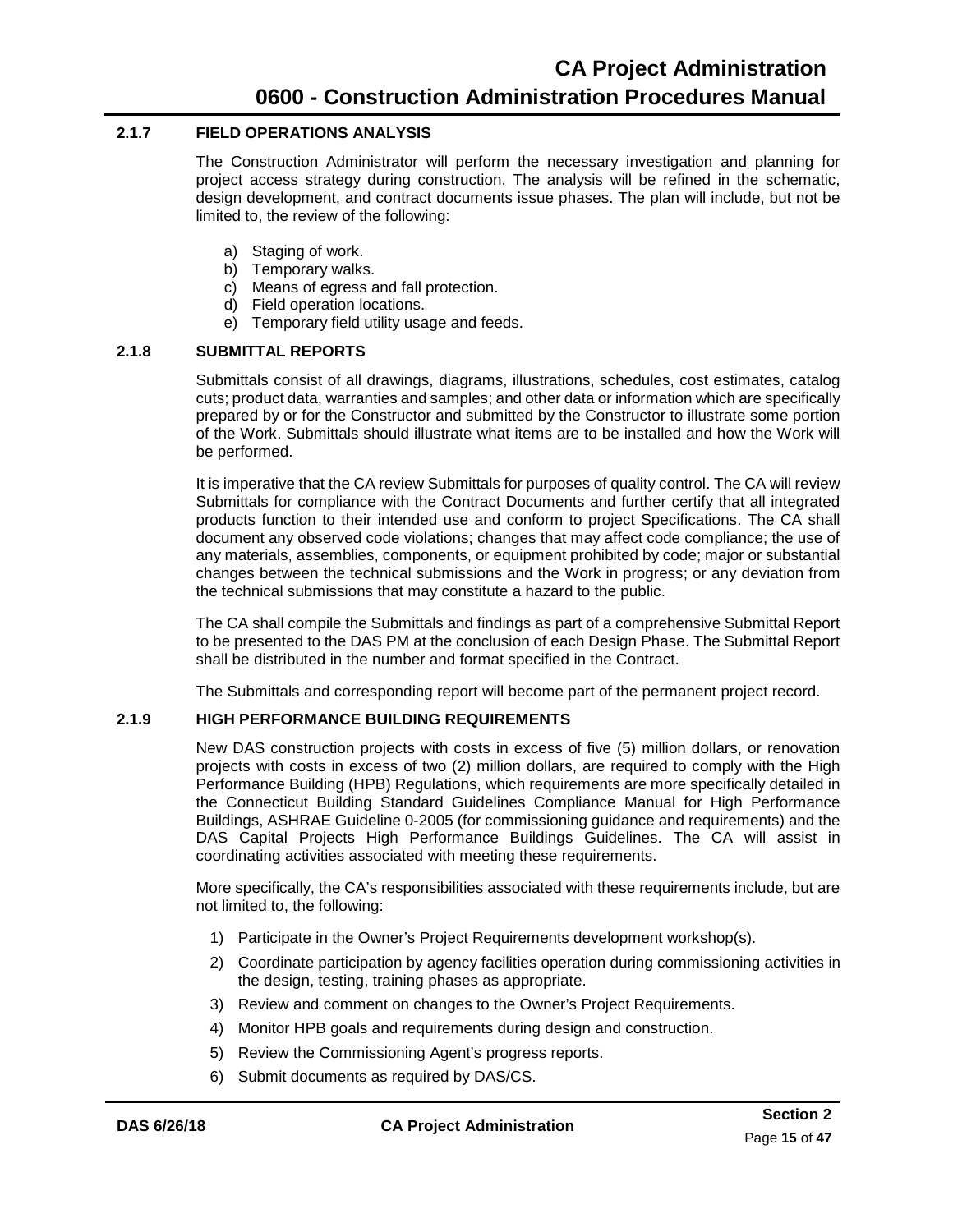### 2.1.7 FIELD OPERATIONS ANALYSIS

The Construction Administrator will perform the necessary investigation and planning for project access strategy during construction. The analysis will be refined in the schematic, design development, and contract documents issue phases. The plan will include, but not be limited to, the review of the following:

a) Staging of work.
b) Temporary walks.
c) Means of egress and fall protection.
d) Field operation locations.
e) Temporary field utility usage and feeds.

### 2.1.8 SUBMITTAL REPORTS

Submittals consist of all drawings, diagrams, illustrations, schedules, cost estimates, catalog cuts; product data, warranties and samples; and other data or information which are specifically prepared by or for the Constructor and submitted by the Constructor to illustrate some portion of the Work. Submittals should illustrate what items are to be installed and how the Work will be performed.

It is imperative that the CA review Submittals for purposes of quality control. The CA will review Submittals for compliance with the Contract Documents and further certify that all integrated products function to their intended use and conform to project Specifications. The CA shall document any observed code violations; changes that may affect code compliance; the use of any materials, assemblies, components, or equipment prohibited by code; major or substantial changes between the technical submissions and the Work in progress; or any deviation from the technical submissions that may constitute a hazard to the public.

The CA shall compile the Submittals and findings as part of a comprehensive Submittal Report to be presented to the DAS PM at the conclusion of each Design Phase. The Submittal Report shall be distributed in the number and format specified in the Contract.

The Submittals and corresponding report will become part of the permanent project record.

### 2.1.9 HIGH PERFORMANCE BUILDING REQUIREMENTS

New DAS construction projects with costs in excess of five (5) million dollars, or renovation projects with costs in excess of two (2) million dollars, are required to comply with the High Performance Building (HPB) Regulations, which requirements are more specifically detailed in the Connecticut Building Standard Guidelines Compliance Manual for High Performance Buildings, ASHRAE Guideline 0-2005 (for commissioning guidance and requirements) and the DAS Capital Projects High Performance Buildings Guidelines. The CA will assist in coordinating activities associated with meeting these requirements.

More specifically, the CA's responsibilities associated with these requirements include, but are not limited to, the following:

1) Participate in the Owner's Project Requirements development workshop(s).
2) Coordinate participation by agency facilities operation during commissioning activities in the design, testing, training phases as appropriate.
3) Review and comment on changes to the Owner's Project Requirements.
4) Monitor HPB goals and requirements during design and construction.
5) Review the Commissioning Agent's progress reports.
6) Submit documents as required by DAS/CS.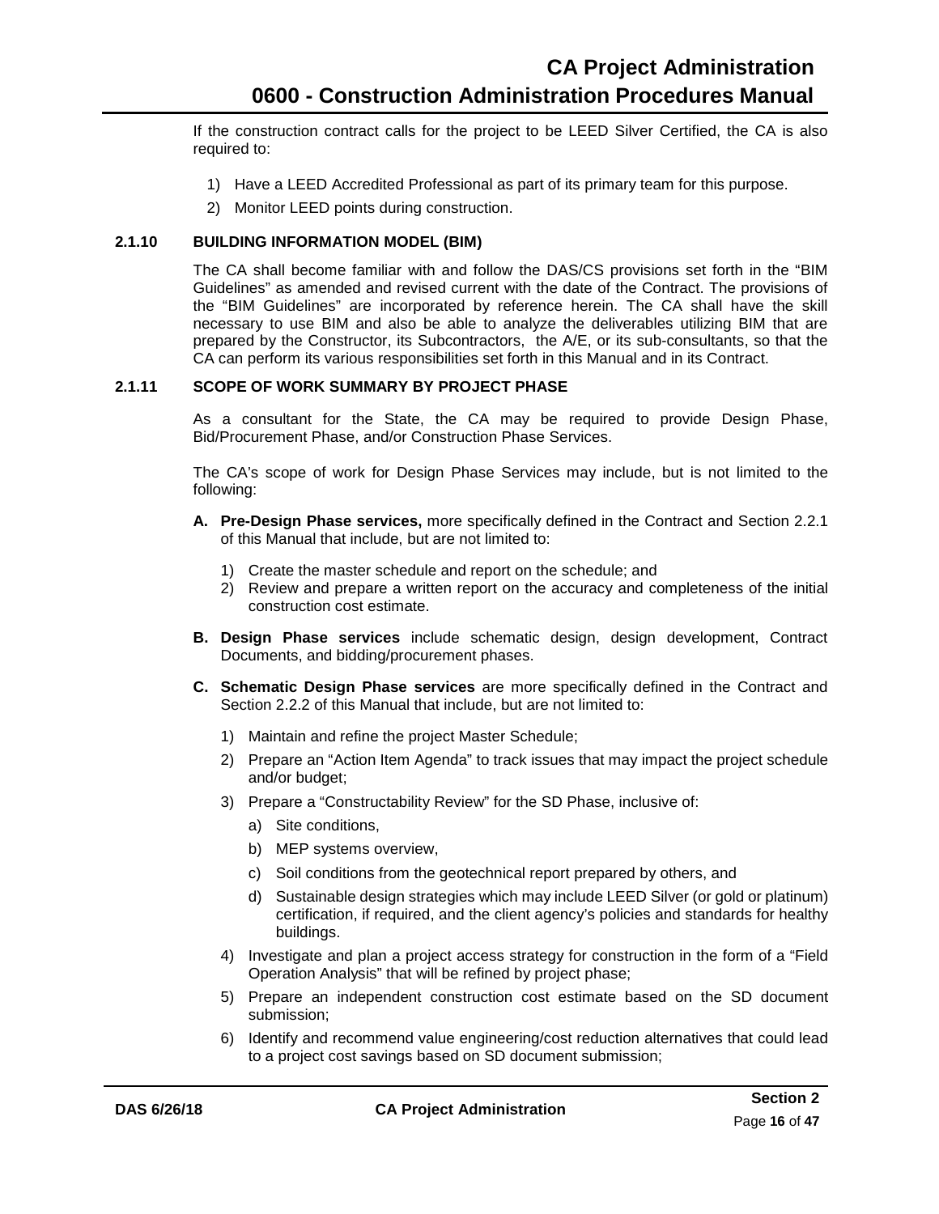If the construction contract calls for the project to be LEED Silver Certified, the CA is also required to:

1) Have a LEED Accredited Professional as part of its primary team for this purpose.
2) Monitor LEED points during construction.

### 2.1.10 BUILDING INFORMATION MODEL (BIM)

The CA shall become familiar with and follow the DAS/CS provisions set forth in the "BIM Guidelines" as amended and revised current with the date of the Contract. The provisions of the "BIM Guidelines" are incorporated by reference herein. The CA shall have the skill necessary to use BIM and also be able to analyze the deliverables utilizing BIM that are prepared by the Constructor, its Subcontractors, the A/E, or its sub-consultants, so that the CA can perform its various responsibilities set forth in this Manual and in its Contract.

### 2.1.11 SCOPE OF WORK SUMMARY BY PROJECT PHASE

As a consultant for the State, the CA may be required to provide Design Phase, Bid/Procurement Phase, and/or Construction Phase Services.

The CA's scope of work for Design Phase Services may include, but is not limited to the following:

**A. Pre-Design Phase services,** more specifically defined in the Contract and Section 2.2.1 of this Manual that include, but are not limited to:

1) Create the master schedule and report on the schedule; and
2) Review and prepare a written report on the accuracy and completeness of the initial construction cost estimate.

**B. Design Phase services** include schematic design, design development, Contract Documents, and bidding/procurement phases.

**C. Schematic Design Phase services** are more specifically defined in the Contract and Section 2.2.2 of this Manual that include, but are not limited to:

1) Maintain and refine the project Master Schedule;
2) Prepare an "Action Item Agenda" to track issues that may impact the project schedule and/or budget;
3) Prepare a "Constructability Review" for the SD Phase, inclusive of:
   a) Site conditions,
   b) MEP systems overview,
   c) Soil conditions from the geotechnical report prepared by others, and
   d) Sustainable design strategies which may include LEED Silver (or gold or platinum) certification, if required, and the client agency's policies and standards for healthy buildings.
4) Investigate and plan a project access strategy for construction in the form of a "Field Operation Analysis" that will be refined by project phase;
5) Prepare an independent construction cost estimate based on the SD document submission;
6) Identify and recommend value engineering/cost reduction alternatives that could lead to a project cost savings based on SD document submission;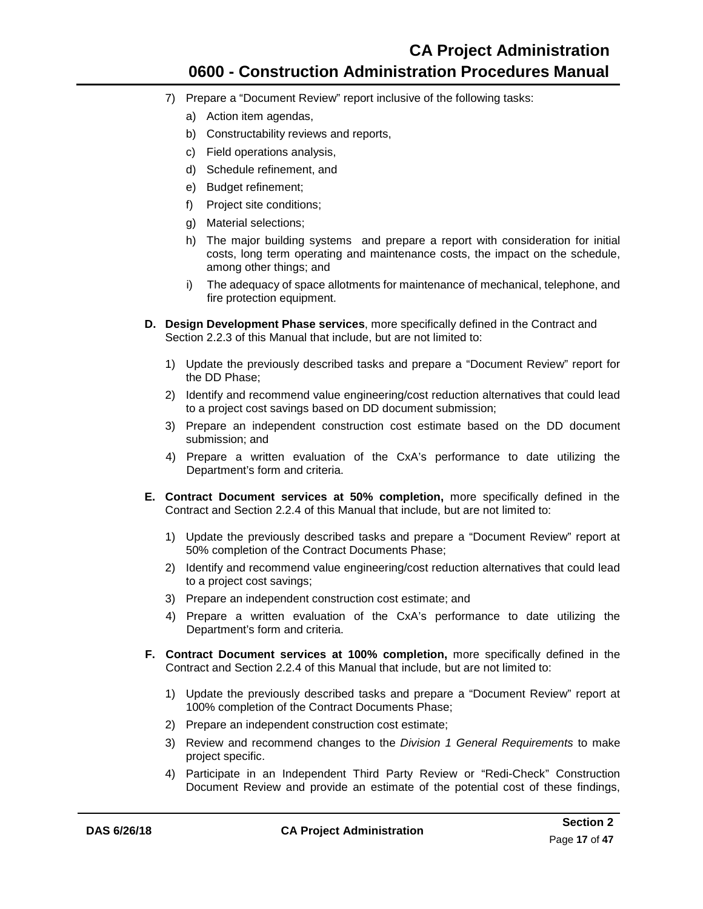7) Prepare a "Document Review" report inclusive of the following tasks:
   a) Action item agendas,
   b) Constructability reviews and reports,
   c) Field operations analysis,
   d) Schedule refinement, and
   e) Budget refinement;
   f) Project site conditions;
   g) Material selections;
   h) The major building systems and prepare a report with consideration for initial costs, long term operating and maintenance costs, the impact on the schedule, among other things; and
   i) The adequacy of space allotments for maintenance of mechanical, telephone, and fire protection equipment.

**D. Design Development Phase services**, more specifically defined in the Contract and Section 2.2.3 of this Manual that include, but are not limited to:

1) Update the previously described tasks and prepare a "Document Review" report for the DD Phase;
2) Identify and recommend value engineering/cost reduction alternatives that could lead to a project cost savings based on DD document submission;
3) Prepare an independent construction cost estimate based on the DD document submission; and
4) Prepare a written evaluation of the CxA's performance to date utilizing the Department's form and criteria.

**E. Contract Document services at 50% completion,** more specifically defined in the Contract and Section 2.2.4 of this Manual that include, but are not limited to:

1) Update the previously described tasks and prepare a "Document Review" report at 50% completion of the Contract Documents Phase;
2) Identify and recommend value engineering/cost reduction alternatives that could lead to a project cost savings;
3) Prepare an independent construction cost estimate; and
4) Prepare a written evaluation of the CxA's performance to date utilizing the Department's form and criteria.

**F. Contract Document services at 100% completion,** more specifically defined in the Contract and Section 2.2.4 of this Manual that include, but are not limited to:

1) Update the previously described tasks and prepare a "Document Review" report at 100% completion of the Contract Documents Phase;
2) Prepare an independent construction cost estimate;
3) Review and recommend changes to the *Division 1 General Requirements* to make project specific.
4) Participate in an Independent Third Party Review or "Redi-Check" Construction Document Review and provide an estimate of the potential cost of these findings,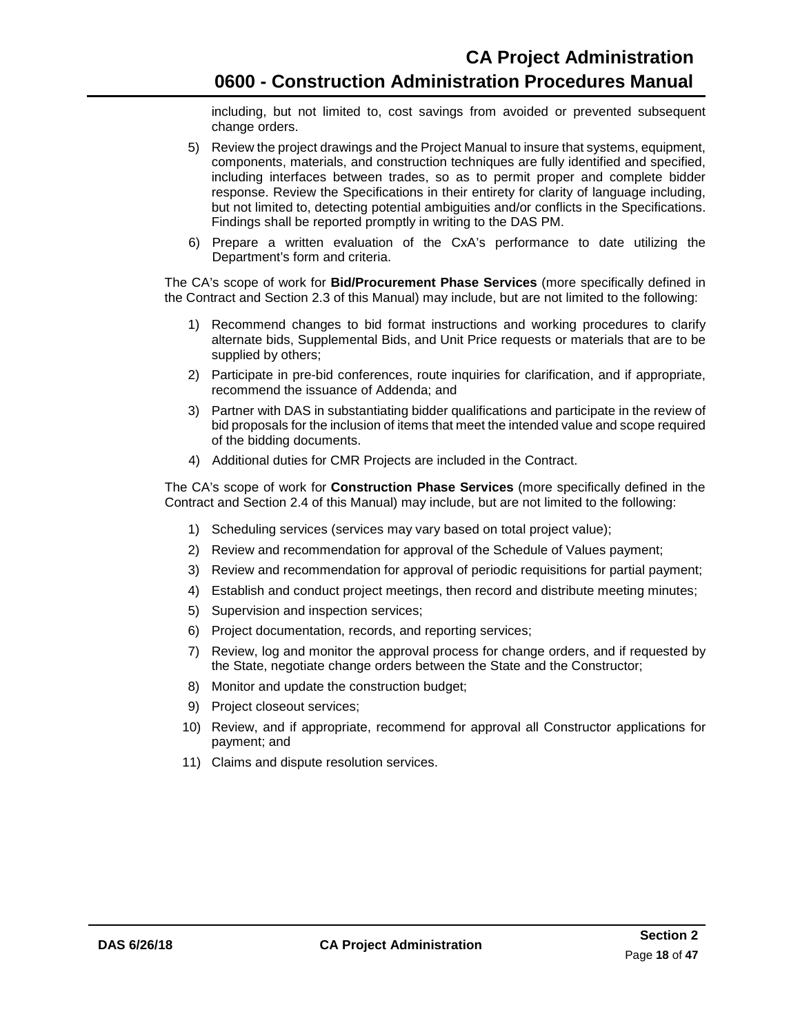including, but not limited to, cost savings from avoided or prevented subsequent change orders.

5) Review the project drawings and the Project Manual to insure that systems, equipment, components, materials, and construction techniques are fully identified and specified, including interfaces between trades, so as to permit proper and complete bidder response. Review the Specifications in their entirety for clarity of language including, but not limited to, detecting potential ambiguities and/or conflicts in the Specifications. Findings shall be reported promptly in writing to the DAS PM.

6) Prepare a written evaluation of the CxA's performance to date utilizing the Department's form and criteria.

The CA's scope of work for **Bid/Procurement Phase Services** (more specifically defined in the Contract and Section 2.3 of this Manual) may include, but are not limited to the following:

1) Recommend changes to bid format instructions and working procedures to clarify alternate bids, Supplemental Bids, and Unit Price requests or materials that are to be supplied by others;
2) Participate in pre-bid conferences, route inquiries for clarification, and if appropriate, recommend the issuance of Addenda; and
3) Partner with DAS in substantiating bidder qualifications and participate in the review of bid proposals for the inclusion of items that meet the intended value and scope required of the bidding documents.
4) Additional duties for CMR Projects are included in the Contract.

The CA's scope of work for **Construction Phase Services** (more specifically defined in the Contract and Section 2.4 of this Manual) may include, but are not limited to the following:

1) Scheduling services (services may vary based on total project value);
2) Review and recommendation for approval of the Schedule of Values payment;
3) Review and recommendation for approval of periodic requisitions for partial payment;
4) Establish and conduct project meetings, then record and distribute meeting minutes;
5) Supervision and inspection services;
6) Project documentation, records, and reporting services;
7) Review, log and monitor the approval process for change orders, and if requested by the State, negotiate change orders between the State and the Constructor;
8) Monitor and update the construction budget;
9) Project closeout services;
10) Review, and if appropriate, recommend for approval all Constructor applications for payment; and
11) Claims and dispute resolution services.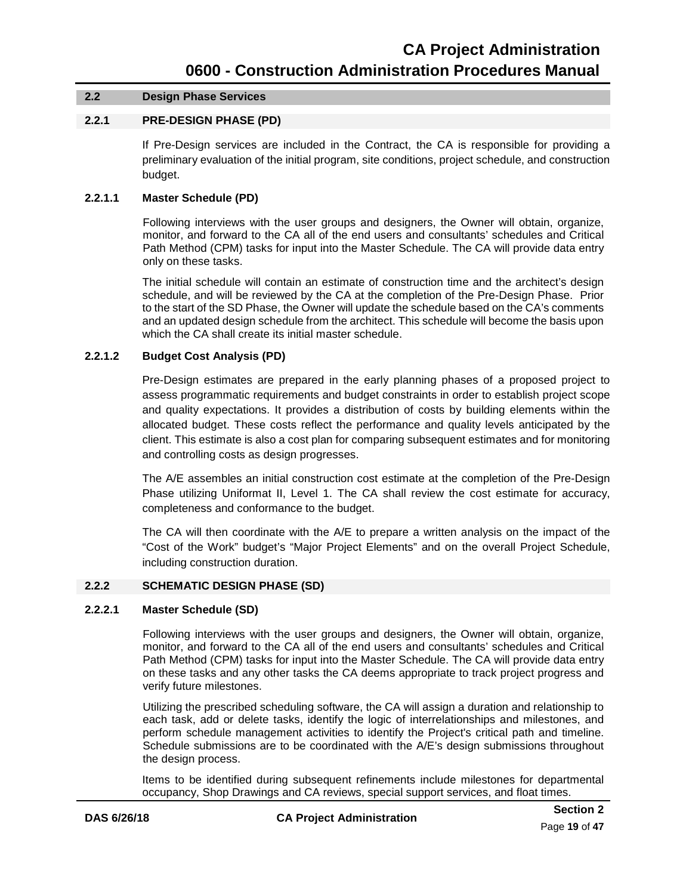## 2.2 Design Phase Services

### 2.2.1 PRE-DESIGN PHASE (PD)

If Pre-Design services are included in the Contract, the CA is responsible for providing a preliminary evaluation of the initial program, site conditions, project schedule, and construction budget.

#### 2.2.1.1 Master Schedule (PD)

Following interviews with the user groups and designers, the Owner will obtain, organize, monitor, and forward to the CA all of the end users and consultants' schedules and Critical Path Method (CPM) tasks for input into the Master Schedule. The CA will provide data entry only on these tasks.

The initial schedule will contain an estimate of construction time and the architect's design schedule, and will be reviewed by the CA at the completion of the Pre-Design Phase. Prior to the start of the SD Phase, the Owner will update the schedule based on the CA's comments and an updated design schedule from the architect. This schedule will become the basis upon which the CA shall create its initial master schedule.

#### 2.2.1.2 Budget Cost Analysis (PD)

Pre-Design estimates are prepared in the early planning phases of a proposed project to assess programmatic requirements and budget constraints in order to establish project scope and quality expectations. It provides a distribution of costs by building elements within the allocated budget. These costs reflect the performance and quality levels anticipated by the client. This estimate is also a cost plan for comparing subsequent estimates and for monitoring and controlling costs as design progresses.

The A/E assembles an initial construction cost estimate at the completion of the Pre-Design Phase utilizing Uniformat II, Level 1. The CA shall review the cost estimate for accuracy, completeness and conformance to the budget.

The CA will then coordinate with the A/E to prepare a written analysis on the impact of the "Cost of the Work" budget's "Major Project Elements" and on the overall Project Schedule, including construction duration.

### 2.2.2 SCHEMATIC DESIGN PHASE (SD)

#### 2.2.2.1 Master Schedule (SD)

Following interviews with the user groups and designers, the Owner will obtain, organize, monitor, and forward to the CA all of the end users and consultants' schedules and Critical Path Method (CPM) tasks for input into the Master Schedule. The CA will provide data entry on these tasks and any other tasks the CA deems appropriate to track project progress and verify future milestones.

Utilizing the prescribed scheduling software, the CA will assign a duration and relationship to each task, add or delete tasks, identify the logic of interrelationships and milestones, and perform schedule management activities to identify the Project's critical path and timeline. Schedule submissions are to be coordinated with the A/E's design submissions throughout the design process.

Items to be identified during subsequent refinements include milestones for departmental occupancy, Shop Drawings and CA reviews, special support services, and float times.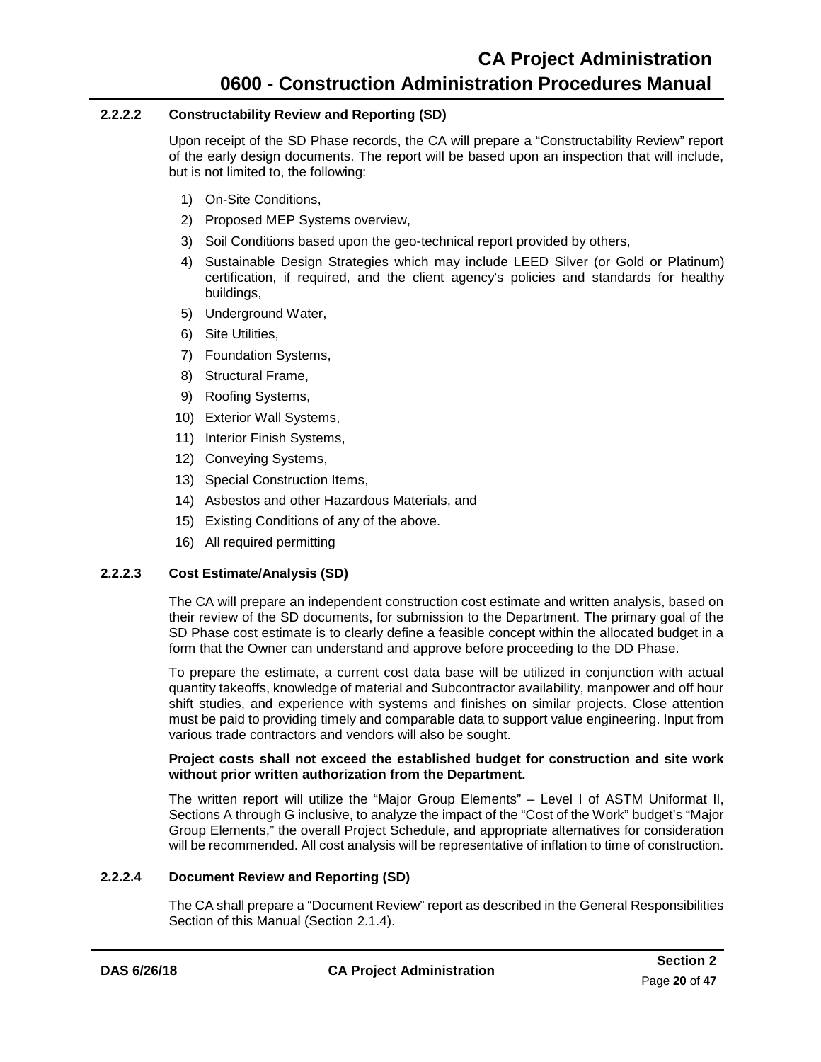#### 2.2.2.2 Constructability Review and Reporting (SD)

Upon receipt of the SD Phase records, the CA will prepare a "Constructability Review" report of the early design documents. The report will be based upon an inspection that will include, but is not limited to, the following:

1) On-Site Conditions,
2) Proposed MEP Systems overview,
3) Soil Conditions based upon the geo-technical report provided by others,
4) Sustainable Design Strategies which may include LEED Silver (or Gold or Platinum) certification, if required, and the client agency's policies and standards for healthy buildings,
5) Underground Water,
6) Site Utilities,
7) Foundation Systems,
8) Structural Frame,
9) Roofing Systems,
10) Exterior Wall Systems,
11) Interior Finish Systems,
12) Conveying Systems,
13) Special Construction Items,
14) Asbestos and other Hazardous Materials, and
15) Existing Conditions of any of the above.
16) All required permitting

#### 2.2.2.3 Cost Estimate/Analysis (SD)

The CA will prepare an independent construction cost estimate and written analysis, based on their review of the SD documents, for submission to the Department. The primary goal of the SD Phase cost estimate is to clearly define a feasible concept within the allocated budget in a form that the Owner can understand and approve before proceeding to the DD Phase.

To prepare the estimate, a current cost data base will be utilized in conjunction with actual quantity takeoffs, knowledge of material and Subcontractor availability, manpower and off hour shift studies, and experience with systems and finishes on similar projects. Close attention must be paid to providing timely and comparable data to support value engineering. Input from various trade contractors and vendors will also be sought.

**Project costs shall not exceed the established budget for construction and site work without prior written authorization from the Department.**

The written report will utilize the "Major Group Elements" – Level I of ASTM Uniformat II, Sections A through G inclusive, to analyze the impact of the "Cost of the Work" budget's "Major Group Elements," the overall Project Schedule, and appropriate alternatives for consideration will be recommended. All cost analysis will be representative of inflation to time of construction.

#### 2.2.2.4 Document Review and Reporting (SD)

The CA shall prepare a "Document Review" report as described in the General Responsibilities Section of this Manual (Section 2.1.4).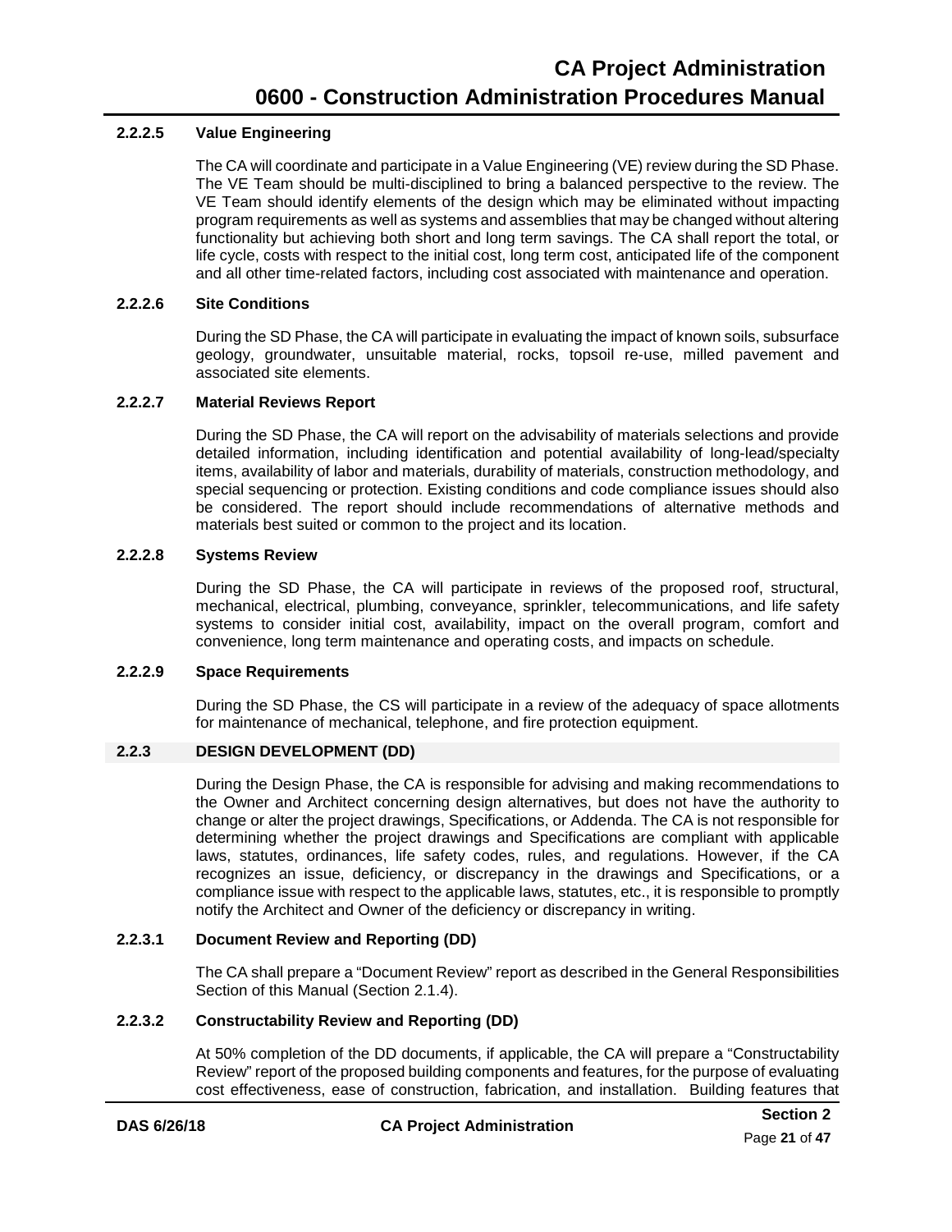#### 2.2.2.5 Value Engineering

The CA will coordinate and participate in a Value Engineering (VE) review during the SD Phase. The VE Team should be multi-disciplined to bring a balanced perspective to the review. The VE Team should identify elements of the design which may be eliminated without impacting program requirements as well as systems and assemblies that may be changed without altering functionality but achieving both short and long term savings. The CA shall report the total, or life cycle, costs with respect to the initial cost, long term cost, anticipated life of the component and all other time-related factors, including cost associated with maintenance and operation.

#### 2.2.2.6 Site Conditions

During the SD Phase, the CA will participate in evaluating the impact of known soils, subsurface geology, groundwater, unsuitable material, rocks, topsoil re-use, milled pavement and associated site elements.

#### 2.2.2.7 Material Reviews Report

During the SD Phase, the CA will report on the advisability of materials selections and provide detailed information, including identification and potential availability of long-lead/specialty items, availability of labor and materials, durability of materials, construction methodology, and special sequencing or protection. Existing conditions and code compliance issues should also be considered. The report should include recommendations of alternative methods and materials best suited or common to the project and its location.

#### 2.2.2.8 Systems Review

During the SD Phase, the CA will participate in reviews of the proposed roof, structural, mechanical, electrical, plumbing, conveyance, sprinkler, telecommunications, and life safety systems to consider initial cost, availability, impact on the overall program, comfort and convenience, long term maintenance and operating costs, and impacts on schedule.

#### 2.2.2.9 Space Requirements

During the SD Phase, the CS will participate in a review of the adequacy of space allotments for maintenance of mechanical, telephone, and fire protection equipment.

### 2.2.3 DESIGN DEVELOPMENT (DD)

During the Design Phase, the CA is responsible for advising and making recommendations to the Owner and Architect concerning design alternatives, but does not have the authority to change or alter the project drawings, Specifications, or Addenda. The CA is not responsible for determining whether the project drawings and Specifications are compliant with applicable laws, statutes, ordinances, life safety codes, rules, and regulations. However, if the CA recognizes an issue, deficiency, or discrepancy in the drawings and Specifications, or a compliance issue with respect to the applicable laws, statutes, etc., it is responsible to promptly notify the Architect and Owner of the deficiency or discrepancy in writing.

#### 2.2.3.1 Document Review and Reporting (DD)

The CA shall prepare a "Document Review" report as described in the General Responsibilities Section of this Manual (Section 2.1.4).

#### 2.2.3.2 Constructability Review and Reporting (DD)

At 50% completion of the DD documents, if applicable, the CA will prepare a "Constructability Review" report of the proposed building components and features, for the purpose of evaluating cost effectiveness, ease of construction, fabrication, and installation. Building features that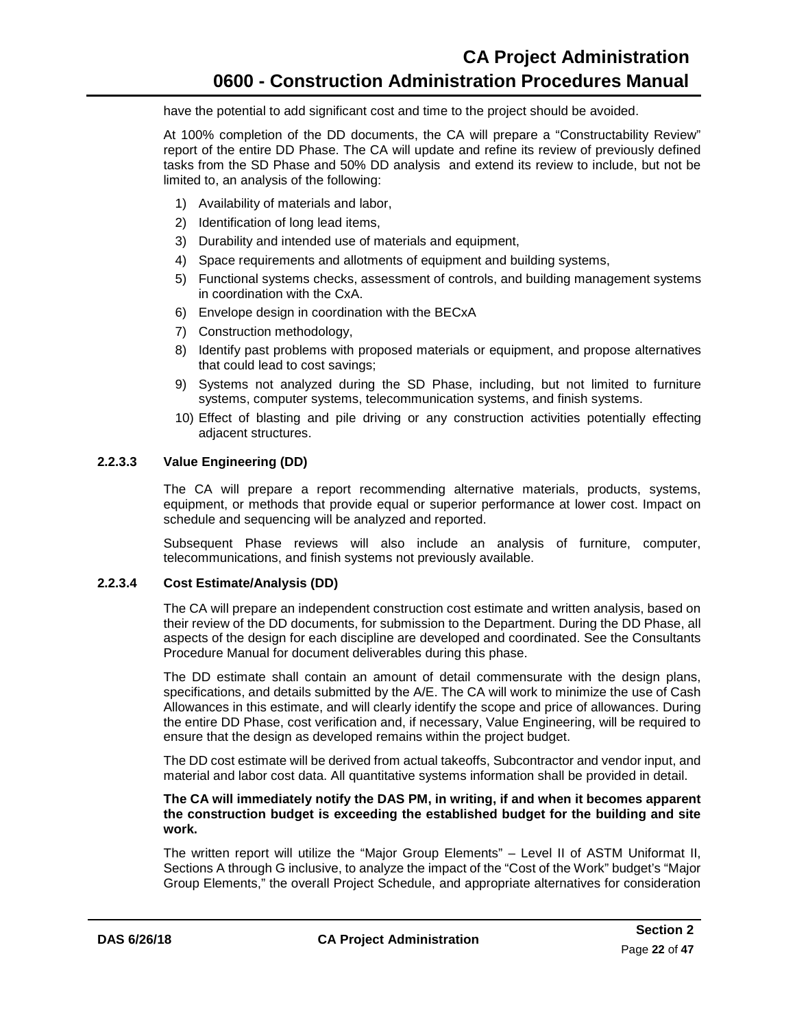have the potential to add significant cost and time to the project should be avoided.

At 100% completion of the DD documents, the CA will prepare a "Constructability Review" report of the entire DD Phase. The CA will update and refine its review of previously defined tasks from the SD Phase and 50% DD analysis and extend its review to include, but not be limited to, an analysis of the following:

1) Availability of materials and labor,
2) Identification of long lead items,
3) Durability and intended use of materials and equipment,
4) Space requirements and allotments of equipment and building systems,
5) Functional systems checks, assessment of controls, and building management systems in coordination with the CxA.
6) Envelope design in coordination with the BECxA
7) Construction methodology,
8) Identify past problems with proposed materials or equipment, and propose alternatives that could lead to cost savings;
9) Systems not analyzed during the SD Phase, including, but not limited to furniture systems, computer systems, telecommunication systems, and finish systems.
10) Effect of blasting and pile driving or any construction activities potentially effecting adjacent structures.

#### 2.2.3.3 Value Engineering (DD)

The CA will prepare a report recommending alternative materials, products, systems, equipment, or methods that provide equal or superior performance at lower cost. Impact on schedule and sequencing will be analyzed and reported.

Subsequent Phase reviews will also include an analysis of furniture, computer, telecommunications, and finish systems not previously available.

#### 2.2.3.4 Cost Estimate/Analysis (DD)

The CA will prepare an independent construction cost estimate and written analysis, based on their review of the DD documents, for submission to the Department. During the DD Phase, all aspects of the design for each discipline are developed and coordinated. See the Consultants Procedure Manual for document deliverables during this phase.

The DD estimate shall contain an amount of detail commensurate with the design plans, specifications, and details submitted by the A/E. The CA will work to minimize the use of Cash Allowances in this estimate, and will clearly identify the scope and price of allowances. During the entire DD Phase, cost verification and, if necessary, Value Engineering, will be required to ensure that the design as developed remains within the project budget.

The DD cost estimate will be derived from actual takeoffs, Subcontractor and vendor input, and material and labor cost data. All quantitative systems information shall be provided in detail.

**The CA will immediately notify the DAS PM, in writing, if and when it becomes apparent the construction budget is exceeding the established budget for the building and site work.**

The written report will utilize the "Major Group Elements" – Level II of ASTM Uniformat II, Sections A through G inclusive, to analyze the impact of the "Cost of the Work" budget's "Major Group Elements," the overall Project Schedule, and appropriate alternatives for consideration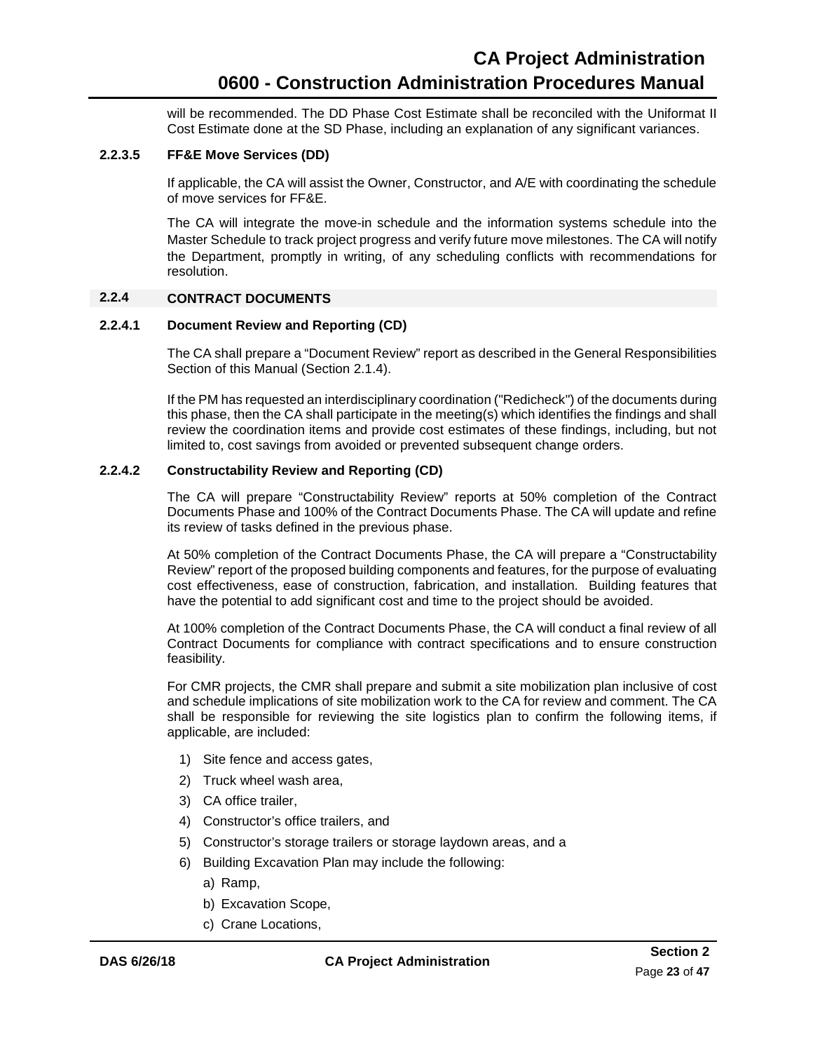will be recommended. The DD Phase Cost Estimate shall be reconciled with the Uniformat II Cost Estimate done at the SD Phase, including an explanation of any significant variances.

#### 2.2.3.5 FF&E Move Services (DD)

If applicable, the CA will assist the Owner, Constructor, and A/E with coordinating the schedule of move services for FF&E.

The CA will integrate the move-in schedule and the information systems schedule into the Master Schedule to track project progress and verify future move milestones. The CA will notify the Department, promptly in writing, of any scheduling conflicts with recommendations for resolution.

### 2.2.4 CONTRACT DOCUMENTS

#### 2.2.4.1 Document Review and Reporting (CD)

The CA shall prepare a "Document Review" report as described in the General Responsibilities Section of this Manual (Section 2.1.4).

If the PM has requested an interdisciplinary coordination ("Redicheck") of the documents during this phase, then the CA shall participate in the meeting(s) which identifies the findings and shall review the coordination items and provide cost estimates of these findings, including, but not limited to, cost savings from avoided or prevented subsequent change orders.

#### 2.2.4.2 Constructability Review and Reporting (CD)

The CA will prepare "Constructability Review" reports at 50% completion of the Contract Documents Phase and 100% of the Contract Documents Phase. The CA will update and refine its review of tasks defined in the previous phase.

At 50% completion of the Contract Documents Phase, the CA will prepare a "Constructability Review" report of the proposed building components and features, for the purpose of evaluating cost effectiveness, ease of construction, fabrication, and installation. Building features that have the potential to add significant cost and time to the project should be avoided.

At 100% completion of the Contract Documents Phase, the CA will conduct a final review of all Contract Documents for compliance with contract specifications and to ensure construction feasibility.

For CMR projects, the CMR shall prepare and submit a site mobilization plan inclusive of cost and schedule implications of site mobilization work to the CA for review and comment. The CA shall be responsible for reviewing the site logistics plan to confirm the following items, if applicable, are included:

1) Site fence and access gates,
2) Truck wheel wash area,
3) CA office trailer,
4) Constructor's office trailers, and
5) Constructor's storage trailers or storage laydown areas, and a
6) Building Excavation Plan may include the following:
   a) Ramp,
   b) Excavation Scope,
   c) Crane Locations,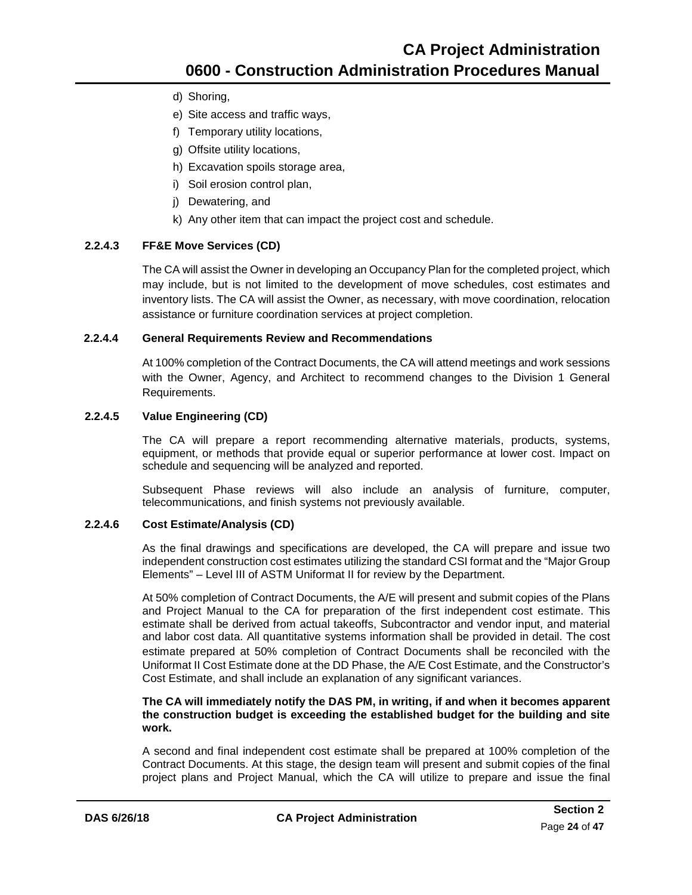d) Shoring,
e) Site access and traffic ways,
f) Temporary utility locations,
g) Offsite utility locations,
h) Excavation spoils storage area,
i) Soil erosion control plan,
j) Dewatering, and
k) Any other item that can impact the project cost and schedule.

#### 2.2.4.3 FF&E Move Services (CD)

The CA will assist the Owner in developing an Occupancy Plan for the completed project, which may include, but is not limited to the development of move schedules, cost estimates and inventory lists. The CA will assist the Owner, as necessary, with move coordination, relocation assistance or furniture coordination services at project completion.

#### 2.2.4.4 General Requirements Review and Recommendations

At 100% completion of the Contract Documents, the CA will attend meetings and work sessions with the Owner, Agency, and Architect to recommend changes to the Division 1 General Requirements.

#### 2.2.4.5 Value Engineering (CD)

The CA will prepare a report recommending alternative materials, products, systems, equipment, or methods that provide equal or superior performance at lower cost. Impact on schedule and sequencing will be analyzed and reported.

Subsequent Phase reviews will also include an analysis of furniture, computer, telecommunications, and finish systems not previously available.

#### 2.2.4.6 Cost Estimate/Analysis (CD)

As the final drawings and specifications are developed, the CA will prepare and issue two independent construction cost estimates utilizing the standard CSI format and the "Major Group Elements" – Level III of ASTM Uniformat II for review by the Department.

At 50% completion of Contract Documents, the A/E will present and submit copies of the Plans and Project Manual to the CA for preparation of the first independent cost estimate. This estimate shall be derived from actual takeoffs, Subcontractor and vendor input, and material and labor cost data. All quantitative systems information shall be provided in detail. The cost estimate prepared at 50% completion of Contract Documents shall be reconciled with the Uniformat II Cost Estimate done at the DD Phase, the A/E Cost Estimate, and the Constructor's Cost Estimate, and shall include an explanation of any significant variances.

**The CA will immediately notify the DAS PM, in writing, if and when it becomes apparent the construction budget is exceeding the established budget for the building and site work.**

A second and final independent cost estimate shall be prepared at 100% completion of the Contract Documents. At this stage, the design team will present and submit copies of the final project plans and Project Manual, which the CA will utilize to prepare and issue the final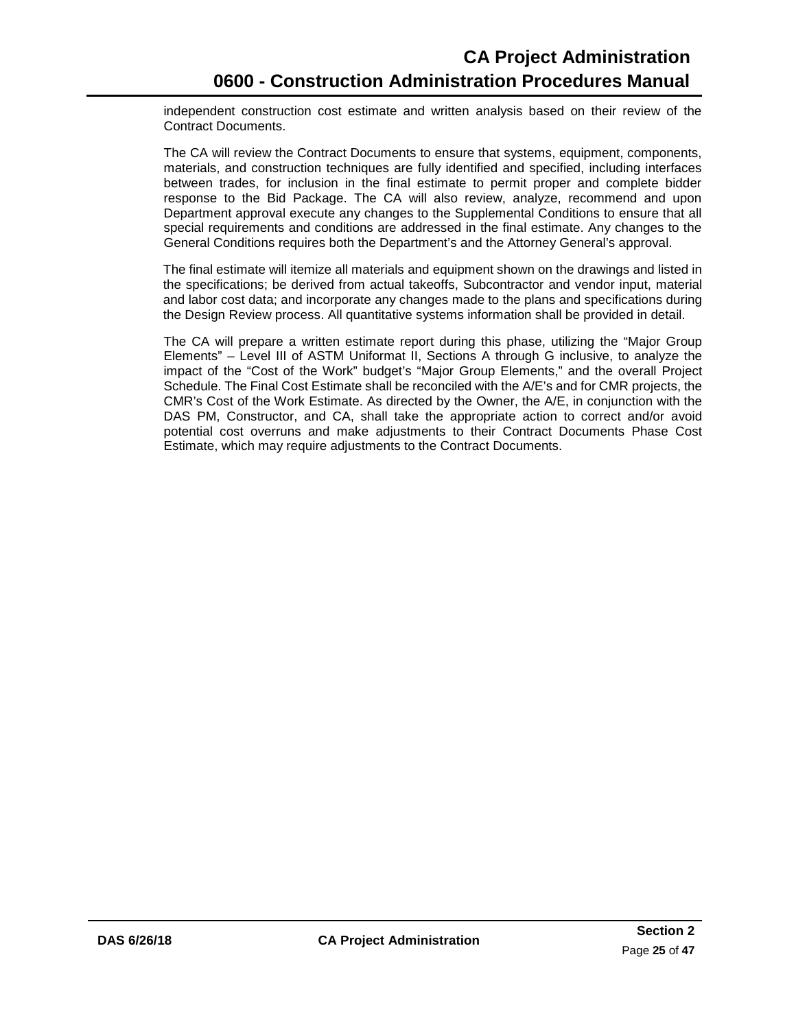independent construction cost estimate and written analysis based on their review of the Contract Documents.

The CA will review the Contract Documents to ensure that systems, equipment, components, materials, and construction techniques are fully identified and specified, including interfaces between trades, for inclusion in the final estimate to permit proper and complete bidder response to the Bid Package. The CA will also review, analyze, recommend and upon Department approval execute any changes to the Supplemental Conditions to ensure that all special requirements and conditions are addressed in the final estimate. Any changes to the General Conditions requires both the Department's and the Attorney General's approval.

The final estimate will itemize all materials and equipment shown on the drawings and listed in the specifications; be derived from actual takeoffs, Subcontractor and vendor input, material and labor cost data; and incorporate any changes made to the plans and specifications during the Design Review process. All quantitative systems information shall be provided in detail.

The CA will prepare a written estimate report during this phase, utilizing the "Major Group Elements" – Level III of ASTM Uniformat II, Sections A through G inclusive, to analyze the impact of the "Cost of the Work" budget's "Major Group Elements," and the overall Project Schedule. The Final Cost Estimate shall be reconciled with the A/E's and for CMR projects, the CMR's Cost of the Work Estimate. As directed by the Owner, the A/E, in conjunction with the DAS PM, Constructor, and CA, shall take the appropriate action to correct and/or avoid potential cost overruns and make adjustments to their Contract Documents Phase Cost Estimate, which may require adjustments to the Contract Documents.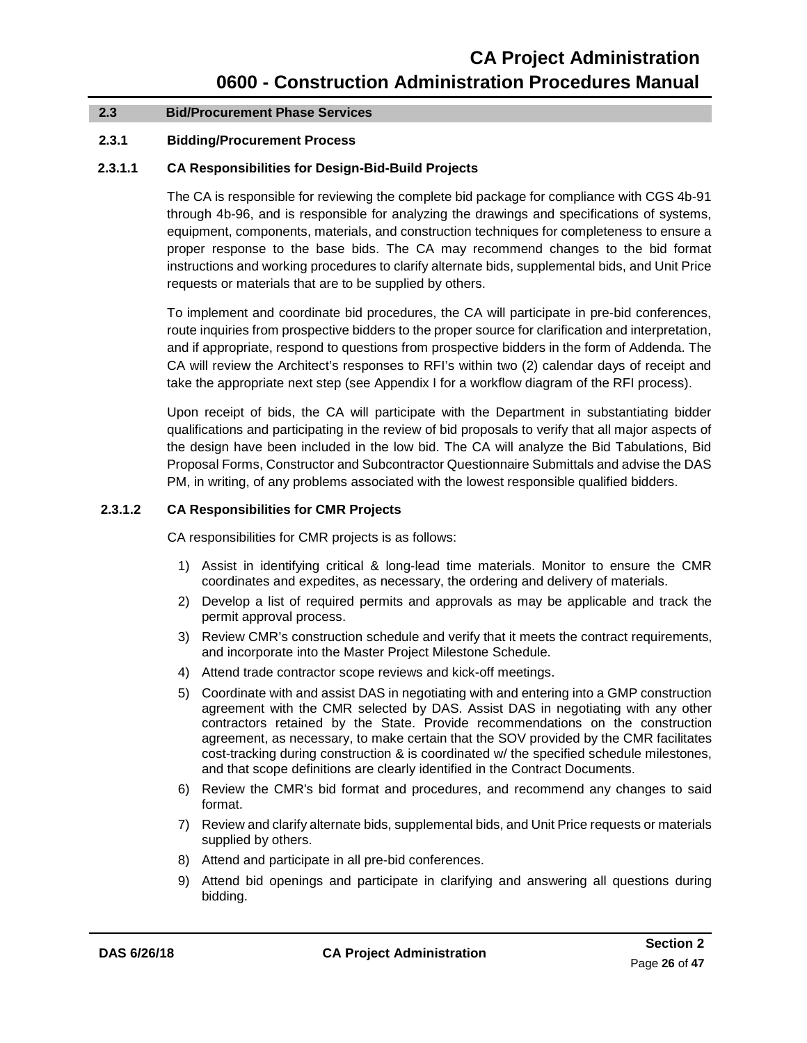## 2.3 Bid/Procurement Phase Services

### 2.3.1 Bidding/Procurement Process

#### 2.3.1.1 CA Responsibilities for Design-Bid-Build Projects

The CA is responsible for reviewing the complete bid package for compliance with CGS 4b-91 through 4b-96, and is responsible for analyzing the drawings and specifications of systems, equipment, components, materials, and construction techniques for completeness to ensure a proper response to the base bids. The CA may recommend changes to the bid format instructions and working procedures to clarify alternate bids, supplemental bids, and Unit Price requests or materials that are to be supplied by others.

To implement and coordinate bid procedures, the CA will participate in pre-bid conferences, route inquiries from prospective bidders to the proper source for clarification and interpretation, and if appropriate, respond to questions from prospective bidders in the form of Addenda. The CA will review the Architect's responses to RFI's within two (2) calendar days of receipt and take the appropriate next step (see Appendix I for a workflow diagram of the RFI process).

Upon receipt of bids, the CA will participate with the Department in substantiating bidder qualifications and participating in the review of bid proposals to verify that all major aspects of the design have been included in the low bid. The CA will analyze the Bid Tabulations, Bid Proposal Forms, Constructor and Subcontractor Questionnaire Submittals and advise the DAS PM, in writing, of any problems associated with the lowest responsible qualified bidders.

#### 2.3.1.2 CA Responsibilities for CMR Projects

CA responsibilities for CMR projects is as follows:

1) Assist in identifying critical & long-lead time materials. Monitor to ensure the CMR coordinates and expedites, as necessary, the ordering and delivery of materials.
2) Develop a list of required permits and approvals as may be applicable and track the permit approval process.
3) Review CMR's construction schedule and verify that it meets the contract requirements, and incorporate into the Master Project Milestone Schedule.
4) Attend trade contractor scope reviews and kick-off meetings.
5) Coordinate with and assist DAS in negotiating with and entering into a GMP construction agreement with the CMR selected by DAS. Assist DAS in negotiating with any other contractors retained by the State. Provide recommendations on the construction agreement, as necessary, to make certain that the SOV provided by the CMR facilitates cost-tracking during construction & is coordinated w/ the specified schedule milestones, and that scope definitions are clearly identified in the Contract Documents.
6) Review the CMR's bid format and procedures, and recommend any changes to said format.
7) Review and clarify alternate bids, supplemental bids, and Unit Price requests or materials supplied by others.
8) Attend and participate in all pre-bid conferences.
9) Attend bid openings and participate in clarifying and answering all questions during bidding.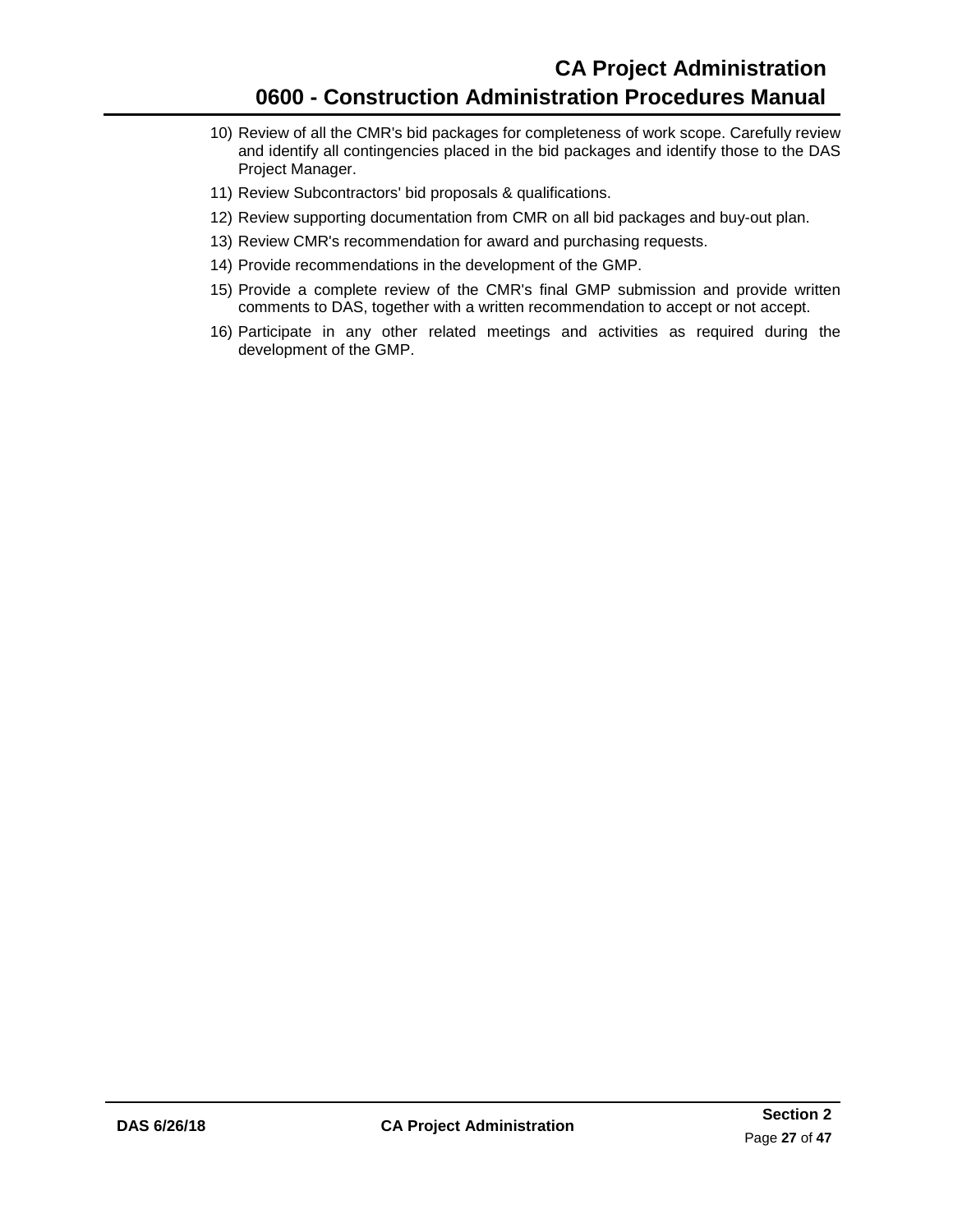10) Review of all the CMR's bid packages for completeness of work scope. Carefully review and identify all contingencies placed in the bid packages and identify those to the DAS Project Manager.
11) Review Subcontractors' bid proposals & qualifications.
12) Review supporting documentation from CMR on all bid packages and buy-out plan.
13) Review CMR's recommendation for award and purchasing requests.
14) Provide recommendations in the development of the GMP.
15) Provide a complete review of the CMR's final GMP submission and provide written comments to DAS, together with a written recommendation to accept or not accept.
16) Participate in any other related meetings and activities as required during the development of the GMP.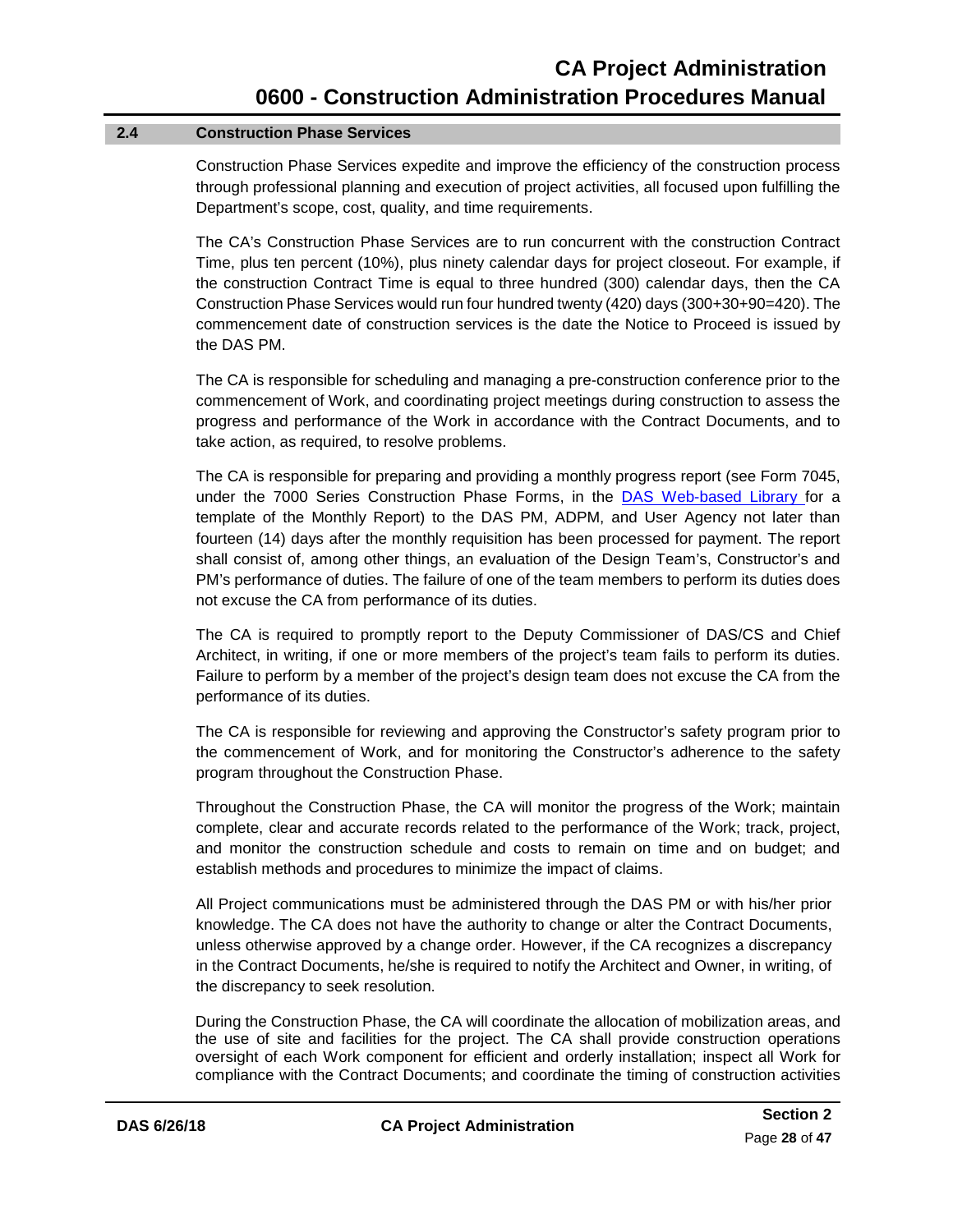## 2.4 Construction Phase Services

Construction Phase Services expedite and improve the efficiency of the construction process through professional planning and execution of project activities, all focused upon fulfilling the Department's scope, cost, quality, and time requirements.

The CA's Construction Phase Services are to run concurrent with the construction Contract Time, plus ten percent (10%), plus ninety calendar days for project closeout. For example, if the construction Contract Time is equal to three hundred (300) calendar days, then the CA Construction Phase Services would run four hundred twenty (420) days (300+30+90=420). The commencement date of construction services is the date the Notice to Proceed is issued by the DAS PM.

The CA is responsible for scheduling and managing a pre-construction conference prior to the commencement of Work, and coordinating project meetings during construction to assess the progress and performance of the Work in accordance with the Contract Documents, and to take action, as required, to resolve problems.

The CA is responsible for preparing and providing a monthly progress report (see Form 7045, under the 7000 Series Construction Phase Forms, in the DAS Web-based Library for a template of the Monthly Report) to the DAS PM, ADPM, and User Agency not later than fourteen (14) days after the monthly requisition has been processed for payment. The report shall consist of, among other things, an evaluation of the Design Team's, Constructor's and PM's performance of duties. The failure of one of the team members to perform its duties does not excuse the CA from performance of its duties.

The CA is required to promptly report to the Deputy Commissioner of DAS/CS and Chief Architect, in writing, if one or more members of the project's team fails to perform its duties. Failure to perform by a member of the project's design team does not excuse the CA from the performance of its duties.

The CA is responsible for reviewing and approving the Constructor's safety program prior to the commencement of Work, and for monitoring the Constructor's adherence to the safety program throughout the Construction Phase.

Throughout the Construction Phase, the CA will monitor the progress of the Work; maintain complete, clear and accurate records related to the performance of the Work; track, project, and monitor the construction schedule and costs to remain on time and on budget; and establish methods and procedures to minimize the impact of claims.

All Project communications must be administered through the DAS PM or with his/her prior knowledge. The CA does not have the authority to change or alter the Contract Documents, unless otherwise approved by a change order. However, if the CA recognizes a discrepancy in the Contract Documents, he/she is required to notify the Architect and Owner, in writing, of the discrepancy to seek resolution.

During the Construction Phase, the CA will coordinate the allocation of mobilization areas, and the use of site and facilities for the project. The CA shall provide construction operations oversight of each Work component for efficient and orderly installation; inspect all Work for compliance with the Contract Documents; and coordinate the timing of construction activities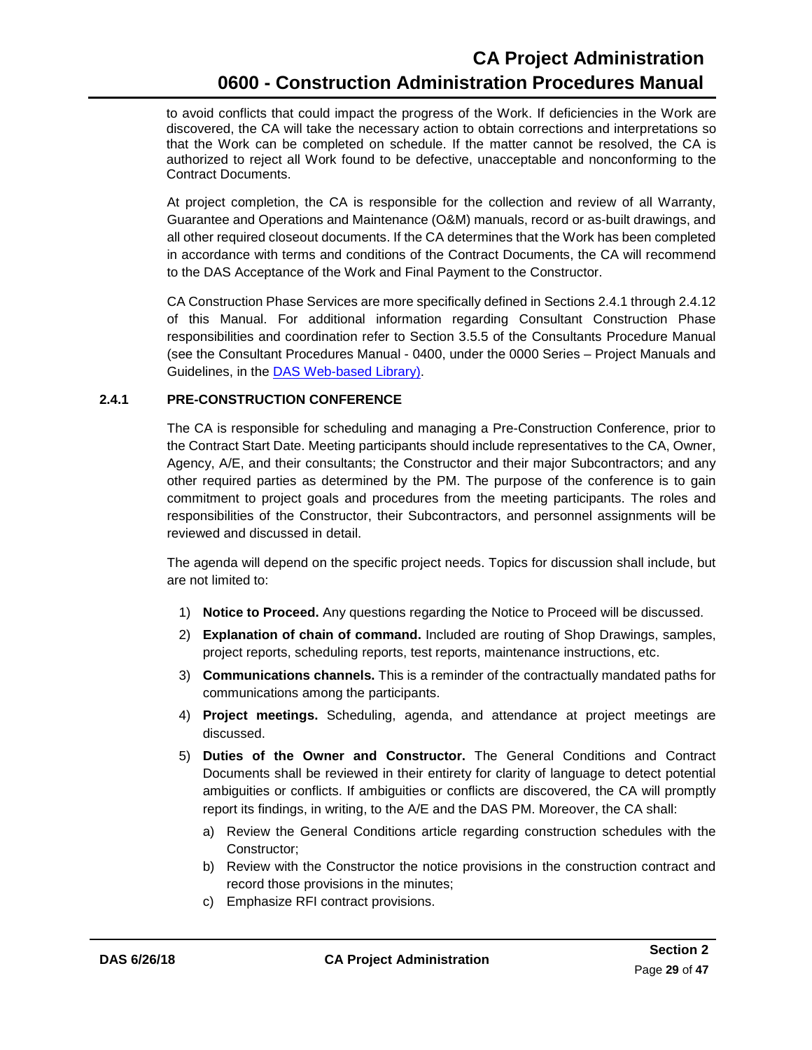to avoid conflicts that could impact the progress of the Work. If deficiencies in the Work are discovered, the CA will take the necessary action to obtain corrections and interpretations so that the Work can be completed on schedule. If the matter cannot be resolved, the CA is authorized to reject all Work found to be defective, unacceptable and nonconforming to the Contract Documents.

At project completion, the CA is responsible for the collection and review of all Warranty, Guarantee and Operations and Maintenance (O&M) manuals, record or as-built drawings, and all other required closeout documents. If the CA determines that the Work has been completed in accordance with terms and conditions of the Contract Documents, the CA will recommend to the DAS Acceptance of the Work and Final Payment to the Constructor.

CA Construction Phase Services are more specifically defined in Sections 2.4.1 through 2.4.12 of this Manual. For additional information regarding Consultant Construction Phase responsibilities and coordination refer to Section 3.5.5 of the Consultants Procedure Manual (see the Consultant Procedures Manual - 0400, under the 0000 Series – Project Manuals and Guidelines, in the [DAS Web-based Library)](#).

### 2.4.1 PRE-CONSTRUCTION CONFERENCE

The CA is responsible for scheduling and managing a Pre-Construction Conference, prior to the Contract Start Date. Meeting participants should include representatives to the CA, Owner, Agency, A/E, and their consultants; the Constructor and their major Subcontractors; and any other required parties as determined by the PM. The purpose of the conference is to gain commitment to project goals and procedures from the meeting participants. The roles and responsibilities of the Constructor, their Subcontractors, and personnel assignments will be reviewed and discussed in detail.

The agenda will depend on the specific project needs. Topics for discussion shall include, but are not limited to:

1) **Notice to Proceed.** Any questions regarding the Notice to Proceed will be discussed.
2) **Explanation of chain of command.** Included are routing of Shop Drawings, samples, project reports, scheduling reports, test reports, maintenance instructions, etc.
3) **Communications channels.** This is a reminder of the contractually mandated paths for communications among the participants.
4) **Project meetings.** Scheduling, agenda, and attendance at project meetings are discussed.
5) **Duties of the Owner and Constructor.** The General Conditions and Contract Documents shall be reviewed in their entirety for clarity of language to detect potential ambiguities or conflicts. If ambiguities or conflicts are discovered, the CA will promptly report its findings, in writing, to the A/E and the DAS PM. Moreover, the CA shall:
   a) Review the General Conditions article regarding construction schedules with the Constructor;
   b) Review with the Constructor the notice provisions in the construction contract and record those provisions in the minutes;
   c) Emphasize RFI contract provisions.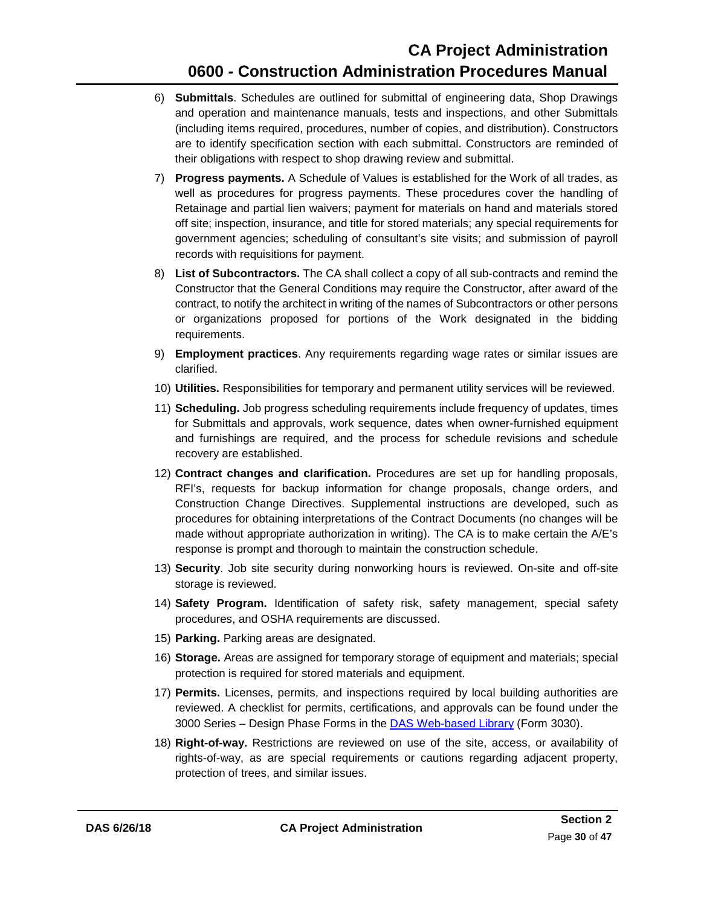6) **Submittals**. Schedules are outlined for submittal of engineering data, Shop Drawings and operation and maintenance manuals, tests and inspections, and other Submittals (including items required, procedures, number of copies, and distribution). Constructors are to identify specification section with each submittal. Constructors are reminded of their obligations with respect to shop drawing review and submittal.

7) **Progress payments.** A Schedule of Values is established for the Work of all trades, as well as procedures for progress payments. These procedures cover the handling of Retainage and partial lien waivers; payment for materials on hand and materials stored off site; inspection, insurance, and title for stored materials; any special requirements for government agencies; scheduling of consultant's site visits; and submission of payroll records with requisitions for payment.

8) **List of Subcontractors.** The CA shall collect a copy of all sub-contracts and remind the Constructor that the General Conditions may require the Constructor, after award of the contract, to notify the architect in writing of the names of Subcontractors or other persons or organizations proposed for portions of the Work designated in the bidding requirements.

9) **Employment practices**. Any requirements regarding wage rates or similar issues are clarified.

10) **Utilities.** Responsibilities for temporary and permanent utility services will be reviewed.

11) **Scheduling.** Job progress scheduling requirements include frequency of updates, times for Submittals and approvals, work sequence, dates when owner-furnished equipment and furnishings are required, and the process for schedule revisions and schedule recovery are established.

12) **Contract changes and clarification.** Procedures are set up for handling proposals, RFI's, requests for backup information for change proposals, change orders, and Construction Change Directives. Supplemental instructions are developed, such as procedures for obtaining interpretations of the Contract Documents (no changes will be made without appropriate authorization in writing). The CA is to make certain the A/E's response is prompt and thorough to maintain the construction schedule.

13) **Security**. Job site security during nonworking hours is reviewed. On-site and off-site storage is reviewed.

14) **Safety Program.** Identification of safety risk, safety management, special safety procedures, and OSHA requirements are discussed.

15) **Parking.** Parking areas are designated.

16) **Storage.** Areas are assigned for temporary storage of equipment and materials; special protection is required for stored materials and equipment.

17) **Permits.** Licenses, permits, and inspections required by local building authorities are reviewed. A checklist for permits, certifications, and approvals can be found under the 3000 Series – Design Phase Forms in the DAS Web-based Library (Form 3030).

18) **Right-of-way.** Restrictions are reviewed on use of the site, access, or availability of rights-of-way, as are special requirements or cautions regarding adjacent property, protection of trees, and similar issues.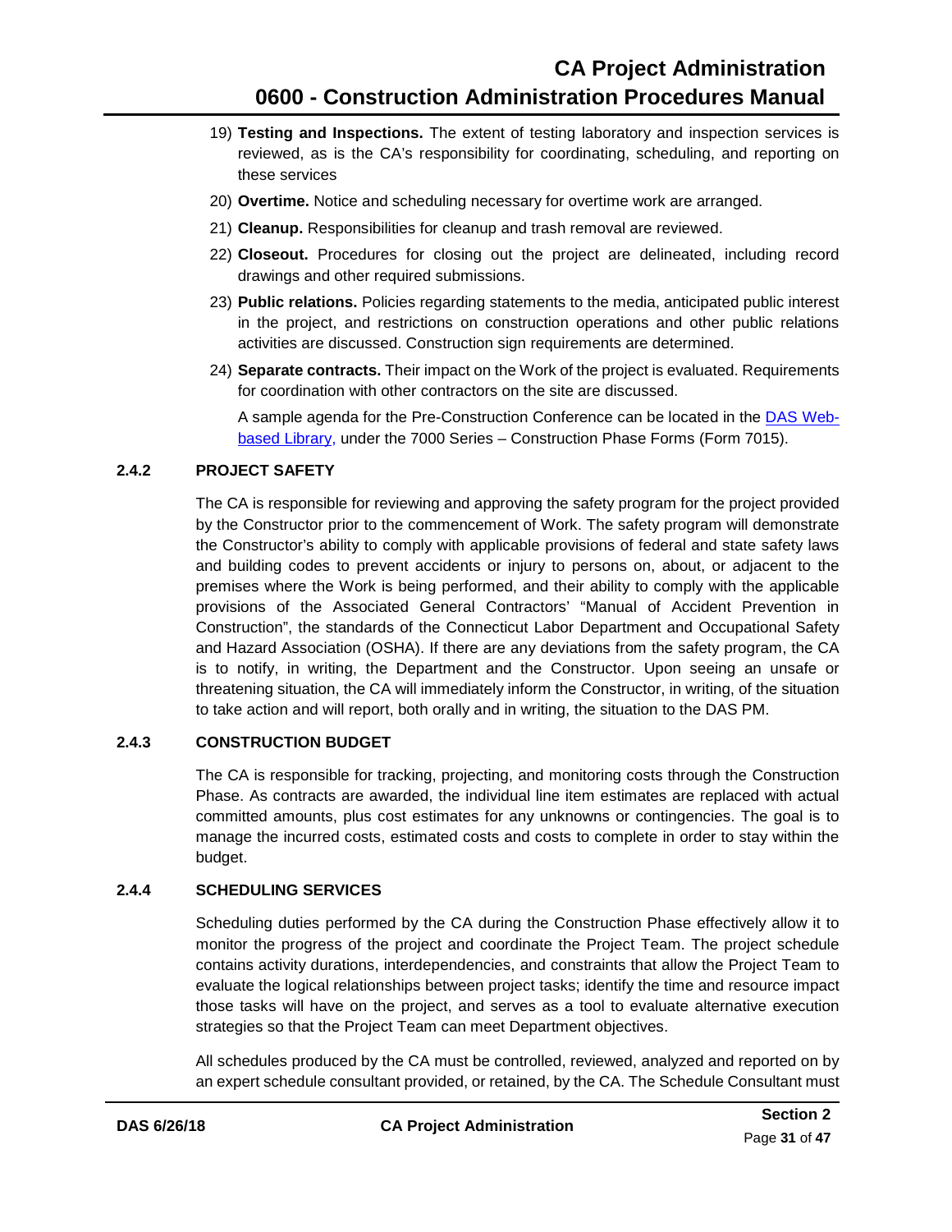19) **Testing and Inspections.** The extent of testing laboratory and inspection services is reviewed, as is the CA's responsibility for coordinating, scheduling, and reporting on these services

20) **Overtime.** Notice and scheduling necessary for overtime work are arranged.

21) **Cleanup.** Responsibilities for cleanup and trash removal are reviewed.

22) **Closeout.** Procedures for closing out the project are delineated, including record drawings and other required submissions.

23) **Public relations.** Policies regarding statements to the media, anticipated public interest in the project, and restrictions on construction operations and other public relations activities are discussed. Construction sign requirements are determined.

24) **Separate contracts.** Their impact on the Work of the project is evaluated. Requirements for coordination with other contractors on the site are discussed.

    A sample agenda for the Pre-Construction Conference can be located in the [DAS Web-based Library,]() under the 7000 Series – Construction Phase Forms (Form 7015).

### 2.4.2 PROJECT SAFETY

The CA is responsible for reviewing and approving the safety program for the project provided by the Constructor prior to the commencement of Work. The safety program will demonstrate the Constructor's ability to comply with applicable provisions of federal and state safety laws and building codes to prevent accidents or injury to persons on, about, or adjacent to the premises where the Work is being performed, and their ability to comply with the applicable provisions of the Associated General Contractors' "Manual of Accident Prevention in Construction", the standards of the Connecticut Labor Department and Occupational Safety and Hazard Association (OSHA). If there are any deviations from the safety program, the CA is to notify, in writing, the Department and the Constructor. Upon seeing an unsafe or threatening situation, the CA will immediately inform the Constructor, in writing, of the situation to take action and will report, both orally and in writing, the situation to the DAS PM.

### 2.4.3 CONSTRUCTION BUDGET

The CA is responsible for tracking, projecting, and monitoring costs through the Construction Phase. As contracts are awarded, the individual line item estimates are replaced with actual committed amounts, plus cost estimates for any unknowns or contingencies. The goal is to manage the incurred costs, estimated costs and costs to complete in order to stay within the budget.

### 2.4.4 SCHEDULING SERVICES

Scheduling duties performed by the CA during the Construction Phase effectively allow it to monitor the progress of the project and coordinate the Project Team. The project schedule contains activity durations, interdependencies, and constraints that allow the Project Team to evaluate the logical relationships between project tasks; identify the time and resource impact those tasks will have on the project, and serves as a tool to evaluate alternative execution strategies so that the Project Team can meet Department objectives.

All schedules produced by the CA must be controlled, reviewed, analyzed and reported on by an expert schedule consultant provided, or retained, by the CA. The Schedule Consultant must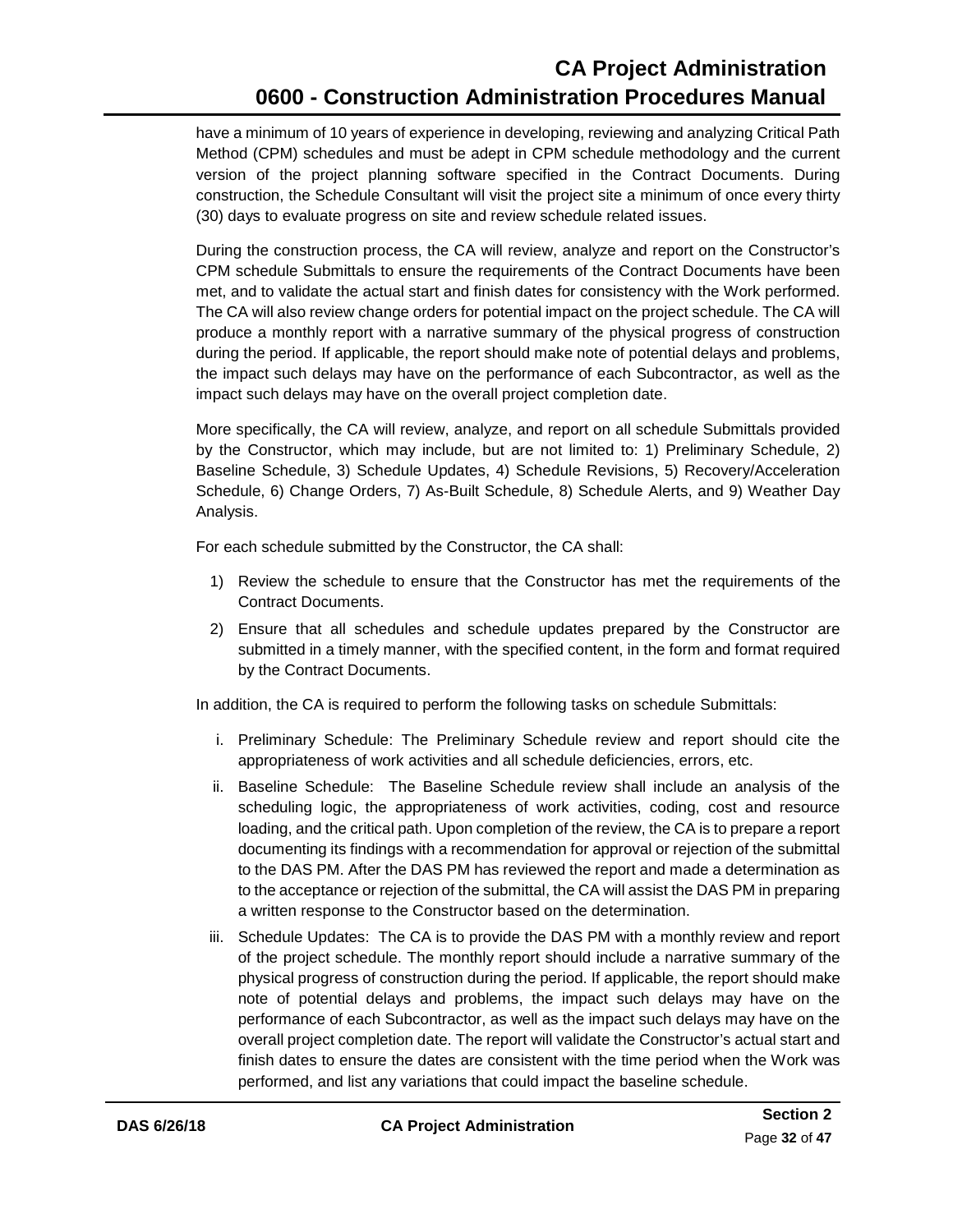have a minimum of 10 years of experience in developing, reviewing and analyzing Critical Path Method (CPM) schedules and must be adept in CPM schedule methodology and the current version of the project planning software specified in the Contract Documents. During construction, the Schedule Consultant will visit the project site a minimum of once every thirty (30) days to evaluate progress on site and review schedule related issues.

During the construction process, the CA will review, analyze and report on the Constructor's CPM schedule Submittals to ensure the requirements of the Contract Documents have been met, and to validate the actual start and finish dates for consistency with the Work performed. The CA will also review change orders for potential impact on the project schedule. The CA will produce a monthly report with a narrative summary of the physical progress of construction during the period. If applicable, the report should make note of potential delays and problems, the impact such delays may have on the performance of each Subcontractor, as well as the impact such delays may have on the overall project completion date.

More specifically, the CA will review, analyze, and report on all schedule Submittals provided by the Constructor, which may include, but are not limited to: 1) Preliminary Schedule, 2) Baseline Schedule, 3) Schedule Updates, 4) Schedule Revisions, 5) Recovery/Acceleration Schedule, 6) Change Orders, 7) As-Built Schedule, 8) Schedule Alerts, and 9) Weather Day Analysis.

For each schedule submitted by the Constructor, the CA shall:

1) Review the schedule to ensure that the Constructor has met the requirements of the Contract Documents.
2) Ensure that all schedules and schedule updates prepared by the Constructor are submitted in a timely manner, with the specified content, in the form and format required by the Contract Documents.

In addition, the CA is required to perform the following tasks on schedule Submittals:

i. Preliminary Schedule: The Preliminary Schedule review and report should cite the appropriateness of work activities and all schedule deficiencies, errors, etc.

ii. Baseline Schedule: The Baseline Schedule review shall include an analysis of the scheduling logic, the appropriateness of work activities, coding, cost and resource loading, and the critical path. Upon completion of the review, the CA is to prepare a report documenting its findings with a recommendation for approval or rejection of the submittal to the DAS PM. After the DAS PM has reviewed the report and made a determination as to the acceptance or rejection of the submittal, the CA will assist the DAS PM in preparing a written response to the Constructor based on the determination.

iii. Schedule Updates: The CA is to provide the DAS PM with a monthly review and report of the project schedule. The monthly report should include a narrative summary of the physical progress of construction during the period. If applicable, the report should make note of potential delays and problems, the impact such delays may have on the performance of each Subcontractor, as well as the impact such delays may have on the overall project completion date. The report will validate the Constructor's actual start and finish dates to ensure the dates are consistent with the time period when the Work was performed, and list any variations that could impact the baseline schedule.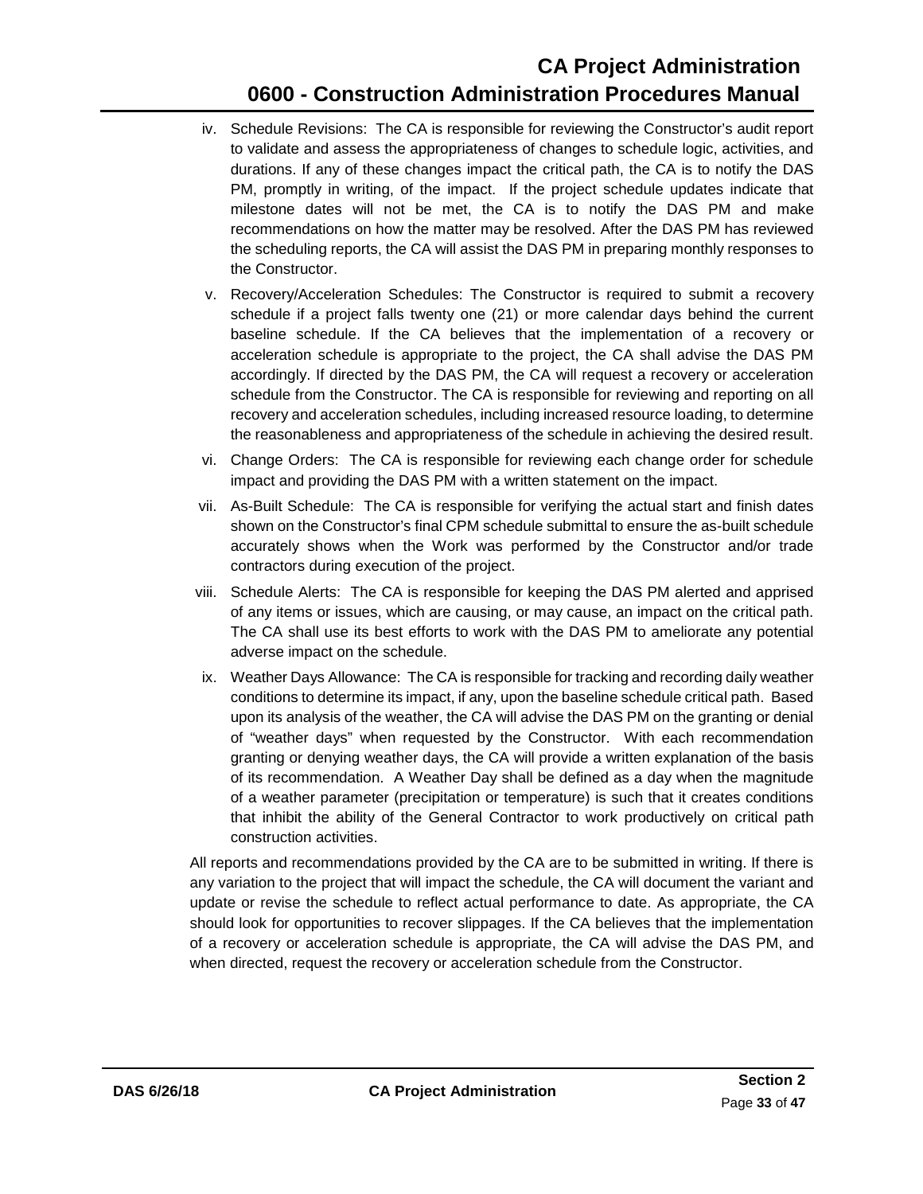iv. Schedule Revisions: The CA is responsible for reviewing the Constructor's audit report to validate and assess the appropriateness of changes to schedule logic, activities, and durations. If any of these changes impact the critical path, the CA is to notify the DAS PM, promptly in writing, of the impact. If the project schedule updates indicate that milestone dates will not be met, the CA is to notify the DAS PM and make recommendations on how the matter may be resolved. After the DAS PM has reviewed the scheduling reports, the CA will assist the DAS PM in preparing monthly responses to the Constructor.

v. Recovery/Acceleration Schedules: The Constructor is required to submit a recovery schedule if a project falls twenty one (21) or more calendar days behind the current baseline schedule. If the CA believes that the implementation of a recovery or acceleration schedule is appropriate to the project, the CA shall advise the DAS PM accordingly. If directed by the DAS PM, the CA will request a recovery or acceleration schedule from the Constructor. The CA is responsible for reviewing and reporting on all recovery and acceleration schedules, including increased resource loading, to determine the reasonableness and appropriateness of the schedule in achieving the desired result.

vi. Change Orders: The CA is responsible for reviewing each change order for schedule impact and providing the DAS PM with a written statement on the impact.

vii. As-Built Schedule: The CA is responsible for verifying the actual start and finish dates shown on the Constructor's final CPM schedule submittal to ensure the as-built schedule accurately shows when the Work was performed by the Constructor and/or trade contractors during execution of the project.

viii. Schedule Alerts: The CA is responsible for keeping the DAS PM alerted and apprised of any items or issues, which are causing, or may cause, an impact on the critical path. The CA shall use its best efforts to work with the DAS PM to ameliorate any potential adverse impact on the schedule.

ix. Weather Days Allowance: The CA is responsible for tracking and recording daily weather conditions to determine its impact, if any, upon the baseline schedule critical path. Based upon its analysis of the weather, the CA will advise the DAS PM on the granting or denial of "weather days" when requested by the Constructor. With each recommendation granting or denying weather days, the CA will provide a written explanation of the basis of its recommendation. A Weather Day shall be defined as a day when the magnitude of a weather parameter (precipitation or temperature) is such that it creates conditions that inhibit the ability of the General Contractor to work productively on critical path construction activities.

All reports and recommendations provided by the CA are to be submitted in writing. If there is any variation to the project that will impact the schedule, the CA will document the variant and update or revise the schedule to reflect actual performance to date. As appropriate, the CA should look for opportunities to recover slippages. If the CA believes that the implementation of a recovery or acceleration schedule is appropriate, the CA will advise the DAS PM, and when directed, request the recovery or acceleration schedule from the Constructor.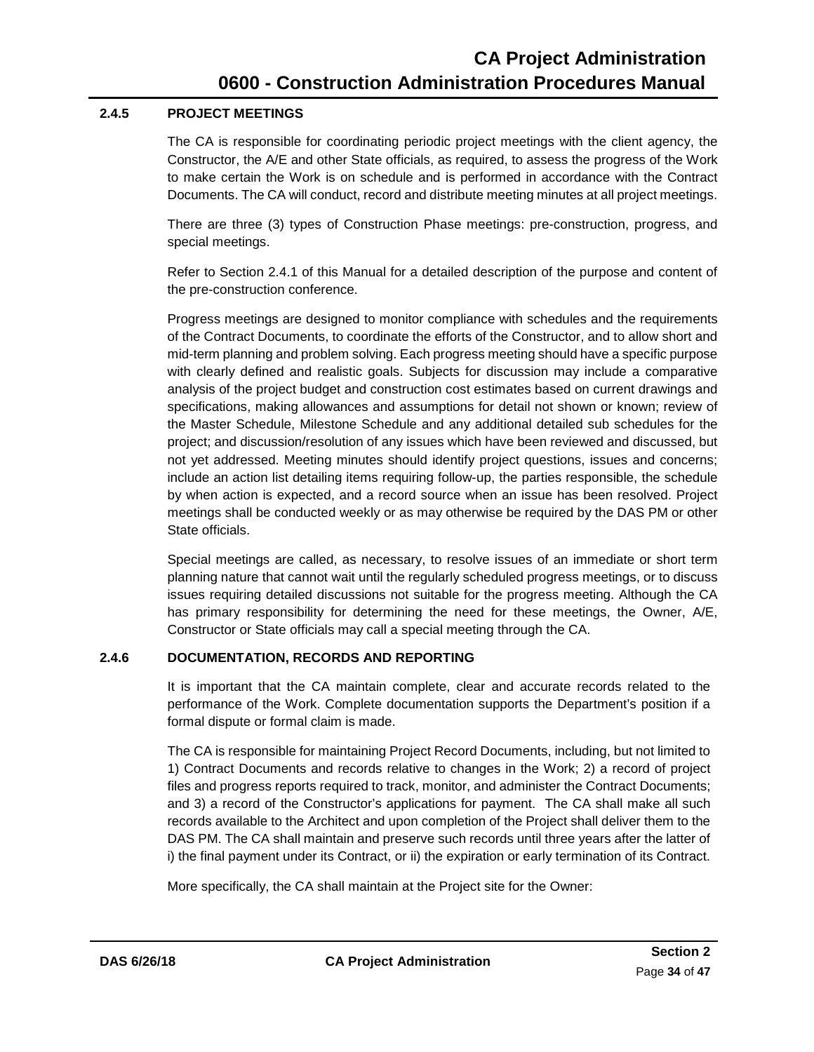### 2.4.5 PROJECT MEETINGS

The CA is responsible for coordinating periodic project meetings with the client agency, the Constructor, the A/E and other State officials, as required, to assess the progress of the Work to make certain the Work is on schedule and is performed in accordance with the Contract Documents. The CA will conduct, record and distribute meeting minutes at all project meetings.

There are three (3) types of Construction Phase meetings: pre-construction, progress, and special meetings.

Refer to Section 2.4.1 of this Manual for a detailed description of the purpose and content of the pre-construction conference.

Progress meetings are designed to monitor compliance with schedules and the requirements of the Contract Documents, to coordinate the efforts of the Constructor, and to allow short and mid-term planning and problem solving. Each progress meeting should have a specific purpose with clearly defined and realistic goals. Subjects for discussion may include a comparative analysis of the project budget and construction cost estimates based on current drawings and specifications, making allowances and assumptions for detail not shown or known; review of the Master Schedule, Milestone Schedule and any additional detailed sub schedules for the project; and discussion/resolution of any issues which have been reviewed and discussed, but not yet addressed. Meeting minutes should identify project questions, issues and concerns; include an action list detailing items requiring follow-up, the parties responsible, the schedule by when action is expected, and a record source when an issue has been resolved. Project meetings shall be conducted weekly or as may otherwise be required by the DAS PM or other State officials.

Special meetings are called, as necessary, to resolve issues of an immediate or short term planning nature that cannot wait until the regularly scheduled progress meetings, or to discuss issues requiring detailed discussions not suitable for the progress meeting. Although the CA has primary responsibility for determining the need for these meetings, the Owner, A/E, Constructor or State officials may call a special meeting through the CA.

### 2.4.6 DOCUMENTATION, RECORDS AND REPORTING

It is important that the CA maintain complete, clear and accurate records related to the performance of the Work. Complete documentation supports the Department's position if a formal dispute or formal claim is made.

The CA is responsible for maintaining Project Record Documents, including, but not limited to 1) Contract Documents and records relative to changes in the Work; 2) a record of project files and progress reports required to track, monitor, and administer the Contract Documents; and 3) a record of the Constructor's applications for payment. The CA shall make all such records available to the Architect and upon completion of the Project shall deliver them to the DAS PM. The CA shall maintain and preserve such records until three years after the latter of i) the final payment under its Contract, or ii) the expiration or early termination of its Contract.

More specifically, the CA shall maintain at the Project site for the Owner: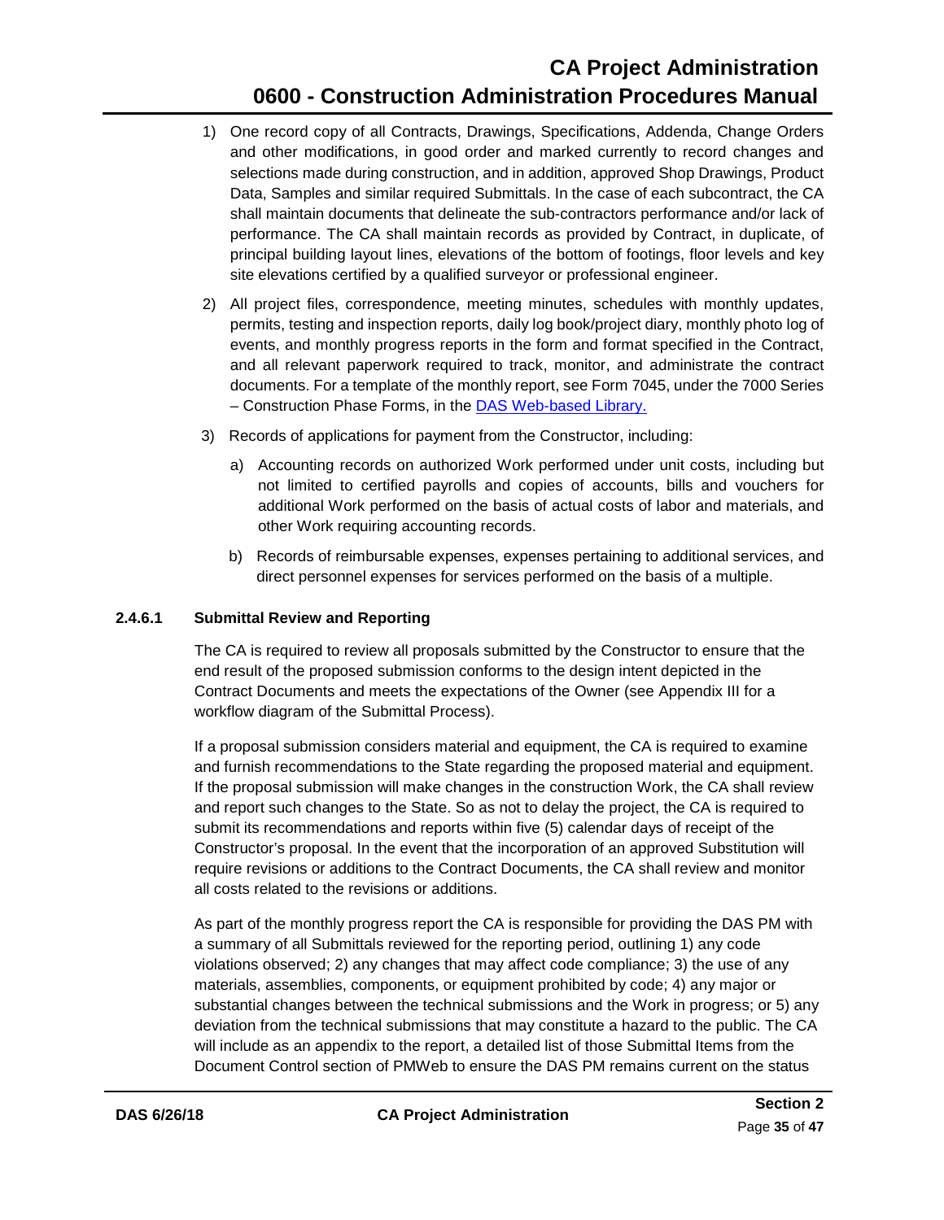1) One record copy of all Contracts, Drawings, Specifications, Addenda, Change Orders and other modifications, in good order and marked currently to record changes and selections made during construction, and in addition, approved Shop Drawings, Product Data, Samples and similar required Submittals. In the case of each subcontract, the CA shall maintain documents that delineate the sub-contractors performance and/or lack of performance. The CA shall maintain records as provided by Contract, in duplicate, of principal building layout lines, elevations of the bottom of footings, floor levels and key site elevations certified by a qualified surveyor or professional engineer.

2) All project files, correspondence, meeting minutes, schedules with monthly updates, permits, testing and inspection reports, daily log book/project diary, monthly photo log of events, and monthly progress reports in the form and format specified in the Contract, and all relevant paperwork required to track, monitor, and administrate the contract documents. For a template of the monthly report, see Form 7045, under the 7000 Series – Construction Phase Forms, in the [DAS Web-based Library.](DAS Web-based Library.)

3) Records of applications for payment from the Constructor, including:

   a) Accounting records on authorized Work performed under unit costs, including but not limited to certified payrolls and copies of accounts, bills and vouchers for additional Work performed on the basis of actual costs of labor and materials, and other Work requiring accounting records.

   b) Records of reimbursable expenses, expenses pertaining to additional services, and direct personnel expenses for services performed on the basis of a multiple.

#### 2.4.6.1 Submittal Review and Reporting

The CA is required to review all proposals submitted by the Constructor to ensure that the end result of the proposed submission conforms to the design intent depicted in the Contract Documents and meets the expectations of the Owner (see Appendix III for a workflow diagram of the Submittal Process).

If a proposal submission considers material and equipment, the CA is required to examine and furnish recommendations to the State regarding the proposed material and equipment. If the proposal submission will make changes in the construction Work, the CA shall review and report such changes to the State. So as not to delay the project, the CA is required to submit its recommendations and reports within five (5) calendar days of receipt of the Constructor's proposal. In the event that the incorporation of an approved Substitution will require revisions or additions to the Contract Documents, the CA shall review and monitor all costs related to the revisions or additions.

As part of the monthly progress report the CA is responsible for providing the DAS PM with a summary of all Submittals reviewed for the reporting period, outlining 1) any code violations observed; 2) any changes that may affect code compliance; 3) the use of any materials, assemblies, components, or equipment prohibited by code; 4) any major or substantial changes between the technical submissions and the Work in progress; or 5) any deviation from the technical submissions that may constitute a hazard to the public. The CA will include as an appendix to the report, a detailed list of those Submittal Items from the Document Control section of PMWeb to ensure the DAS PM remains current on the status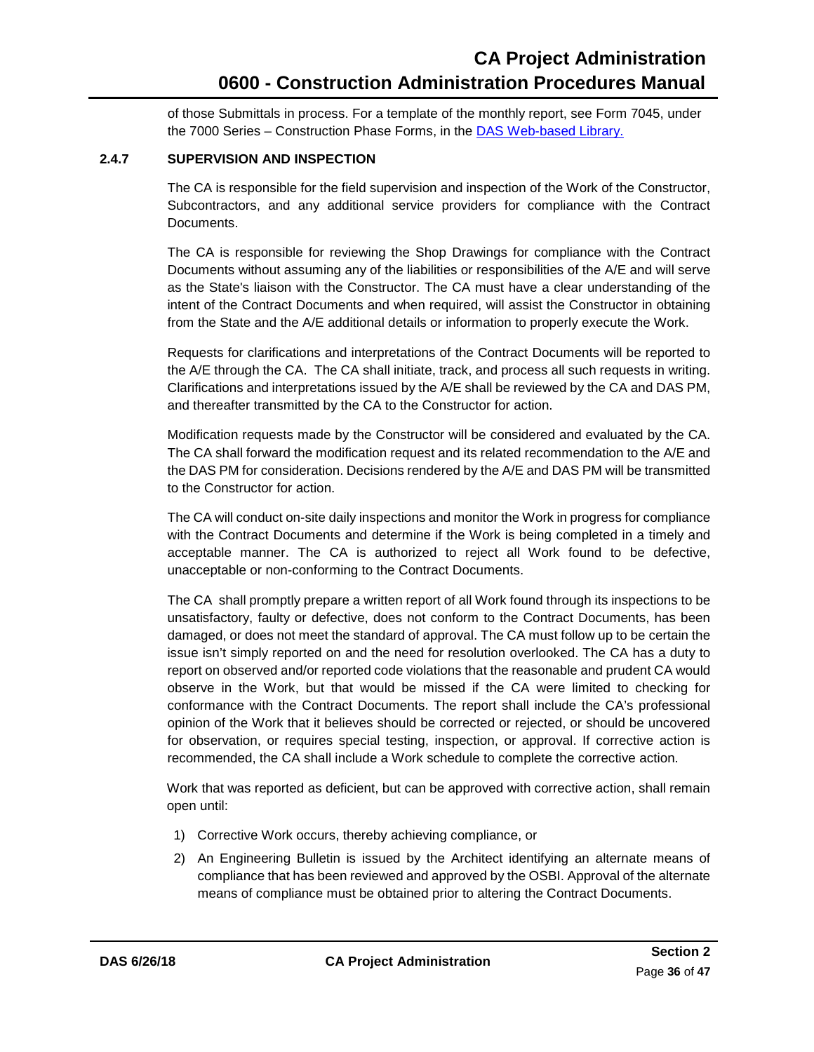of those Submittals in process. For a template of the monthly report, see Form 7045, under the 7000 Series – Construction Phase Forms, in the [DAS Web-based Library.]()

### 2.4.7 SUPERVISION AND INSPECTION

The CA is responsible for the field supervision and inspection of the Work of the Constructor, Subcontractors, and any additional service providers for compliance with the Contract Documents.

The CA is responsible for reviewing the Shop Drawings for compliance with the Contract Documents without assuming any of the liabilities or responsibilities of the A/E and will serve as the State's liaison with the Constructor. The CA must have a clear understanding of the intent of the Contract Documents and when required, will assist the Constructor in obtaining from the State and the A/E additional details or information to properly execute the Work.

Requests for clarifications and interpretations of the Contract Documents will be reported to the A/E through the CA. The CA shall initiate, track, and process all such requests in writing. Clarifications and interpretations issued by the A/E shall be reviewed by the CA and DAS PM, and thereafter transmitted by the CA to the Constructor for action.

Modification requests made by the Constructor will be considered and evaluated by the CA. The CA shall forward the modification request and its related recommendation to the A/E and the DAS PM for consideration. Decisions rendered by the A/E and DAS PM will be transmitted to the Constructor for action.

The CA will conduct on-site daily inspections and monitor the Work in progress for compliance with the Contract Documents and determine if the Work is being completed in a timely and acceptable manner. The CA is authorized to reject all Work found to be defective, unacceptable or non-conforming to the Contract Documents.

The CA shall promptly prepare a written report of all Work found through its inspections to be unsatisfactory, faulty or defective, does not conform to the Contract Documents, has been damaged, or does not meet the standard of approval. The CA must follow up to be certain the issue isn't simply reported on and the need for resolution overlooked. The CA has a duty to report on observed and/or reported code violations that the reasonable and prudent CA would observe in the Work, but that would be missed if the CA were limited to checking for conformance with the Contract Documents. The report shall include the CA's professional opinion of the Work that it believes should be corrected or rejected, or should be uncovered for observation, or requires special testing, inspection, or approval. If corrective action is recommended, the CA shall include a Work schedule to complete the corrective action.

Work that was reported as deficient, but can be approved with corrective action, shall remain open until:

1) Corrective Work occurs, thereby achieving compliance, or
2) An Engineering Bulletin is issued by the Architect identifying an alternate means of compliance that has been reviewed and approved by the OSBI. Approval of the alternate means of compliance must be obtained prior to altering the Contract Documents.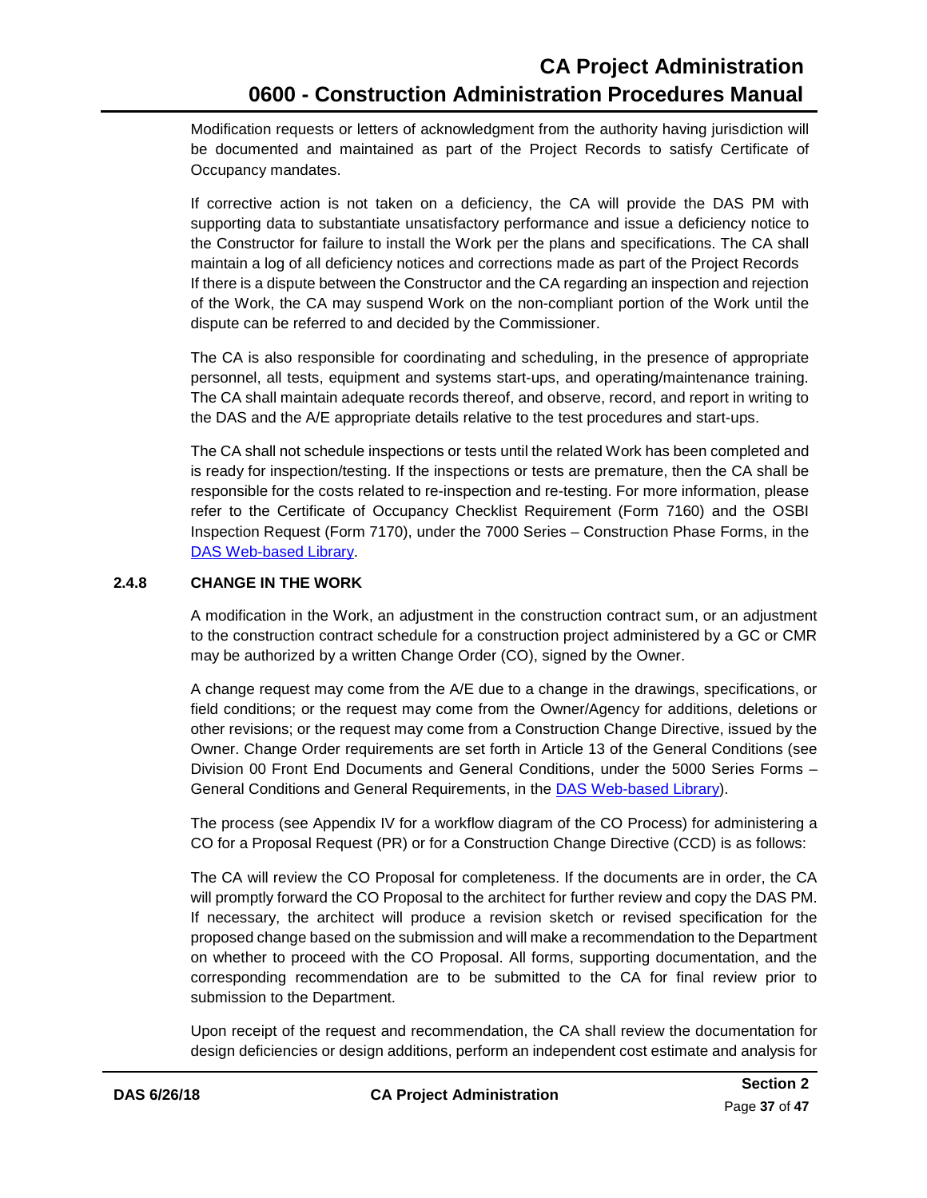Modification requests or letters of acknowledgment from the authority having jurisdiction will be documented and maintained as part of the Project Records to satisfy Certificate of Occupancy mandates.

If corrective action is not taken on a deficiency, the CA will provide the DAS PM with supporting data to substantiate unsatisfactory performance and issue a deficiency notice to the Constructor for failure to install the Work per the plans and specifications. The CA shall maintain a log of all deficiency notices and corrections made as part of the Project Records If there is a dispute between the Constructor and the CA regarding an inspection and rejection of the Work, the CA may suspend Work on the non-compliant portion of the Work until the dispute can be referred to and decided by the Commissioner.

The CA is also responsible for coordinating and scheduling, in the presence of appropriate personnel, all tests, equipment and systems start-ups, and operating/maintenance training. The CA shall maintain adequate records thereof, and observe, record, and report in writing to the DAS and the A/E appropriate details relative to the test procedures and start-ups.

The CA shall not schedule inspections or tests until the related Work has been completed and is ready for inspection/testing. If the inspections or tests are premature, then the CA shall be responsible for the costs related to re-inspection and re-testing. For more information, please refer to the Certificate of Occupancy Checklist Requirement (Form 7160) and the OSBI Inspection Request (Form 7170), under the 7000 Series – Construction Phase Forms, in the DAS Web-based Library.

### 2.4.8 CHANGE IN THE WORK

A modification in the Work, an adjustment in the construction contract sum, or an adjustment to the construction contract schedule for a construction project administered by a GC or CMR may be authorized by a written Change Order (CO), signed by the Owner.

A change request may come from the A/E due to a change in the drawings, specifications, or field conditions; or the request may come from the Owner/Agency for additions, deletions or other revisions; or the request may come from a Construction Change Directive, issued by the Owner. Change Order requirements are set forth in Article 13 of the General Conditions (see Division 00 Front End Documents and General Conditions, under the 5000 Series Forms – General Conditions and General Requirements, in the DAS Web-based Library).

The process (see Appendix IV for a workflow diagram of the CO Process) for administering a CO for a Proposal Request (PR) or for a Construction Change Directive (CCD) is as follows:

The CA will review the CO Proposal for completeness. If the documents are in order, the CA will promptly forward the CO Proposal to the architect for further review and copy the DAS PM. If necessary, the architect will produce a revision sketch or revised specification for the proposed change based on the submission and will make a recommendation to the Department on whether to proceed with the CO Proposal. All forms, supporting documentation, and the corresponding recommendation are to be submitted to the CA for final review prior to submission to the Department.

Upon receipt of the request and recommendation, the CA shall review the documentation for design deficiencies or design additions, perform an independent cost estimate and analysis for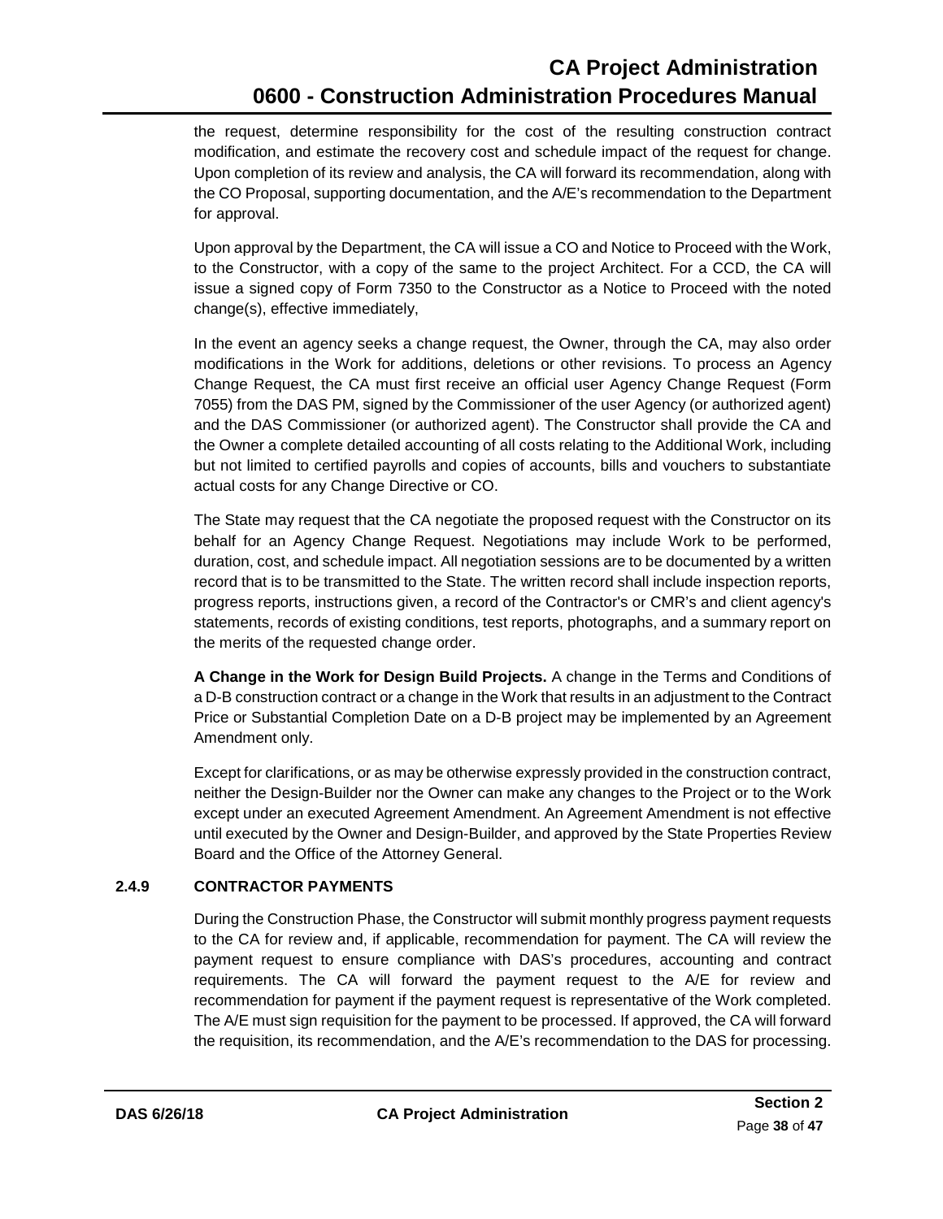the request, determine responsibility for the cost of the resulting construction contract modification, and estimate the recovery cost and schedule impact of the request for change. Upon completion of its review and analysis, the CA will forward its recommendation, along with the CO Proposal, supporting documentation, and the A/E's recommendation to the Department for approval.

Upon approval by the Department, the CA will issue a CO and Notice to Proceed with the Work, to the Constructor, with a copy of the same to the project Architect. For a CCD, the CA will issue a signed copy of Form 7350 to the Constructor as a Notice to Proceed with the noted change(s), effective immediately,

In the event an agency seeks a change request, the Owner, through the CA, may also order modifications in the Work for additions, deletions or other revisions. To process an Agency Change Request, the CA must first receive an official user Agency Change Request (Form 7055) from the DAS PM, signed by the Commissioner of the user Agency (or authorized agent) and the DAS Commissioner (or authorized agent). The Constructor shall provide the CA and the Owner a complete detailed accounting of all costs relating to the Additional Work, including but not limited to certified payrolls and copies of accounts, bills and vouchers to substantiate actual costs for any Change Directive or CO.

The State may request that the CA negotiate the proposed request with the Constructor on its behalf for an Agency Change Request. Negotiations may include Work to be performed, duration, cost, and schedule impact. All negotiation sessions are to be documented by a written record that is to be transmitted to the State. The written record shall include inspection reports, progress reports, instructions given, a record of the Contractor's or CMR's and client agency's statements, records of existing conditions, test reports, photographs, and a summary report on the merits of the requested change order.

**A Change in the Work for Design Build Projects.** A change in the Terms and Conditions of a D-B construction contract or a change in the Work that results in an adjustment to the Contract Price or Substantial Completion Date on a D-B project may be implemented by an Agreement Amendment only.

Except for clarifications, or as may be otherwise expressly provided in the construction contract, neither the Design-Builder nor the Owner can make any changes to the Project or to the Work except under an executed Agreement Amendment. An Agreement Amendment is not effective until executed by the Owner and Design-Builder, and approved by the State Properties Review Board and the Office of the Attorney General.

### 2.4.9 CONTRACTOR PAYMENTS

During the Construction Phase, the Constructor will submit monthly progress payment requests to the CA for review and, if applicable, recommendation for payment. The CA will review the payment request to ensure compliance with DAS's procedures, accounting and contract requirements. The CA will forward the payment request to the A/E for review and recommendation for payment if the payment request is representative of the Work completed. The A/E must sign requisition for the payment to be processed. If approved, the CA will forward the requisition, its recommendation, and the A/E's recommendation to the DAS for processing.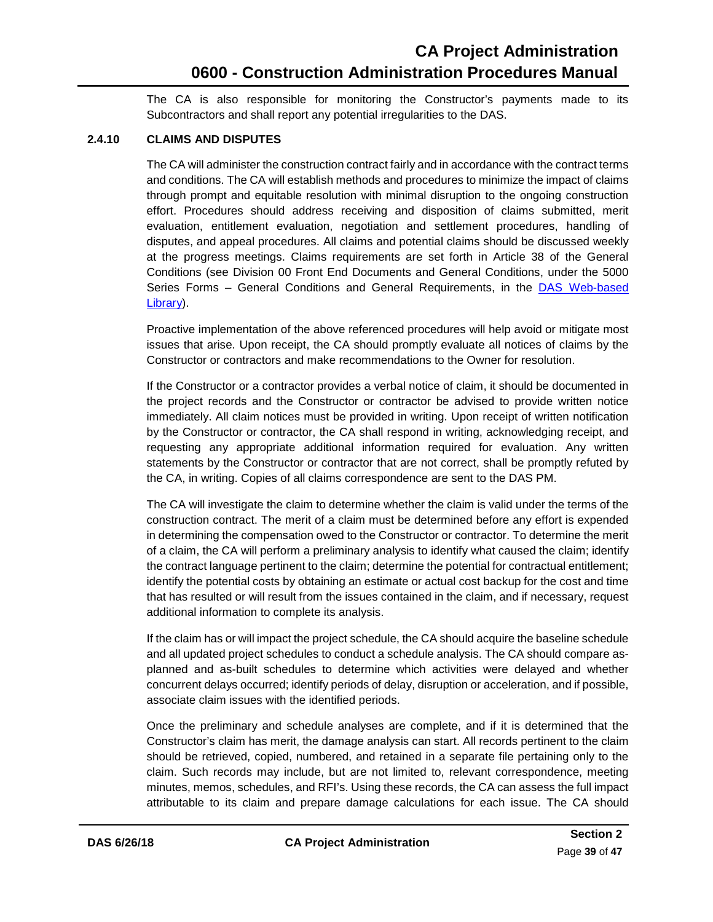The CA is also responsible for monitoring the Constructor's payments made to its Subcontractors and shall report any potential irregularities to the DAS.

### 2.4.10 CLAIMS AND DISPUTES

The CA will administer the construction contract fairly and in accordance with the contract terms and conditions. The CA will establish methods and procedures to minimize the impact of claims through prompt and equitable resolution with minimal disruption to the ongoing construction effort. Procedures should address receiving and disposition of claims submitted, merit evaluation, entitlement evaluation, negotiation and settlement procedures, handling of disputes, and appeal procedures. All claims and potential claims should be discussed weekly at the progress meetings. Claims requirements are set forth in Article 38 of the General Conditions (see Division 00 Front End Documents and General Conditions, under the 5000 Series Forms – General Conditions and General Requirements, in the DAS Web-based Library).

Proactive implementation of the above referenced procedures will help avoid or mitigate most issues that arise. Upon receipt, the CA should promptly evaluate all notices of claims by the Constructor or contractors and make recommendations to the Owner for resolution.

If the Constructor or a contractor provides a verbal notice of claim, it should be documented in the project records and the Constructor or contractor be advised to provide written notice immediately. All claim notices must be provided in writing. Upon receipt of written notification by the Constructor or contractor, the CA shall respond in writing, acknowledging receipt, and requesting any appropriate additional information required for evaluation. Any written statements by the Constructor or contractor that are not correct, shall be promptly refuted by the CA, in writing. Copies of all claims correspondence are sent to the DAS PM.

The CA will investigate the claim to determine whether the claim is valid under the terms of the construction contract. The merit of a claim must be determined before any effort is expended in determining the compensation owed to the Constructor or contractor. To determine the merit of a claim, the CA will perform a preliminary analysis to identify what caused the claim; identify the contract language pertinent to the claim; determine the potential for contractual entitlement; identify the potential costs by obtaining an estimate or actual cost backup for the cost and time that has resulted or will result from the issues contained in the claim, and if necessary, request additional information to complete its analysis.

If the claim has or will impact the project schedule, the CA should acquire the baseline schedule and all updated project schedules to conduct a schedule analysis. The CA should compare as-planned and as-built schedules to determine which activities were delayed and whether concurrent delays occurred; identify periods of delay, disruption or acceleration, and if possible, associate claim issues with the identified periods.

Once the preliminary and schedule analyses are complete, and if it is determined that the Constructor's claim has merit, the damage analysis can start. All records pertinent to the claim should be retrieved, copied, numbered, and retained in a separate file pertaining only to the claim. Such records may include, but are not limited to, relevant correspondence, meeting minutes, memos, schedules, and RFI's. Using these records, the CA can assess the full impact attributable to its claim and prepare damage calculations for each issue. The CA should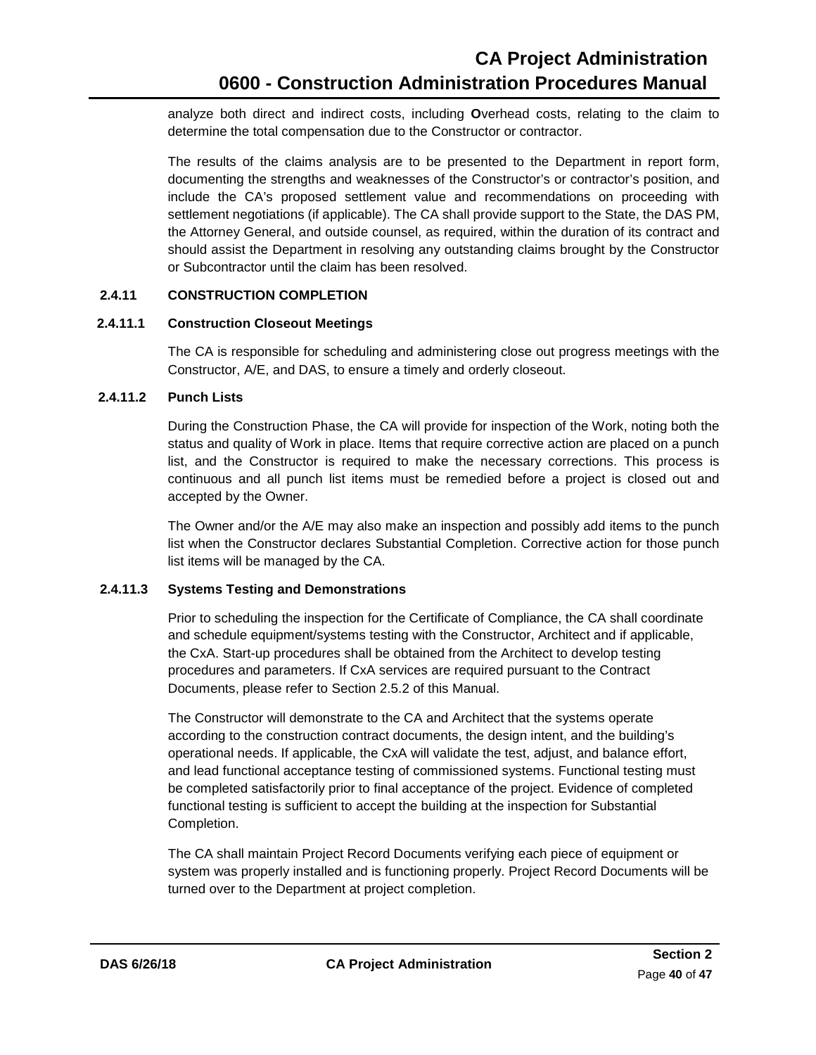analyze both direct and indirect costs, including **O**verhead costs, relating to the claim to determine the total compensation due to the Constructor or contractor.

The results of the claims analysis are to be presented to the Department in report form, documenting the strengths and weaknesses of the Constructor's or contractor's position, and include the CA's proposed settlement value and recommendations on proceeding with settlement negotiations (if applicable). The CA shall provide support to the State, the DAS PM, the Attorney General, and outside counsel, as required, within the duration of its contract and should assist the Department in resolving any outstanding claims brought by the Constructor or Subcontractor until the claim has been resolved.

### 2.4.11 CONSTRUCTION COMPLETION

#### 2.4.11.1 Construction Closeout Meetings

The CA is responsible for scheduling and administering close out progress meetings with the Constructor, A/E, and DAS, to ensure a timely and orderly closeout.

#### 2.4.11.2 Punch Lists

During the Construction Phase, the CA will provide for inspection of the Work, noting both the status and quality of Work in place. Items that require corrective action are placed on a punch list, and the Constructor is required to make the necessary corrections. This process is continuous and all punch list items must be remedied before a project is closed out and accepted by the Owner.

The Owner and/or the A/E may also make an inspection and possibly add items to the punch list when the Constructor declares Substantial Completion. Corrective action for those punch list items will be managed by the CA.

#### 2.4.11.3 Systems Testing and Demonstrations

Prior to scheduling the inspection for the Certificate of Compliance, the CA shall coordinate and schedule equipment/systems testing with the Constructor, Architect and if applicable, the CxA. Start-up procedures shall be obtained from the Architect to develop testing procedures and parameters. If CxA services are required pursuant to the Contract Documents, please refer to Section 2.5.2 of this Manual.

The Constructor will demonstrate to the CA and Architect that the systems operate according to the construction contract documents, the design intent, and the building's operational needs. If applicable, the CxA will validate the test, adjust, and balance effort, and lead functional acceptance testing of commissioned systems. Functional testing must be completed satisfactorily prior to final acceptance of the project. Evidence of completed functional testing is sufficient to accept the building at the inspection for Substantial Completion.

The CA shall maintain Project Record Documents verifying each piece of equipment or system was properly installed and is functioning properly. Project Record Documents will be turned over to the Department at project completion.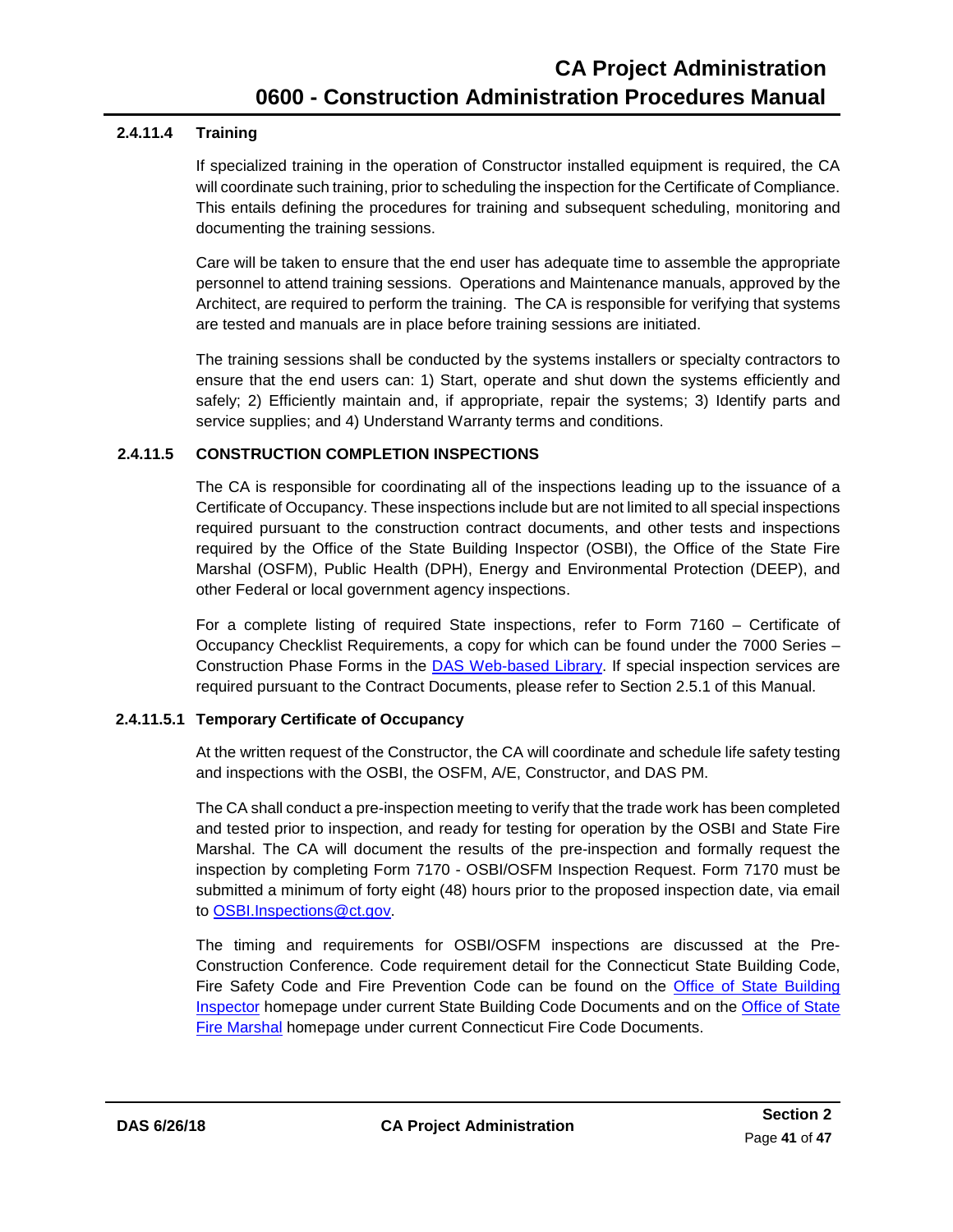#### 2.4.11.4 Training

If specialized training in the operation of Constructor installed equipment is required, the CA will coordinate such training, prior to scheduling the inspection for the Certificate of Compliance. This entails defining the procedures for training and subsequent scheduling, monitoring and documenting the training sessions.

Care will be taken to ensure that the end user has adequate time to assemble the appropriate personnel to attend training sessions. Operations and Maintenance manuals, approved by the Architect, are required to perform the training. The CA is responsible for verifying that systems are tested and manuals are in place before training sessions are initiated.

The training sessions shall be conducted by the systems installers or specialty contractors to ensure that the end users can: 1) Start, operate and shut down the systems efficiently and safely; 2) Efficiently maintain and, if appropriate, repair the systems; 3) Identify parts and service supplies; and 4) Understand Warranty terms and conditions.

#### 2.4.11.5 CONSTRUCTION COMPLETION INSPECTIONS

The CA is responsible for coordinating all of the inspections leading up to the issuance of a Certificate of Occupancy. These inspections include but are not limited to all special inspections required pursuant to the construction contract documents, and other tests and inspections required by the Office of the State Building Inspector (OSBI), the Office of the State Fire Marshal (OSFM), Public Health (DPH), Energy and Environmental Protection (DEEP), and other Federal or local government agency inspections.

For a complete listing of required State inspections, refer to Form 7160 – Certificate of Occupancy Checklist Requirements, a copy for which can be found under the 7000 Series – Construction Phase Forms in the DAS Web-based Library. If special inspection services are required pursuant to the Contract Documents, please refer to Section 2.5.1 of this Manual.

#### 2.4.11.5.1 Temporary Certificate of Occupancy

At the written request of the Constructor, the CA will coordinate and schedule life safety testing and inspections with the OSBI, the OSFM, A/E, Constructor, and DAS PM.

The CA shall conduct a pre-inspection meeting to verify that the trade work has been completed and tested prior to inspection, and ready for testing for operation by the OSBI and State Fire Marshal. The CA will document the results of the pre-inspection and formally request the inspection by completing Form 7170 - OSBI/OSFM Inspection Request. Form 7170 must be submitted a minimum of forty eight (48) hours prior to the proposed inspection date, via email to OSBI.Inspections@ct.gov.

The timing and requirements for OSBI/OSFM inspections are discussed at the Pre-Construction Conference. Code requirement detail for the Connecticut State Building Code, Fire Safety Code and Fire Prevention Code can be found on the Office of State Building Inspector homepage under current State Building Code Documents and on the Office of State Fire Marshal homepage under current Connecticut Fire Code Documents.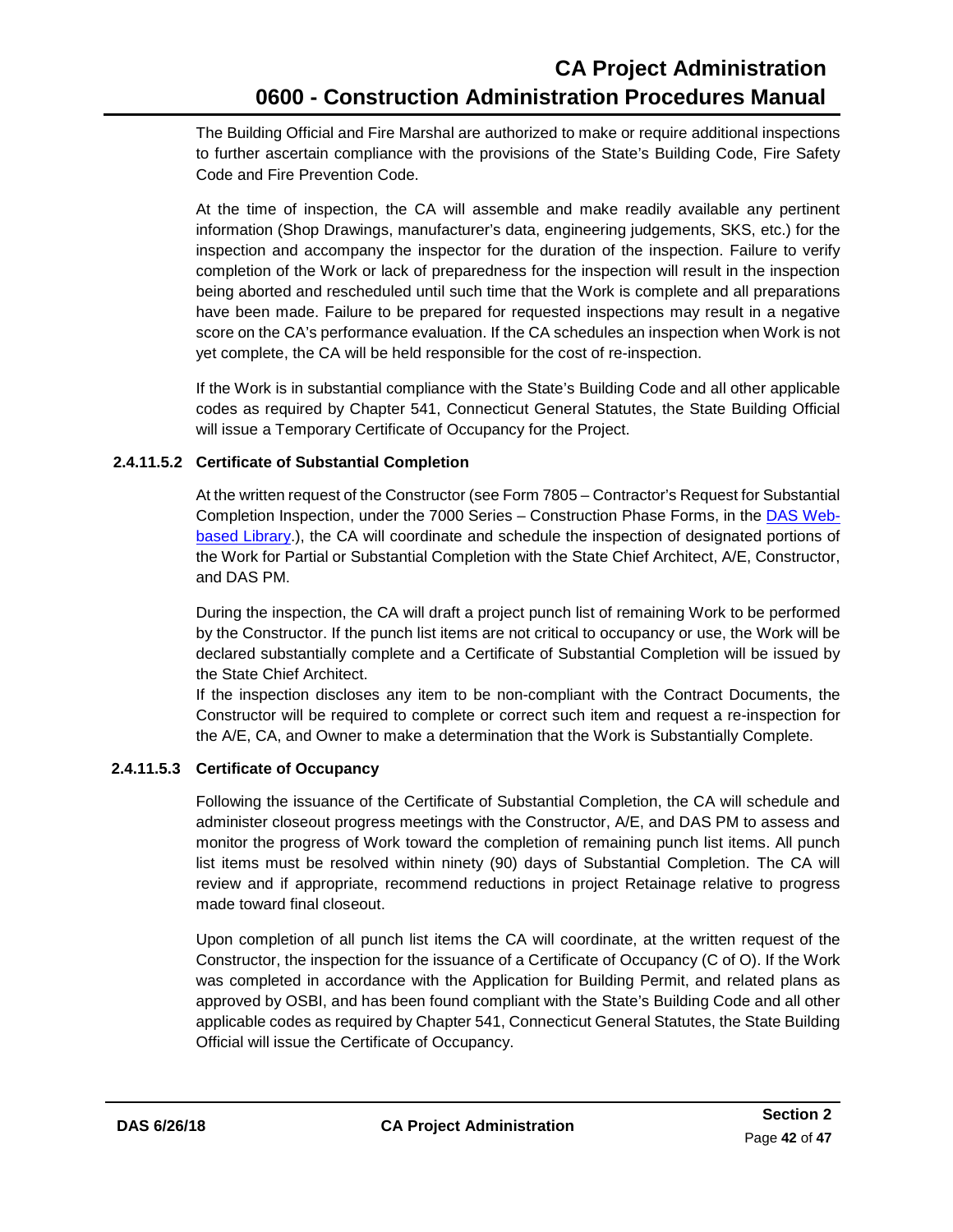The Building Official and Fire Marshal are authorized to make or require additional inspections to further ascertain compliance with the provisions of the State's Building Code, Fire Safety Code and Fire Prevention Code.

At the time of inspection, the CA will assemble and make readily available any pertinent information (Shop Drawings, manufacturer's data, engineering judgements, SKS, etc.) for the inspection and accompany the inspector for the duration of the inspection. Failure to verify completion of the Work or lack of preparedness for the inspection will result in the inspection being aborted and rescheduled until such time that the Work is complete and all preparations have been made. Failure to be prepared for requested inspections may result in a negative score on the CA's performance evaluation. If the CA schedules an inspection when Work is not yet complete, the CA will be held responsible for the cost of re-inspection.

If the Work is in substantial compliance with the State's Building Code and all other applicable codes as required by Chapter 541, Connecticut General Statutes, the State Building Official will issue a Temporary Certificate of Occupancy for the Project.

#### 2.4.11.5.2 Certificate of Substantial Completion

At the written request of the Constructor (see Form 7805 – Contractor's Request for Substantial Completion Inspection, under the 7000 Series – Construction Phase Forms, in the [DAS Web-based Library](DAS Web-based Library).), the CA will coordinate and schedule the inspection of designated portions of the Work for Partial or Substantial Completion with the State Chief Architect, A/E, Constructor, and DAS PM.

During the inspection, the CA will draft a project punch list of remaining Work to be performed by the Constructor. If the punch list items are not critical to occupancy or use, the Work will be declared substantially complete and a Certificate of Substantial Completion will be issued by the State Chief Architect.

If the inspection discloses any item to be non-compliant with the Contract Documents, the Constructor will be required to complete or correct such item and request a re-inspection for the A/E, CA, and Owner to make a determination that the Work is Substantially Complete.

#### 2.4.11.5.3 Certificate of Occupancy

Following the issuance of the Certificate of Substantial Completion, the CA will schedule and administer closeout progress meetings with the Constructor, A/E, and DAS PM to assess and monitor the progress of Work toward the completion of remaining punch list items. All punch list items must be resolved within ninety (90) days of Substantial Completion. The CA will review and if appropriate, recommend reductions in project Retainage relative to progress made toward final closeout.

Upon completion of all punch list items the CA will coordinate, at the written request of the Constructor, the inspection for the issuance of a Certificate of Occupancy (C of O). If the Work was completed in accordance with the Application for Building Permit, and related plans as approved by OSBI, and has been found compliant with the State's Building Code and all other applicable codes as required by Chapter 541, Connecticut General Statutes, the State Building Official will issue the Certificate of Occupancy.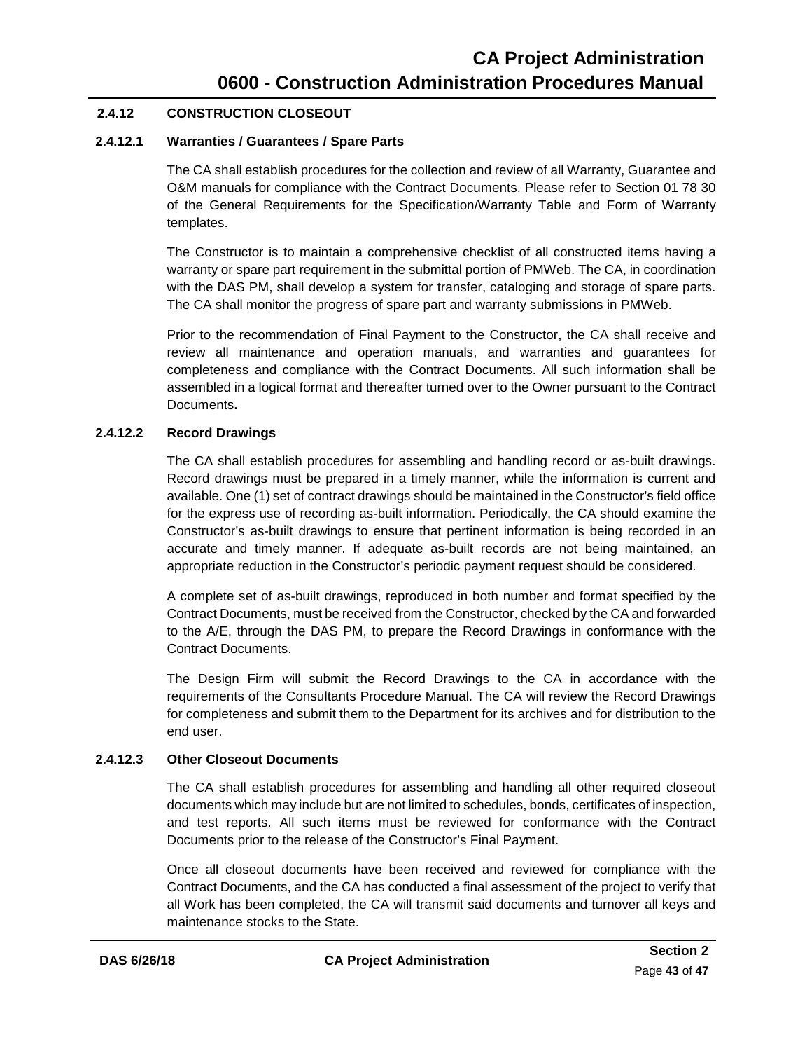### 2.4.12 CONSTRUCTION CLOSEOUT

#### 2.4.12.1 Warranties / Guarantees / Spare Parts

The CA shall establish procedures for the collection and review of all Warranty, Guarantee and O&M manuals for compliance with the Contract Documents. Please refer to Section 01 78 30 of the General Requirements for the Specification/Warranty Table and Form of Warranty templates.

The Constructor is to maintain a comprehensive checklist of all constructed items having a warranty or spare part requirement in the submittal portion of PMWeb. The CA, in coordination with the DAS PM, shall develop a system for transfer, cataloging and storage of spare parts. The CA shall monitor the progress of spare part and warranty submissions in PMWeb.

Prior to the recommendation of Final Payment to the Constructor, the CA shall receive and review all maintenance and operation manuals, and warranties and guarantees for completeness and compliance with the Contract Documents. All such information shall be assembled in a logical format and thereafter turned over to the Owner pursuant to the Contract Documents**.**

#### 2.4.12.2 Record Drawings

The CA shall establish procedures for assembling and handling record or as-built drawings. Record drawings must be prepared in a timely manner, while the information is current and available. One (1) set of contract drawings should be maintained in the Constructor's field office for the express use of recording as-built information. Periodically, the CA should examine the Constructor's as-built drawings to ensure that pertinent information is being recorded in an accurate and timely manner. If adequate as-built records are not being maintained, an appropriate reduction in the Constructor's periodic payment request should be considered.

A complete set of as-built drawings, reproduced in both number and format specified by the Contract Documents, must be received from the Constructor, checked by the CA and forwarded to the A/E, through the DAS PM, to prepare the Record Drawings in conformance with the Contract Documents.

The Design Firm will submit the Record Drawings to the CA in accordance with the requirements of the Consultants Procedure Manual. The CA will review the Record Drawings for completeness and submit them to the Department for its archives and for distribution to the end user.

#### 2.4.12.3 Other Closeout Documents

The CA shall establish procedures for assembling and handling all other required closeout documents which may include but are not limited to schedules, bonds, certificates of inspection, and test reports. All such items must be reviewed for conformance with the Contract Documents prior to the release of the Constructor's Final Payment.

Once all closeout documents have been received and reviewed for compliance with the Contract Documents, and the CA has conducted a final assessment of the project to verify that all Work has been completed, the CA will transmit said documents and turnover all keys and maintenance stocks to the State.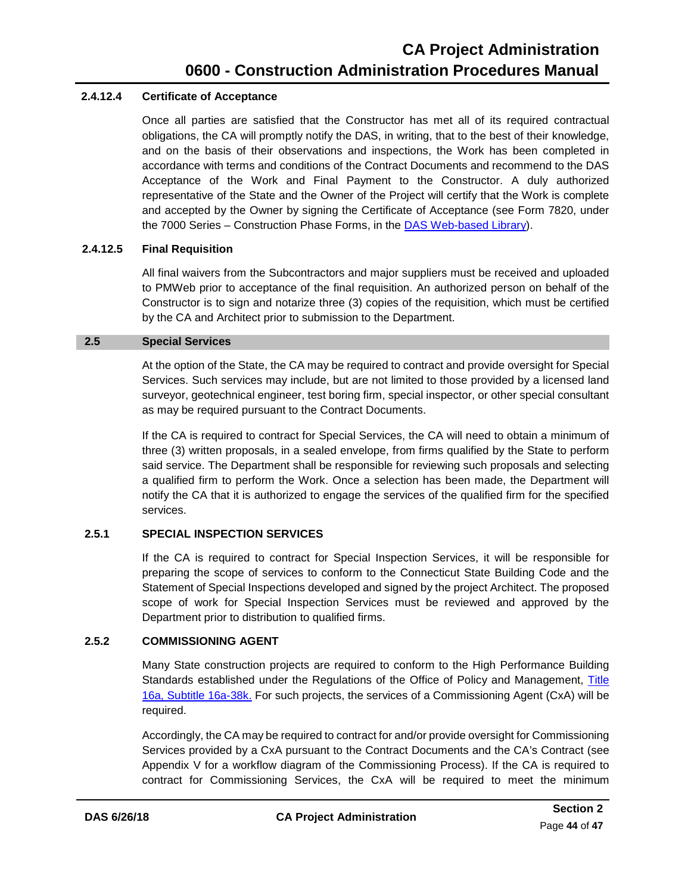#### 2.4.12.4 Certificate of Acceptance

Once all parties are satisfied that the Constructor has met all of its required contractual obligations, the CA will promptly notify the DAS, in writing, that to the best of their knowledge, and on the basis of their observations and inspections, the Work has been completed in accordance with terms and conditions of the Contract Documents and recommend to the DAS Acceptance of the Work and Final Payment to the Constructor. A duly authorized representative of the State and the Owner of the Project will certify that the Work is complete and accepted by the Owner by signing the Certificate of Acceptance (see Form 7820, under the 7000 Series – Construction Phase Forms, in the [DAS Web-based Library](DAS Web-based Library)).

#### 2.4.12.5 Final Requisition

All final waivers from the Subcontractors and major suppliers must be received and uploaded to PMWeb prior to acceptance of the final requisition. An authorized person on behalf of the Constructor is to sign and notarize three (3) copies of the requisition, which must be certified by the CA and Architect prior to submission to the Department.

## 2.5 Special Services

At the option of the State, the CA may be required to contract and provide oversight for Special Services. Such services may include, but are not limited to those provided by a licensed land surveyor, geotechnical engineer, test boring firm, special inspector, or other special consultant as may be required pursuant to the Contract Documents.

If the CA is required to contract for Special Services, the CA will need to obtain a minimum of three (3) written proposals, in a sealed envelope, from firms qualified by the State to perform said service. The Department shall be responsible for reviewing such proposals and selecting a qualified firm to perform the Work. Once a selection has been made, the Department will notify the CA that it is authorized to engage the services of the qualified firm for the specified services.

### 2.5.1 SPECIAL INSPECTION SERVICES

If the CA is required to contract for Special Inspection Services, it will be responsible for preparing the scope of services to conform to the Connecticut State Building Code and the Statement of Special Inspections developed and signed by the project Architect. The proposed scope of work for Special Inspection Services must be reviewed and approved by the Department prior to distribution to qualified firms.

### 2.5.2 COMMISSIONING AGENT

Many State construction projects are required to conform to the High Performance Building Standards established under the Regulations of the Office of Policy and Management, [Title 16a, Subtitle 16a-38k.](Title 16a, Subtitle 16a-38k.) For such projects, the services of a Commissioning Agent (CxA) will be required.

Accordingly, the CA may be required to contract for and/or provide oversight for Commissioning Services provided by a CxA pursuant to the Contract Documents and the CA's Contract (see Appendix V for a workflow diagram of the Commissioning Process). If the CA is required to contract for Commissioning Services, the CxA will be required to meet the minimum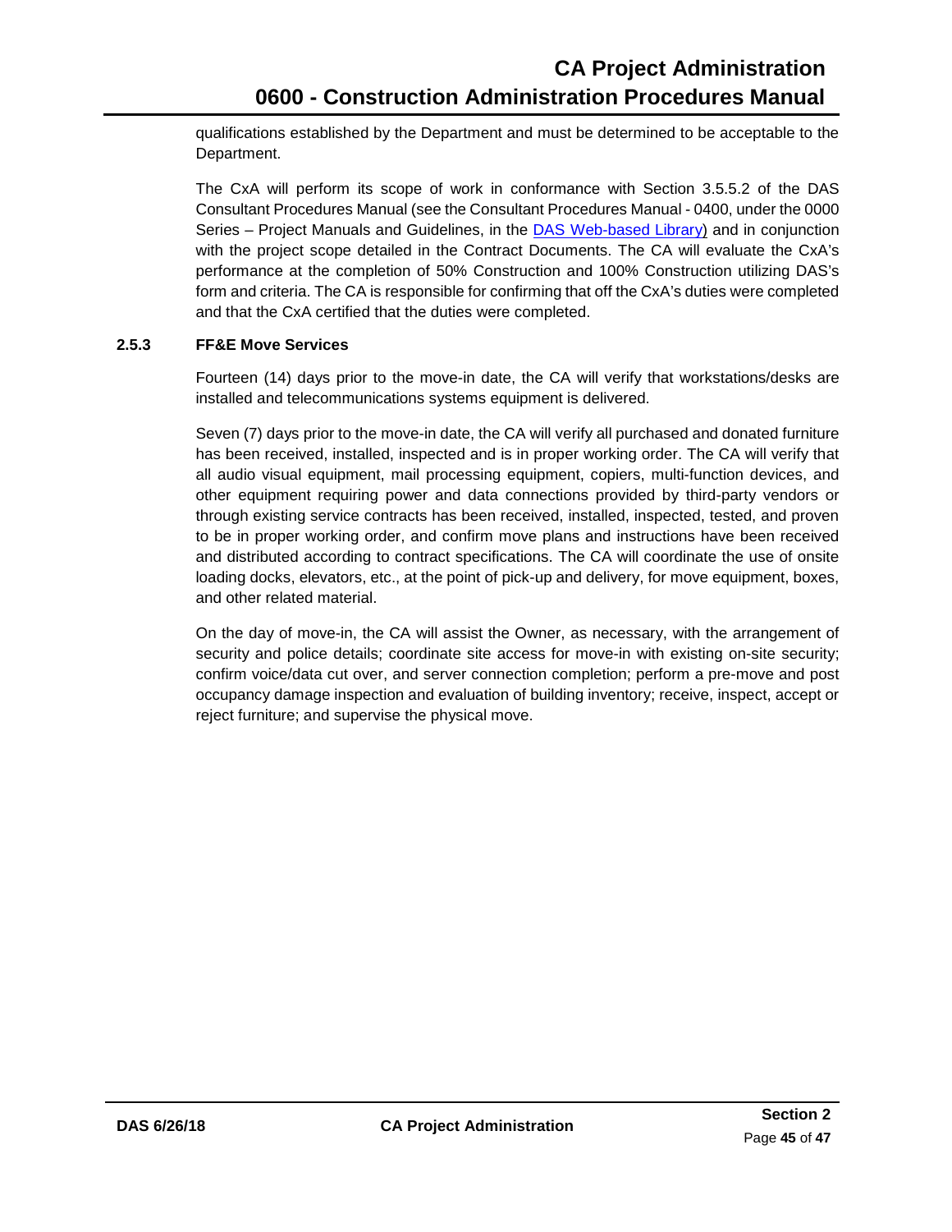qualifications established by the Department and must be determined to be acceptable to the Department.

The CxA will perform its scope of work in conformance with Section 3.5.5.2 of the DAS Consultant Procedures Manual (see the Consultant Procedures Manual - 0400, under the 0000 Series – Project Manuals and Guidelines, in the [DAS Web-based Library](DAS Web-based Library)) and in conjunction with the project scope detailed in the Contract Documents. The CA will evaluate the CxA's performance at the completion of 50% Construction and 100% Construction utilizing DAS's form and criteria. The CA is responsible for confirming that off the CxA's duties were completed and that the CxA certified that the duties were completed.

### 2.5.3 FF&E Move Services

Fourteen (14) days prior to the move-in date, the CA will verify that workstations/desks are installed and telecommunications systems equipment is delivered.

Seven (7) days prior to the move-in date, the CA will verify all purchased and donated furniture has been received, installed, inspected and is in proper working order. The CA will verify that all audio visual equipment, mail processing equipment, copiers, multi-function devices, and other equipment requiring power and data connections provided by third-party vendors or through existing service contracts has been received, installed, inspected, tested, and proven to be in proper working order, and confirm move plans and instructions have been received and distributed according to contract specifications. The CA will coordinate the use of onsite loading docks, elevators, etc., at the point of pick-up and delivery, for move equipment, boxes, and other related material.

On the day of move-in, the CA will assist the Owner, as necessary, with the arrangement of security and police details; coordinate site access for move-in with existing on-site security; confirm voice/data cut over, and server connection completion; perform a pre-move and post occupancy damage inspection and evaluation of building inventory; receive, inspect, accept or reject furniture; and supervise the physical move.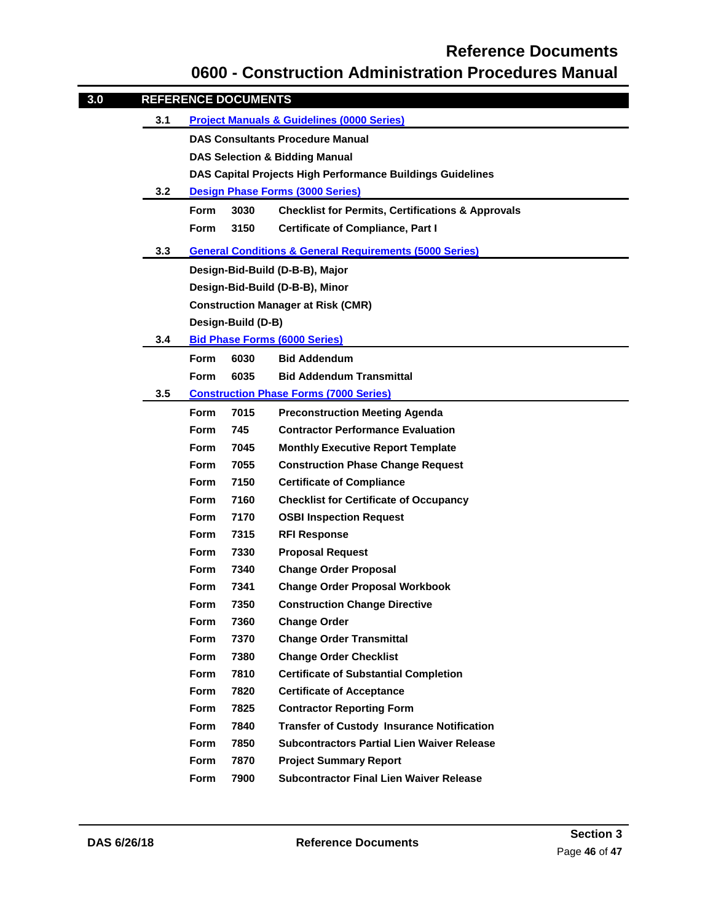## 3.0 REFERENCE DOCUMENTS

### 3.1 Project Manuals & Guidelines (0000 Series)

**DAS Consultants Procedure Manual**

**DAS Selection & Bidding Manual**

**DAS Capital Projects High Performance Buildings Guidelines**

### 3.2 Design Phase Forms (3000 Series)

| | | |
|---|---|---|
| Form | 3030 | Checklist for Permits, Certifications & Approvals |
| Form | 3150 | Certificate of Compliance, Part I |

### 3.3 General Conditions & General Requirements (5000 Series)

**Design-Bid-Build (D-B-B), Major**

**Design-Bid-Build (D-B-B), Minor**

**Construction Manager at Risk (CMR)**

**Design-Build (D-B)**

### 3.4 Bid Phase Forms (6000 Series)

| | | |
|---|---|---|
| Form | 6030 | Bid Addendum |
| Form | 6035 | Bid Addendum Transmittal |

### 3.5 Construction Phase Forms (7000 Series)

| | | |
|---|---|---|
| Form | 7015 | Preconstruction Meeting Agenda |
| Form | 745 | Contractor Performance Evaluation |
| Form | 7045 | Monthly Executive Report Template |
| Form | 7055 | Construction Phase Change Request |
| Form | 7150 | Certificate of Compliance |
| Form | 7160 | Checklist for Certificate of Occupancy |
| Form | 7170 | OSBI Inspection Request |
| Form | 7315 | RFI Response |
| Form | 7330 | Proposal Request |
| Form | 7340 | Change Order Proposal |
| Form | 7341 | Change Order Proposal Workbook |
| Form | 7350 | Construction Change Directive |
| Form | 7360 | Change Order |
| Form | 7370 | Change Order Transmittal |
| Form | 7380 | Change Order Checklist |
| Form | 7810 | Certificate of Substantial Completion |
| Form | 7820 | Certificate of Acceptance |
| Form | 7825 | Contractor Reporting Form |
| Form | 7840 | Transfer of Custody Insurance Notification |
| Form | 7850 | Subcontractors Partial Lien Waiver Release |
| Form | 7870 | Project Summary Report |
| Form | 7900 | Subcontractor Final Lien Waiver Release |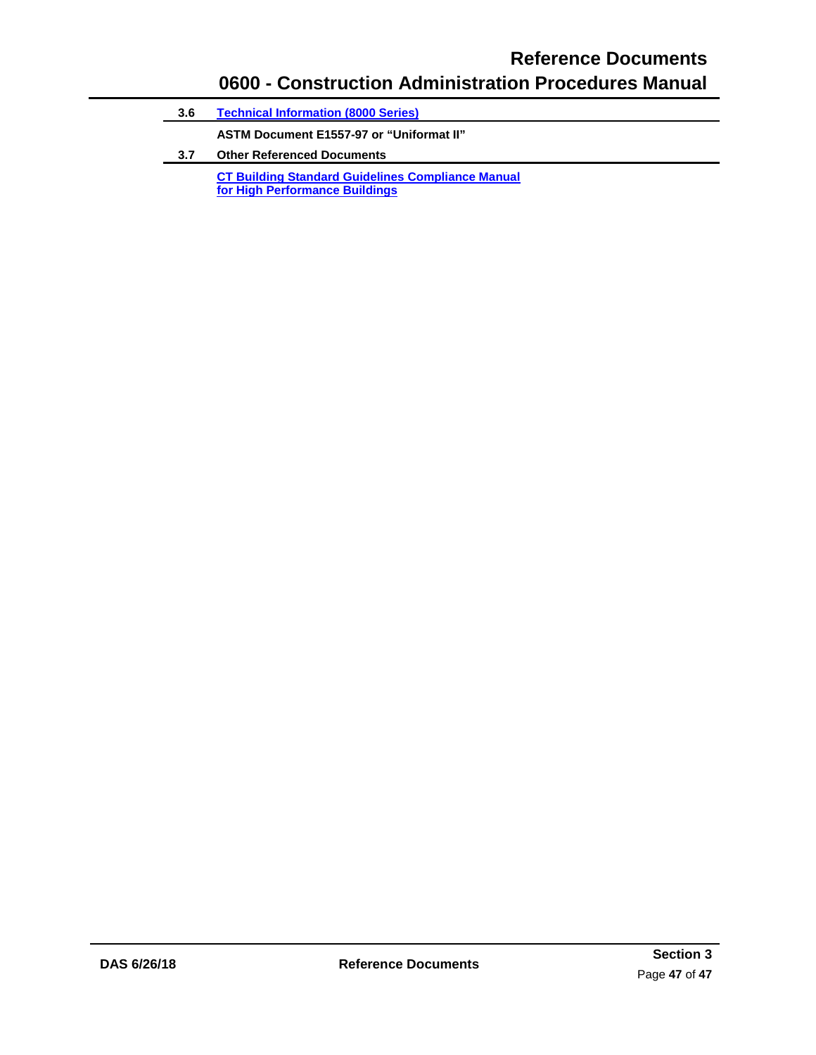### 3.6 Technical Information (8000 Series)

**ASTM Document E1557-97 or "Uniformat II"**

### 3.7 Other Referenced Documents

**CT Building Standard Guidelines Compliance Manual for High Performance Buildings**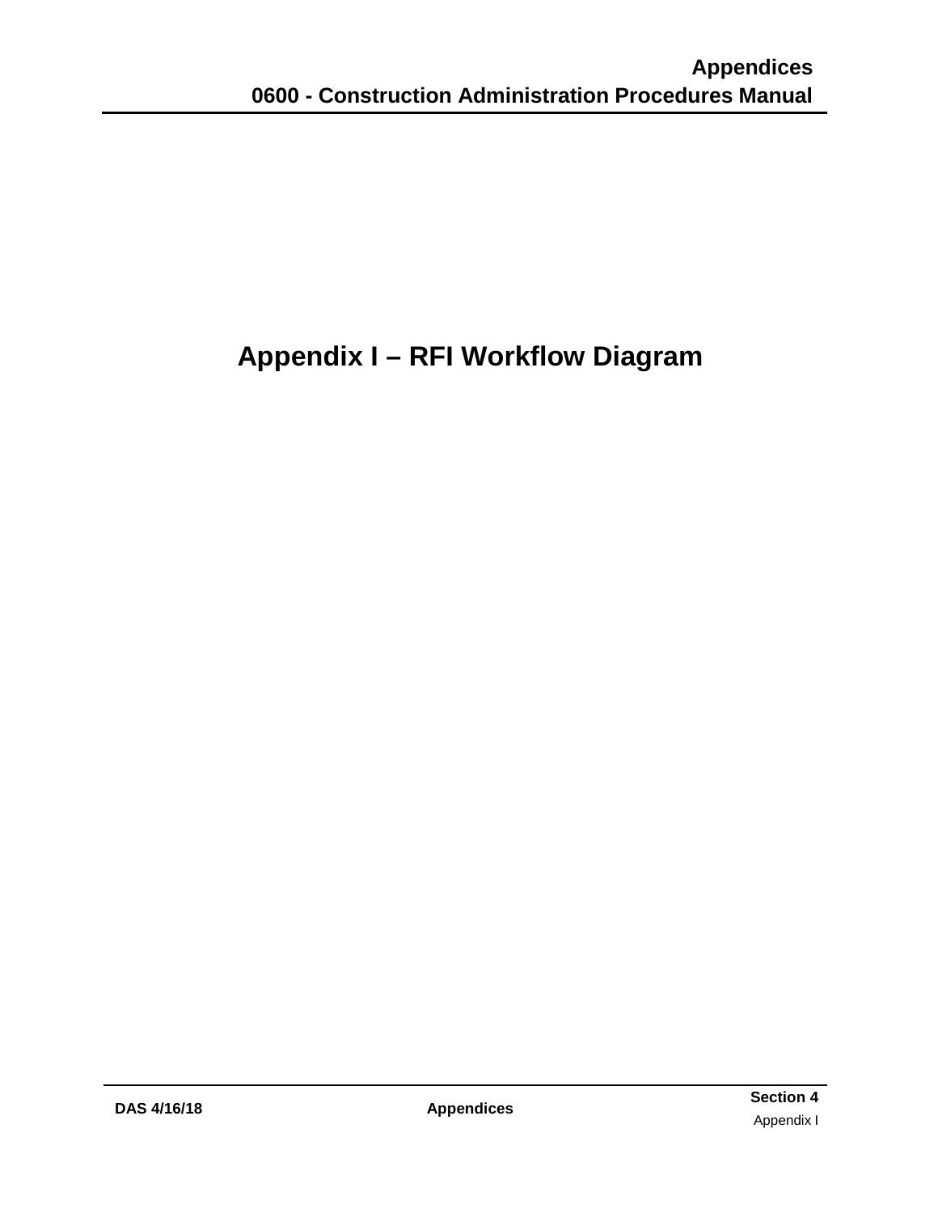# Appendix I – RFI Workflow Diagram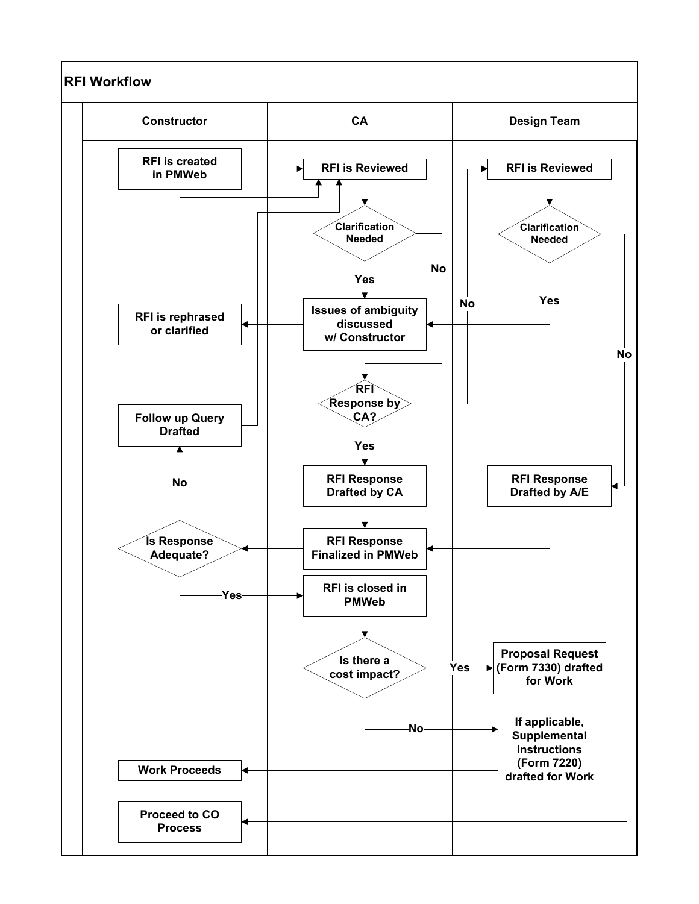## RFI Workflow

| Constructor | CA | Design Team |
|---|---|---|
| RFI is created in PMWeb | RFI is Reviewed | RFI is Reviewed |
| | Clarification Needed | Clarification Needed |
| RFI is rephrased or clarified | Issues of ambiguity discussed w/ Constructor | |
| Follow up Query Drafted | RFI Response by CA? | |
| | RFI Response Drafted by CA | RFI Response Drafted by A/E |
| Is Response Adequate? | RFI Response Finalized in PMWeb | |
| | RFI is closed in PMWeb | |
| | Is there a cost impact? | Proposal Request (Form 7330) drafted for Work |
| | | If applicable, Supplemental Instructions (Form 7220) drafted for Work |
| Work Proceeds | | |
| Proceed to CO Process | | |

Workflow connections:

- RFI is created in PMWeb → RFI is Reviewed (CA)
- RFI is Reviewed (CA) → Clarification Needed
  - Yes → Issues of ambiguity discussed w/ Constructor → RFI is rephrased or clarified → RFI is Reviewed (CA)
  - No → RFI Response by CA?
- RFI Response by CA?
  - Yes → RFI Response Drafted by CA → RFI Response Finalized in PMWeb
  - No → RFI is Reviewed (Design Team)
- RFI is Reviewed (Design Team) → Clarification Needed
  - Yes → Issues of ambiguity discussed w/ Constructor
  - No → RFI Response Drafted by A/E → RFI Response Finalized in PMWeb
- RFI Response Finalized in PMWeb → Is Response Adequate?
  - No → Follow up Query Drafted → RFI is Reviewed (CA)
  - Yes → RFI is closed in PMWeb → Is there a cost impact?
- Is there a cost impact?
  - Yes → Proposal Request (Form 7330) drafted for Work → Proceed to CO Process
  - No → If applicable, Supplemental Instructions (Form 7220) drafted for Work → Work Proceeds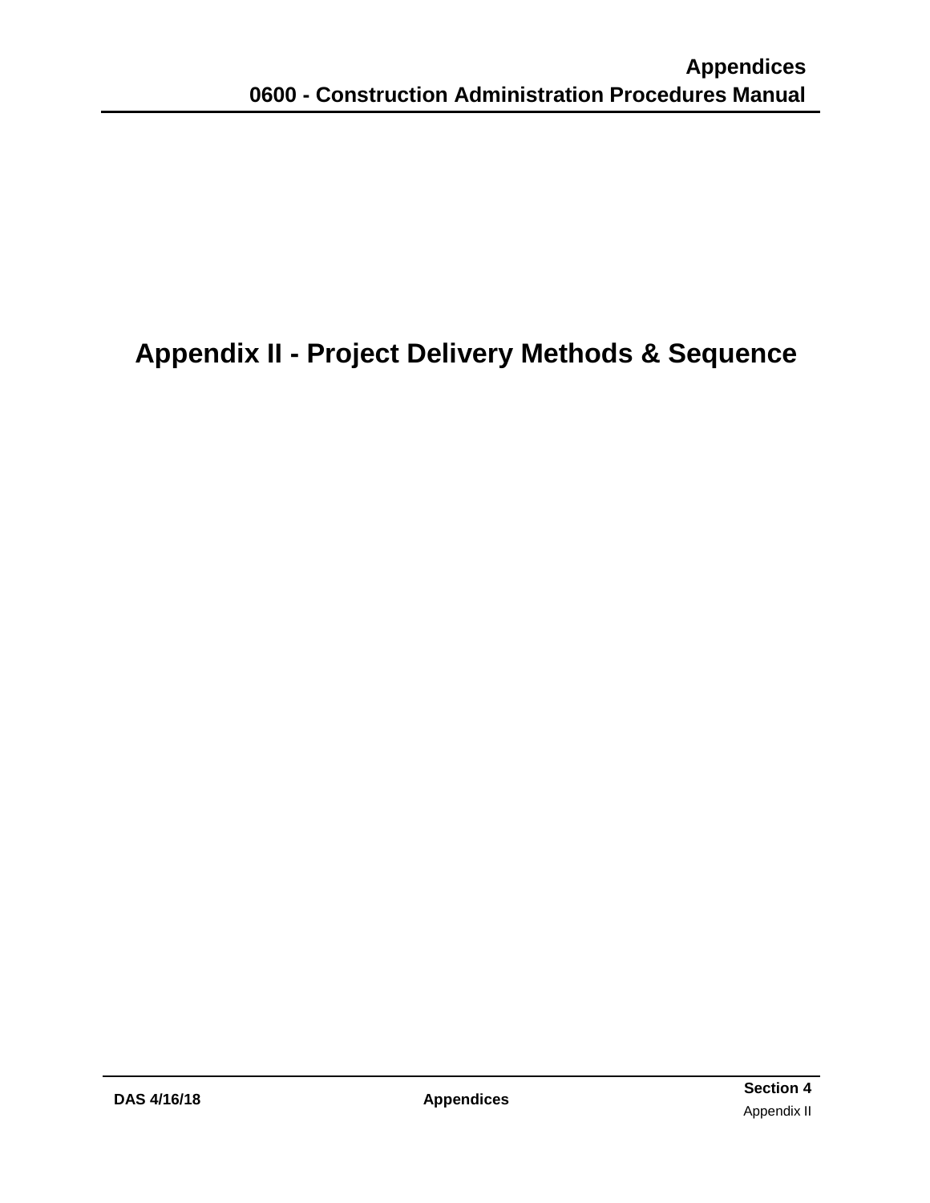# Appendix II - Project Delivery Methods & Sequence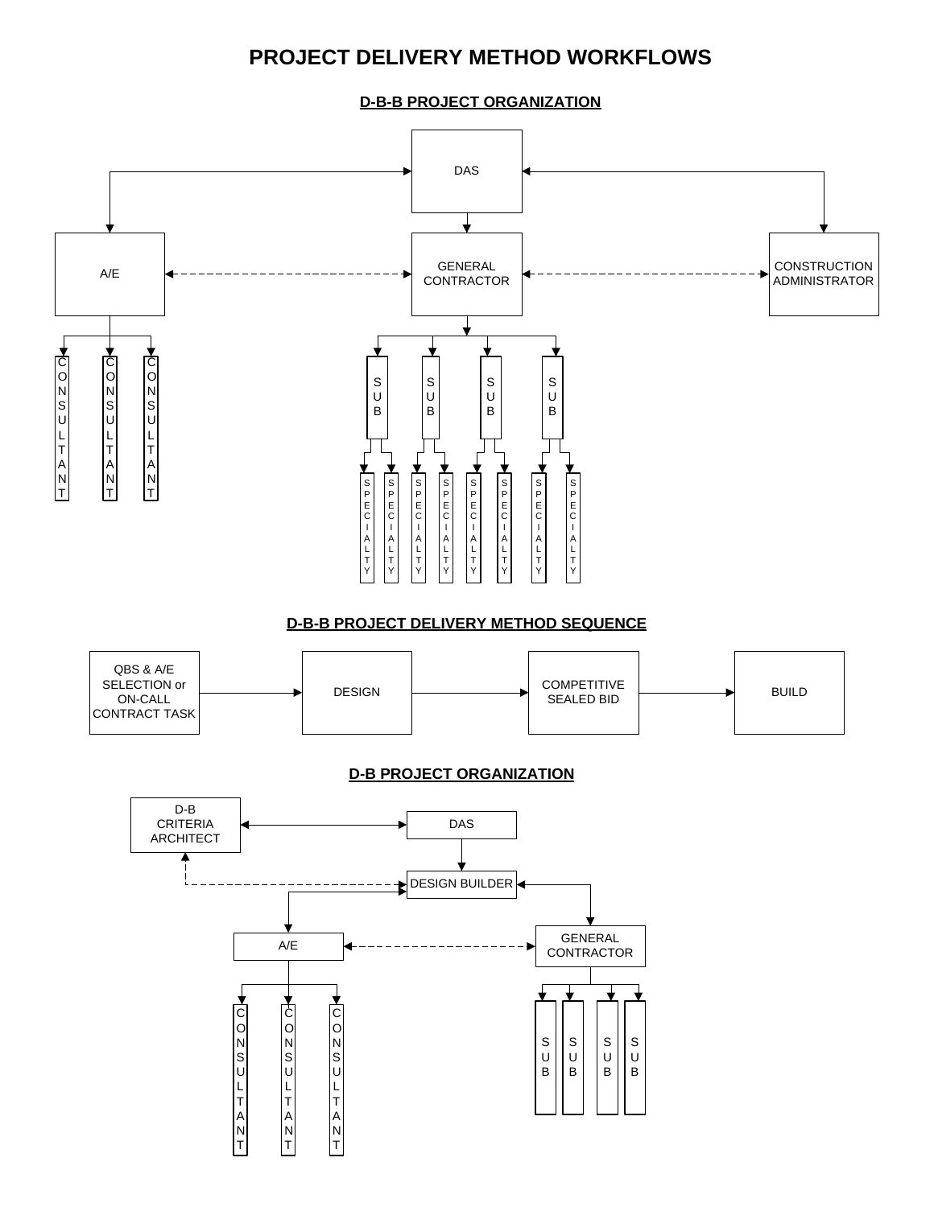# PROJECT DELIVERY METHOD WORKFLOWS

## D-B-B PROJECT ORGANIZATION

DAS

A/E

GENERAL CONTRACTOR

CONSTRUCTION ADMINISTRATOR

CONSULTANT

CONSULTANT

CONSULTANT

SUB

SUB

SUB

SUB

SPECIALTY

SPECIALTY

SPECIALTY

SPECIALTY

SPECIALTY

SPECIALTY

SPECIALTY

SPECIALTY

## D-B-B PROJECT DELIVERY METHOD SEQUENCE

QBS & A/E SELECTION or ON-CALL CONTRACT TASK → DESIGN → COMPETITIVE SEALED BID → BUILD

## D-B PROJECT ORGANIZATION

D-B CRITERIA ARCHITECT

DAS

DESIGN BUILDER

A/E

GENERAL CONTRACTOR

CONSULTANT

CONSULTANT

CONSULTANT

SUB

SUB

SUB

SUB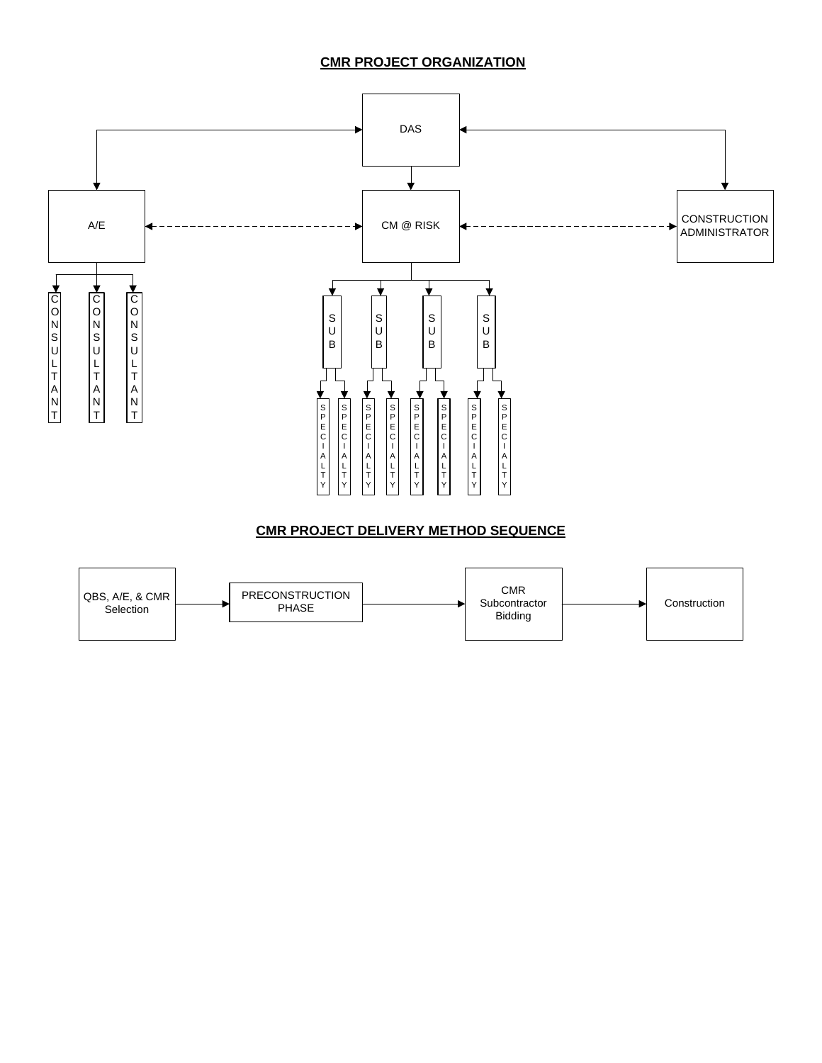## CMR PROJECT ORGANIZATION

DAS

A/E

CM @ RISK

CONSTRUCTION ADMINISTRATOR

CONSULTANT

CONSULTANT

CONSULTANT

SUB

SUB

SUB

SUB

SPECIALTY

SPECIALTY

SPECIALTY

SPECIALTY

SPECIALTY

SPECIALTY

SPECIALTY

SPECIALTY

## CMR PROJECT DELIVERY METHOD SEQUENCE

QBS, A/E, & CMR Selection → PRECONSTRUCTION PHASE → CMR Subcontractor Bidding → Construction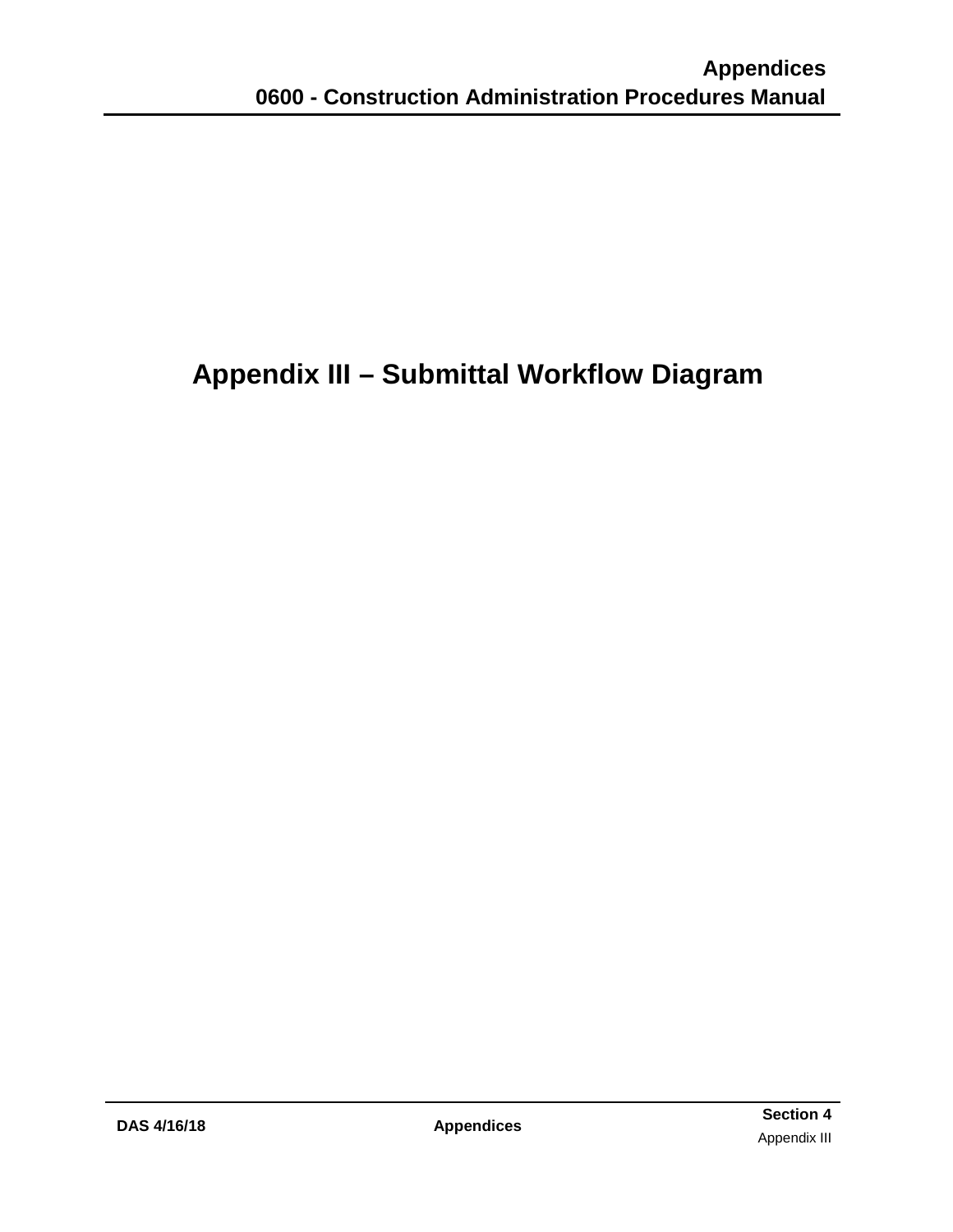# Appendix III – Submittal Workflow Diagram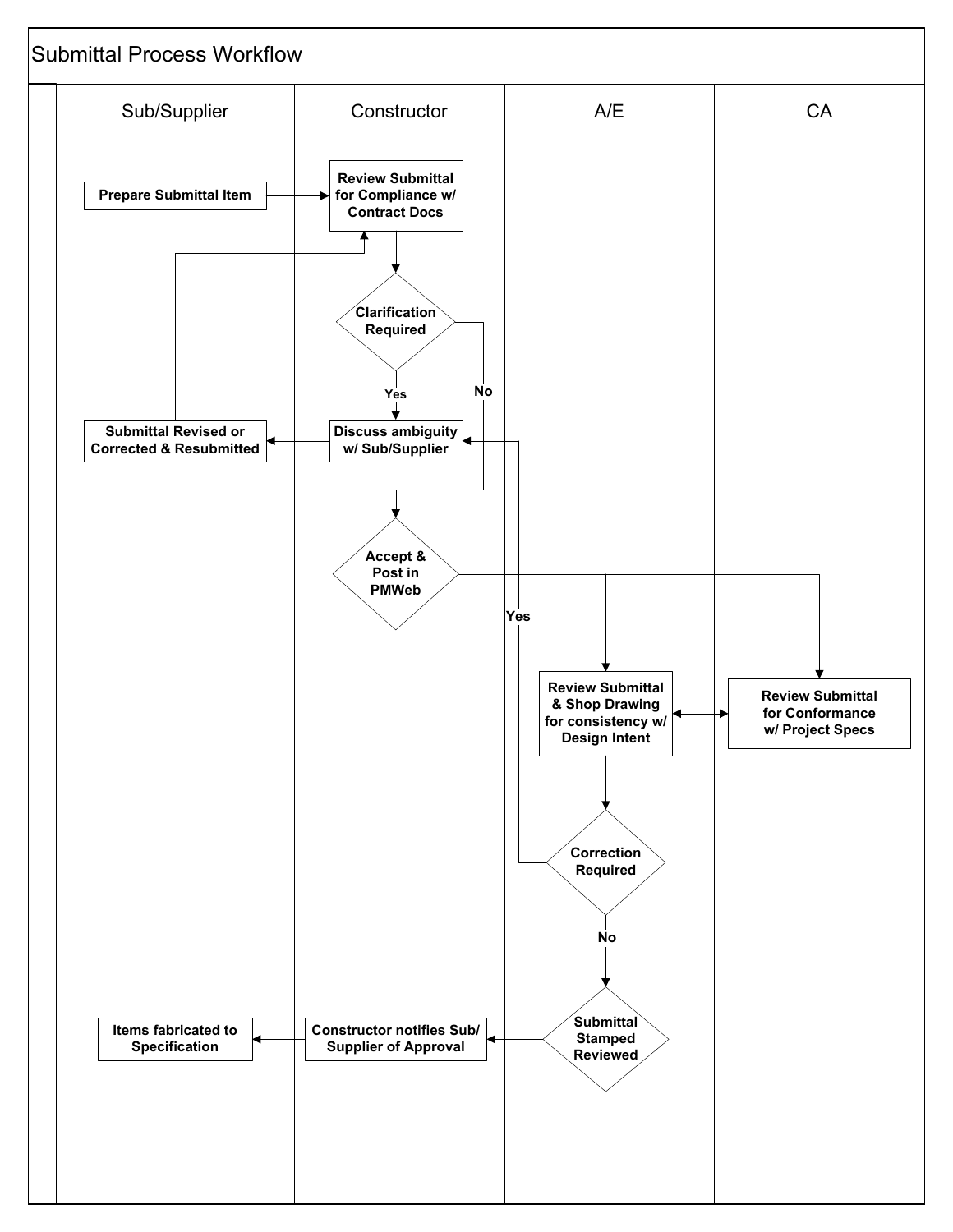# Submittal Process Workflow

| Sub/Supplier | Constructor | A/E | CA |
|---|---|---|---|
| Prepare Submittal Item | Review Submittal for Compliance w/ Contract Docs | | |
| | Clarification Required | | |
| Submittal Revised or Corrected & Resubmitted | Discuss ambiguity w/ Sub/Supplier | | |
| | Accept & Post in PMWeb | | |
| | | Review Submittal & Shop Drawing for consistency w/ Design Intent | Review Submittal for Conformance w/ Project Specs |
| | | Correction Required | |
| | | Submittal Stamped Reviewed | |
| Items fabricated to Specification | Constructor notifies Sub/ Supplier of Approval | | |

- Prepare Submittal Item → Review Submittal for Compliance w/ Contract Docs
- Review Submittal for Compliance w/ Contract Docs → Clarification Required
- Clarification Required — Yes → Discuss ambiguity w/ Sub/Supplier
- Clarification Required — No → Accept & Post in PMWeb
- Discuss ambiguity w/ Sub/Supplier → Submittal Revised or Corrected & Resubmitted
- Submittal Revised or Corrected & Resubmitted → Review Submittal for Compliance w/ Contract Docs
- Accept & Post in PMWeb → Review Submittal & Shop Drawing for consistency w/ Design Intent
- Accept & Post in PMWeb → Review Submittal for Conformance w/ Project Specs
- Review Submittal & Shop Drawing for consistency w/ Design Intent ↔ Review Submittal for Conformance w/ Project Specs
- Review Submittal & Shop Drawing for consistency w/ Design Intent → Correction Required
- Correction Required — Yes → Discuss ambiguity w/ Sub/Supplier
- Correction Required — No → Submittal Stamped Reviewed
- Submittal Stamped Reviewed → Constructor notifies Sub/ Supplier of Approval
- Constructor notifies Sub/ Supplier of Approval → Items fabricated to Specification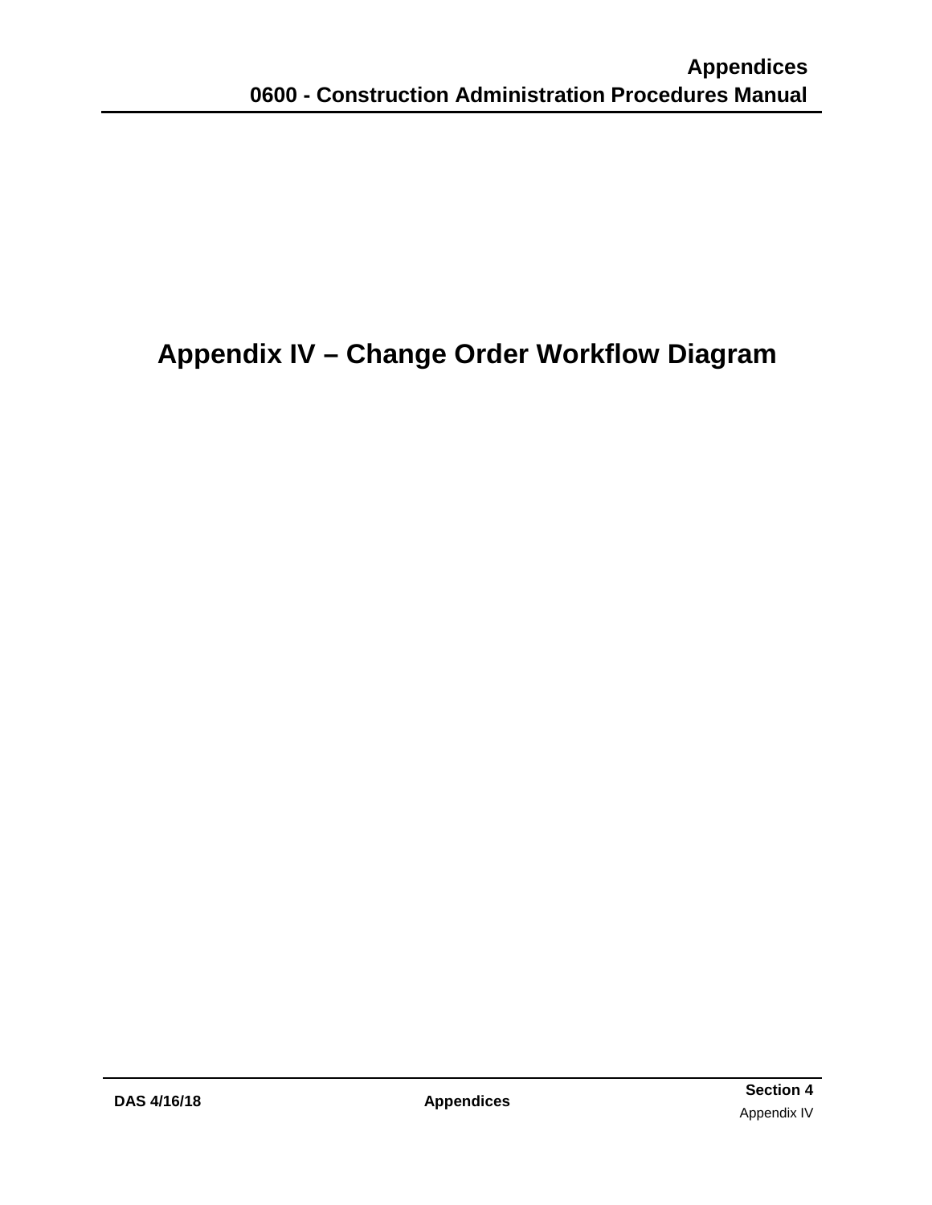# Appendix IV – Change Order Workflow Diagram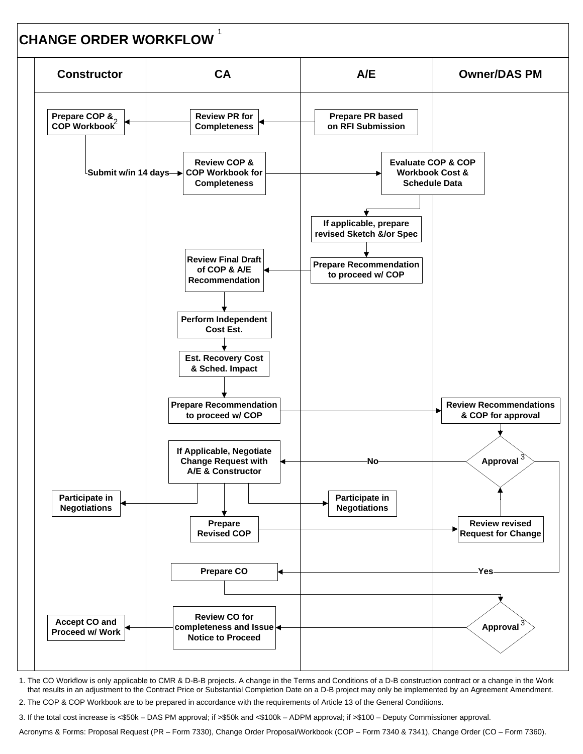# CHANGE ORDER WORKFLOW [1]

| Constructor | CA | A/E | Owner/DAS PM |
|---|---|---|---|
| Prepare COP & COP Workbook [2] | Review PR for Completeness | Prepare PR based on RFI Submission | |
| Submit w/in 14 days → | Review COP & COP Workbook for Completeness | | Evaluate COP & COP Workbook Cost & Schedule Data |
| | | If applicable, prepare revised Sketch &/or Spec | |
| | Review Final Draft of COP & A/E Recommendation | Prepare Recommendation to proceed w/ COP | |
| | Perform Independent Cost Est. | | |
| | Est. Recovery Cost & Sched. Impact | | |
| | Prepare Recommendation to proceed w/ COP | | Review Recommendations & COP for approval |
| | If Applicable, Negotiate Change Request with A/E & Constructor | ← No | Approval [3] |
| Participate in Negotiations | | Participate in Negotiations | |
| | Prepare Revised COP | | Review revised Request for Change |
| | Prepare CO | ← Yes | |
| Accept CO and Proceed w/ Work | Review CO for completeness and Issue Notice to Proceed | | Approval [3] |

1. The CO Workflow is only applicable to CMR & D-B-B projects. A change in the Terms and Conditions of a D-B construction contract or a change in the Work that results in an adjustment to the Contract Price or Substantial Completion Date on a D-B project may only be implemented by an Agreement Amendment.
2. The COP & COP Workbook are to be prepared in accordance with the requirements of Article 13 of the General Conditions.
3. If the total cost increase is <$50k – DAS PM approval; if >$50k and <$100k – ADPM approval; if >$100 – Deputy Commissioner approval.

Acronyms & Forms: Proposal Request (PR – Form 7330), Change Order Proposal/Workbook (COP – Form 7340 & 7341), Change Order (CO – Form 7360).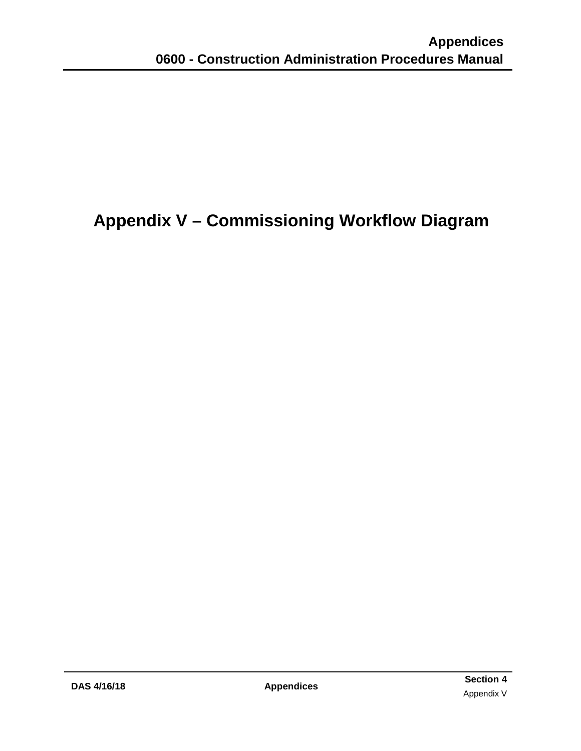# Appendix V – Commissioning Workflow Diagram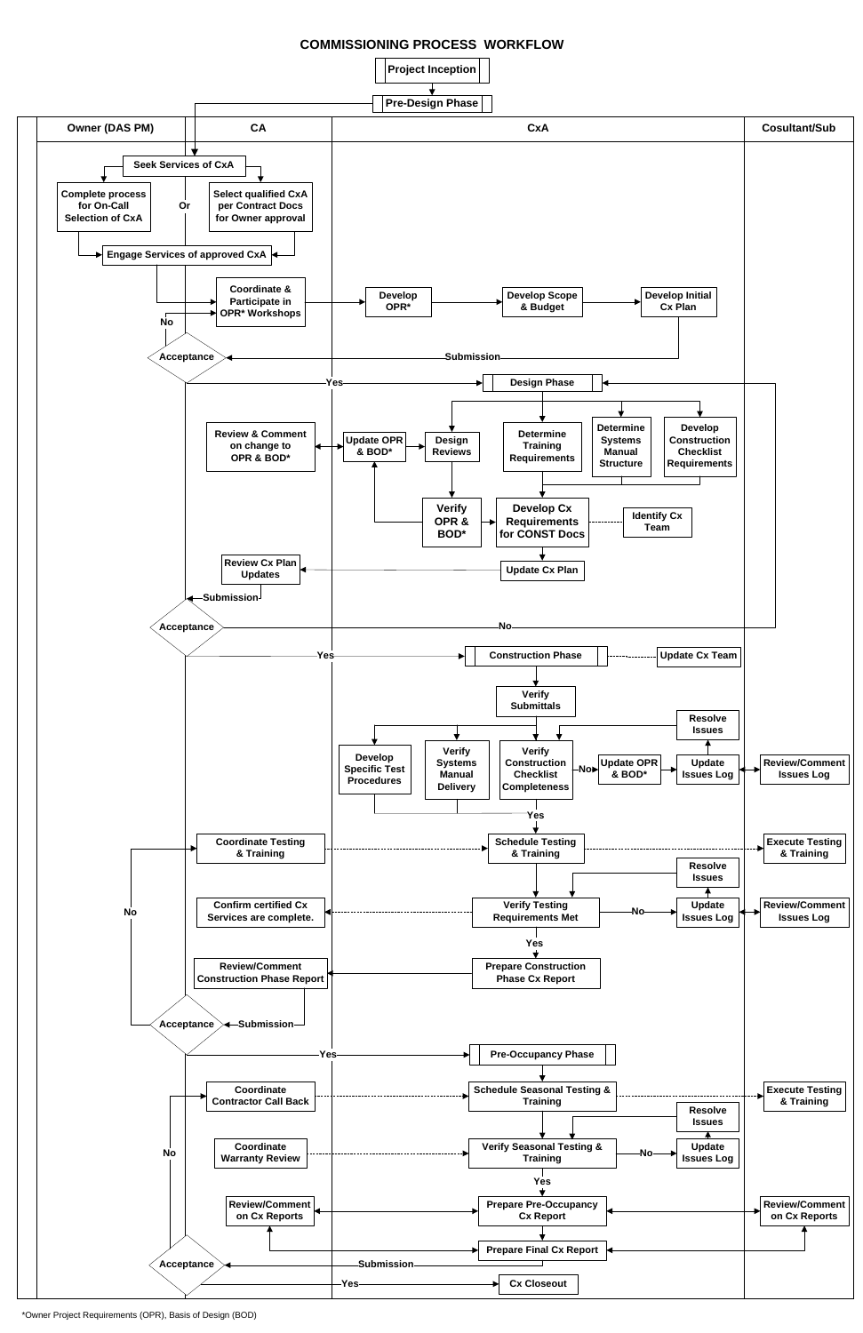# COMMISSIONING PROCESS WORKFLOW

Project Inception

Pre-Design Phase

Owner (DAS PM)

CA

CxA

Cosultant/Sub

Seek Services of CxA

Complete process for On-Call Selection of CxA

Or

Select qualified CxA per Contract Docs for Owner approval

Engage Services of approved CxA

Coordinate & Participate in OPR* Workshops

Develop OPR*

Develop Scope & Budget

Develop Initial Cx Plan

No

Acceptance

Submission

Yes

Design Phase

Review & Comment on change to OPR & BOD*

Update OPR & BOD*

Design Reviews

Determine Training Requirements

Determine Systems Manual Structure

Develop Construction Checklist Requirements

Verify OPR & BOD*

Develop Cx Requirements for CONST Docs

Identify Cx Team

Review Cx Plan Updates

Update Cx Plan

Submission

Acceptance

No

Yes

Construction Phase

Update Cx Team

Verify Submittals

Resolve Issues

Develop Specific Test Procedures

Verify Systems Manual Delivery

Verify Construction Checklist Completeness

No

Update OPR & BOD*

Update Issues Log

Review/Comment Issues Log

Yes

Coordinate Testing & Training

Schedule Testing & Training

Execute Testing & Training

Resolve Issues

No

Confirm certified Cx Services are complete.

Verify Testing Requirements Met

No

Update Issues Log

Review/Comment Issues Log

Yes

Review/Comment Construction Phase Report

Prepare Construction Phase Cx Report

Acceptance

Submission

Yes

Pre-Occupancy Phase

Coordinate Contractor Call Back

Schedule Seasonal Testing & Training

Execute Testing & Training

Resolve Issues

No

Coordinate Warranty Review

Verify Seasonal Testing & Training

No

Update Issues Log

Yes

Review/Comment on Cx Reports

Prepare Pre-Occupancy Cx Report

Review/Comment on Cx Reports

Prepare Final Cx Report

Acceptance

Submission

Yes

Cx Closeout

*Owner Project Requirements (OPR), Basis of Design (BOD)